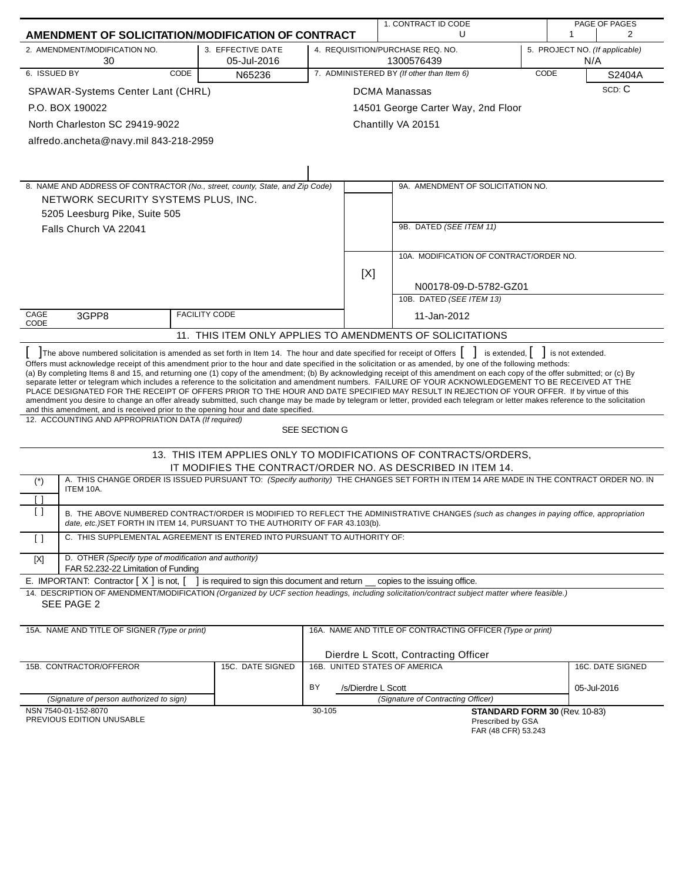# AMENDMENT OF SOLICITATION/MODIFICATION OF CONTRACT

| 1. CONTRACT ID CODE | PAGE OF PAGES |
|---|---|
| U | 1 / 2 |

| 2. AMENDMENT/MODIFICATION NO. | 3. EFFECTIVE DATE | 4. REQUISITION/PURCHASE REQ. NO. | 5. PROJECT NO. (If applicable) |
|---|---|---|---|
| 30 | 05-Jul-2016 | 1300576439 | N/A |

| 6. ISSUED BY | CODE | 7. ADMINISTERED BY (If other than Item 6) | CODE |
|---|---|---|---|
| SPAWAR-Systems Center Lant (CHRL)<br>P.O. BOX 190022<br>North Charleston SC 29419-9022<br>alfredo.ancheta@navy.mil 843-218-2959 | N65236 | DCMA Manassas<br>14501 George Carter Way, 2nd Floor<br>Chantilly VA 20151 | S2404A<br>SCD: C |

**8. NAME AND ADDRESS OF CONTRACTOR** (No., street, county, State, and Zip Code)

NETWORK SECURITY SYSTEMS PLUS, INC.
5205 Leesburg Pike, Suite 505
Falls Church VA 22041

CAGE CODE: 3GPP8 | FACILITY CODE:

9A. AMENDMENT OF SOLICITATION NO.

9B. DATED (SEE ITEM 11)

[X] 10A. MODIFICATION OF CONTRACT/ORDER NO.
N00178-09-D-5782-GZ01

10B. DATED (SEE ITEM 13)
11-Jan-2012

## 11. THIS ITEM ONLY APPLIES TO AMENDMENTS OF SOLICITATIONS

[ ] The above numbered solicitation is amended as set forth in Item 14. The hour and date specified for receipt of Offers [ ] is extended, [ ] is not extended.
Offers must acknowledge receipt of this amendment prior to the hour and date specified in the solicitation or as amended, by one of the following methods:
(a) By completing Items 8 and 15, and returning one (1) copy of the amendment; (b) By acknowledging receipt of this amendment on each copy of the offer submitted; or (c) By separate letter or telegram which includes a reference to the solicitation and amendment numbers. FAILURE OF YOUR ACKNOWLEDGEMENT TO BE RECEIVED AT THE PLACE DESIGNATED FOR THE RECEIPT OF OFFERS PRIOR TO THE HOUR AND DATE SPECIFIED MAY RESULT IN REJECTION OF YOUR OFFER. If by virtue of this amendment you desire to change an offer already submitted, such change may be made by telegram or letter, provided each telegram or letter makes reference to the solicitation and this amendment, and is received prior to the opening hour and date specified.

12. ACCOUNTING AND APPROPRIATION DATA (If required)
SEE SECTION G

## 13. THIS ITEM APPLIES ONLY TO MODIFICATIONS OF CONTRACTS/ORDERS, IT MODIFIES THE CONTRACT/ORDER NO. AS DESCRIBED IN ITEM 14.

(*) [ ] A. THIS CHANGE ORDER IS ISSUED PURSUANT TO: (Specify authority) THE CHANGES SET FORTH IN ITEM 14 ARE MADE IN THE CONTRACT ORDER NO. IN ITEM 10A.

[ ] B. THE ABOVE NUMBERED CONTRACT/ORDER IS MODIFIED TO REFLECT THE ADMINISTRATIVE CHANGES (such as changes in paying office, appropriation date, etc.) SET FORTH IN ITEM 14, PURSUANT TO THE AUTHORITY OF FAR 43.103(b).

[ ] C. THIS SUPPLEMENTAL AGREEMENT IS ENTERED INTO PURSUANT TO AUTHORITY OF:

[X] D. OTHER (Specify type of modification and authority)
FAR 52.232-22 Limitation of Funding

E. IMPORTANT: Contractor [ X ] is not, [ ] is required to sign this document and return __ copies to the issuing office.

14. DESCRIPTION OF AMENDMENT/MODIFICATION (Organized by UCF section headings, including solicitation/contract subject matter where feasible.)
SEE PAGE 2

| 15A. NAME AND TITLE OF SIGNER (Type or print) | | 16A. NAME AND TITLE OF CONTRACTING OFFICER (Type or print) | |
|---|---|---|---|
| | | Dierdre L Scott, Contracting Officer | |
| 15B. CONTRACTOR/OFFEROR | 15C. DATE SIGNED | 16B. UNITED STATES OF AMERICA | 16C. DATE SIGNED |
| | | BY /s/Dierdre L Scott | 05-Jul-2016 |
| (Signature of person authorized to sign) | | (Signature of Contracting Officer) | |

NSN 7540-01-152-8070
PREVIOUS EDITION UNUSABLE
30-105
**STANDARD FORM 30** (Rev. 10-83)
Prescribed by GSA
FAR (48 CFR) 53.243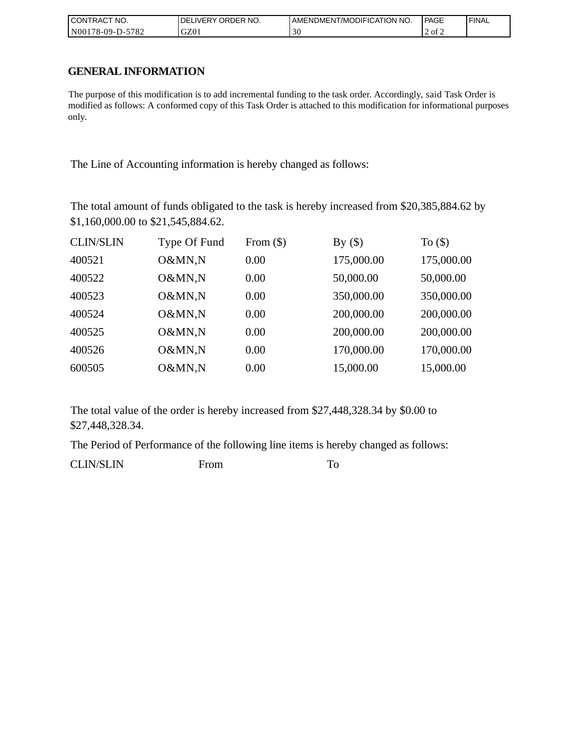| CONTRACT NO. | DELIVERY ORDER NO. | AMENDMENT/MODIFICATION NO. | PAGE | FINAL |
| --- | --- | --- | --- | --- |
| N00178-09-D-5782 | GZ01 | 30 | 2 of 2 | |

## GENERAL INFORMATION

The purpose of this modification is to add incremental funding to the task order. Accordingly, said Task Order is modified as follows: A conformed copy of this Task Order is attached to this modification for informational purposes only.

The Line of Accounting information is hereby changed as follows:

The total amount of funds obligated to the task is hereby increased from $20,385,884.62 by $1,160,000.00 to $21,545,884.62.

| CLIN/SLIN | Type Of Fund | From ($) | By ($) | To ($) |
| --- | --- | --- | --- | --- |
| 400521 | O&MN,N | 0.00 | 175,000.00 | 175,000.00 |
| 400522 | O&MN,N | 0.00 | 50,000.00 | 50,000.00 |
| 400523 | O&MN,N | 0.00 | 350,000.00 | 350,000.00 |
| 400524 | O&MN,N | 0.00 | 200,000.00 | 200,000.00 |
| 400525 | O&MN,N | 0.00 | 200,000.00 | 200,000.00 |
| 400526 | O&MN,N | 0.00 | 170,000.00 | 170,000.00 |
| 600505 | O&MN,N | 0.00 | 15,000.00 | 15,000.00 |

The total value of the order is hereby increased from $27,448,328.34 by $0.00 to $27,448,328.34.

The Period of Performance of the following line items is hereby changed as follows:

| CLIN/SLIN | From | To |
| --- | --- | --- |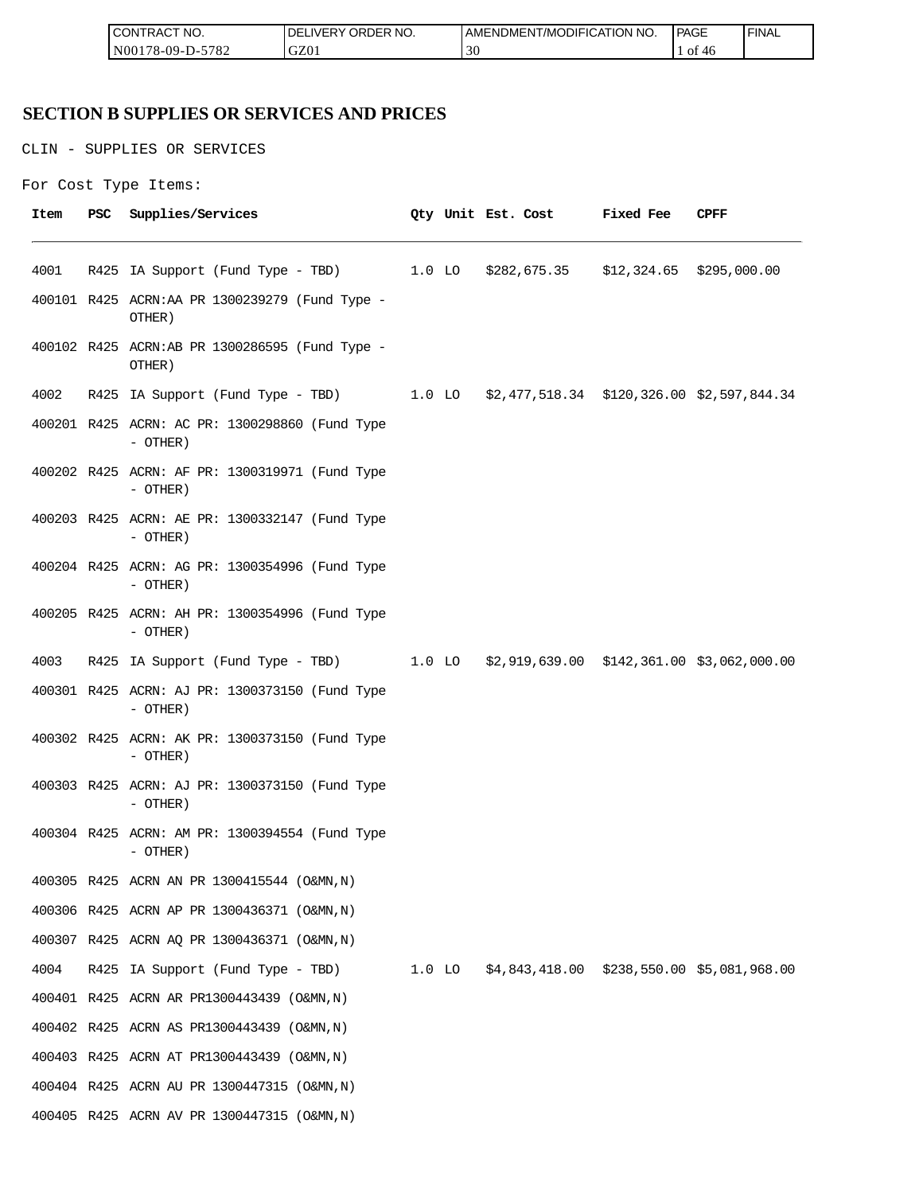## SECTION B SUPPLIES OR SERVICES AND PRICES

CLIN - SUPPLIES OR SERVICES

For Cost Type Items:

| Item | PSC | Supplies/Services | Qty | Unit | Est. Cost | Fixed Fee | CPFF |
|---|---|---|---|---|---|---|---|
| 4001 | R425 | IA Support (Fund Type - TBD) | 1.0 | LO | $282,675.35 | $12,324.65 | $295,000.00 |
| 400101 | R425 | ACRN:AA PR 1300239279 (Fund Type - OTHER) | | | | | |
| 400102 | R425 | ACRN:AB PR 1300286595 (Fund Type - OTHER) | | | | | |
| 4002 | R425 | IA Support (Fund Type - TBD) | 1.0 | LO | $2,477,518.34 | $120,326.00 | $2,597,844.34 |
| 400201 | R425 | ACRN: AC PR: 1300298860 (Fund Type - OTHER) | | | | | |
| 400202 | R425 | ACRN: AF PR: 1300319971 (Fund Type - OTHER) | | | | | |
| 400203 | R425 | ACRN: AE PR: 1300332147 (Fund Type - OTHER) | | | | | |
| 400204 | R425 | ACRN: AG PR: 1300354996 (Fund Type - OTHER) | | | | | |
| 400205 | R425 | ACRN: AH PR: 1300354996 (Fund Type - OTHER) | | | | | |
| 4003 | R425 | IA Support (Fund Type - TBD) | 1.0 | LO | $2,919,639.00 | $142,361.00 | $3,062,000.00 |
| 400301 | R425 | ACRN: AJ PR: 1300373150 (Fund Type - OTHER) | | | | | |
| 400302 | R425 | ACRN: AK PR: 1300373150 (Fund Type - OTHER) | | | | | |
| 400303 | R425 | ACRN: AJ PR: 1300373150 (Fund Type - OTHER) | | | | | |
| 400304 | R425 | ACRN: AM PR: 1300394554 (Fund Type - OTHER) | | | | | |
| 400305 | R425 | ACRN AN PR 1300415544 (O&MN,N) | | | | | |
| 400306 | R425 | ACRN AP PR 1300436371 (O&MN,N) | | | | | |
| 400307 | R425 | ACRN AQ PR 1300436371 (O&MN,N) | | | | | |
| 4004 | R425 | IA Support (Fund Type - TBD) | 1.0 | LO | $4,843,418.00 | $238,550.00 | $5,081,968.00 |
| 400401 | R425 | ACRN AR PR1300443439 (O&MN,N) | | | | | |
| 400402 | R425 | ACRN AS PR1300443439 (O&MN,N) | | | | | |
| 400403 | R425 | ACRN AT PR1300443439 (O&MN,N) | | | | | |
| 400404 | R425 | ACRN AU PR 1300447315 (O&MN,N) | | | | | |
| 400405 | R425 | ACRN AV PR 1300447315 (O&MN,N) | | | | | |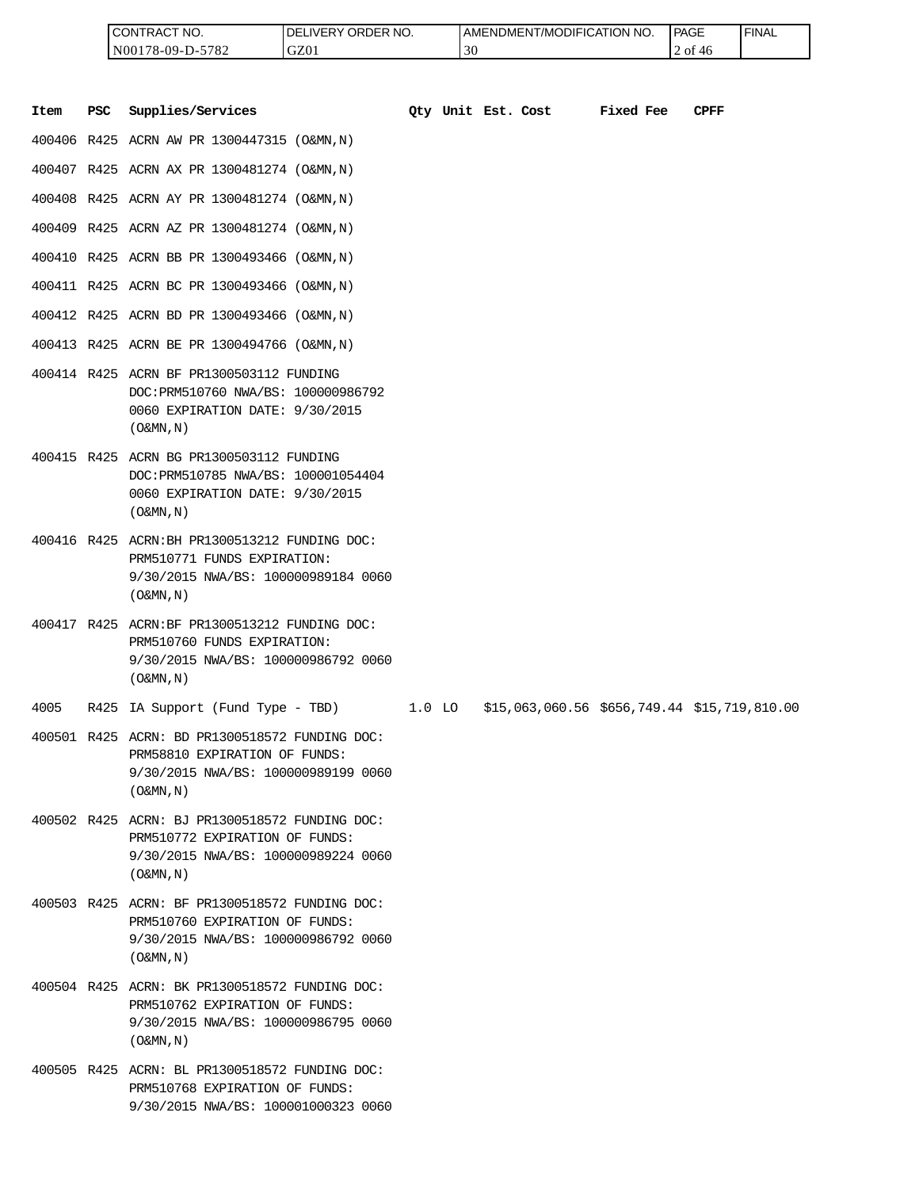| Item | PSC | Supplies/Services | Qty | Unit | Est. Cost | Fixed Fee | CPFF |
|---|---|---|---|---|---|---|---|
| 400406 | R425 | ACRN AW PR 1300447315 (O&MN,N) | | | | | |
| 400407 | R425 | ACRN AX PR 1300481274 (O&MN,N) | | | | | |
| 400408 | R425 | ACRN AY PR 1300481274 (O&MN,N) | | | | | |
| 400409 | R425 | ACRN AZ PR 1300481274 (O&MN,N) | | | | | |
| 400410 | R425 | ACRN BB PR 1300493466 (O&MN,N) | | | | | |
| 400411 | R425 | ACRN BC PR 1300493466 (O&MN,N) | | | | | |
| 400412 | R425 | ACRN BD PR 1300493466 (O&MN,N) | | | | | |
| 400413 | R425 | ACRN BE PR 1300494766 (O&MN,N) | | | | | |
| 400414 | R425 | ACRN BF PR1300503112 FUNDING DOC:PRM510760 NWA/BS: 100000986792 0060 EXPIRATION DATE: 9/30/2015 (O&MN,N) | | | | | |
| 400415 | R425 | ACRN BG PR1300503112 FUNDING DOC:PRM510785 NWA/BS: 100001054404 0060 EXPIRATION DATE: 9/30/2015 (O&MN,N) | | | | | |
| 400416 | R425 | ACRN:BH PR1300513212 FUNDING DOC: PRM510771 FUNDS EXPIRATION: 9/30/2015 NWA/BS: 100000989184 0060 (O&MN,N) | | | | | |
| 400417 | R425 | ACRN:BF PR1300513212 FUNDING DOC: PRM510760 FUNDS EXPIRATION: 9/30/2015 NWA/BS: 100000986792 0060 (O&MN,N) | | | | | |
| 4005 | R425 | IA Support (Fund Type - TBD) | 1.0 | LO | $15,063,060.56 | $656,749.44 | $15,719,810.00 |
| 400501 | R425 | ACRN: BD PR1300518572 FUNDING DOC: PRM58810 EXPIRATION OF FUNDS: 9/30/2015 NWA/BS: 100000989199 0060 (O&MN,N) | | | | | |
| 400502 | R425 | ACRN: BJ PR1300518572 FUNDING DOC: PRM510772 EXPIRATION OF FUNDS: 9/30/2015 NWA/BS: 100000989224 0060 (O&MN,N) | | | | | |
| 400503 | R425 | ACRN: BF PR1300518572 FUNDING DOC: PRM510760 EXPIRATION OF FUNDS: 9/30/2015 NWA/BS: 100000986792 0060 (O&MN,N) | | | | | |
| 400504 | R425 | ACRN: BK PR1300518572 FUNDING DOC: PRM510762 EXPIRATION OF FUNDS: 9/30/2015 NWA/BS: 100000986795 0060 (O&MN,N) | | | | | |
| 400505 | R425 | ACRN: BL PR1300518572 FUNDING DOC: PRM510768 EXPIRATION OF FUNDS: 9/30/2015 NWA/BS: 100001000323 0060 | | | | | |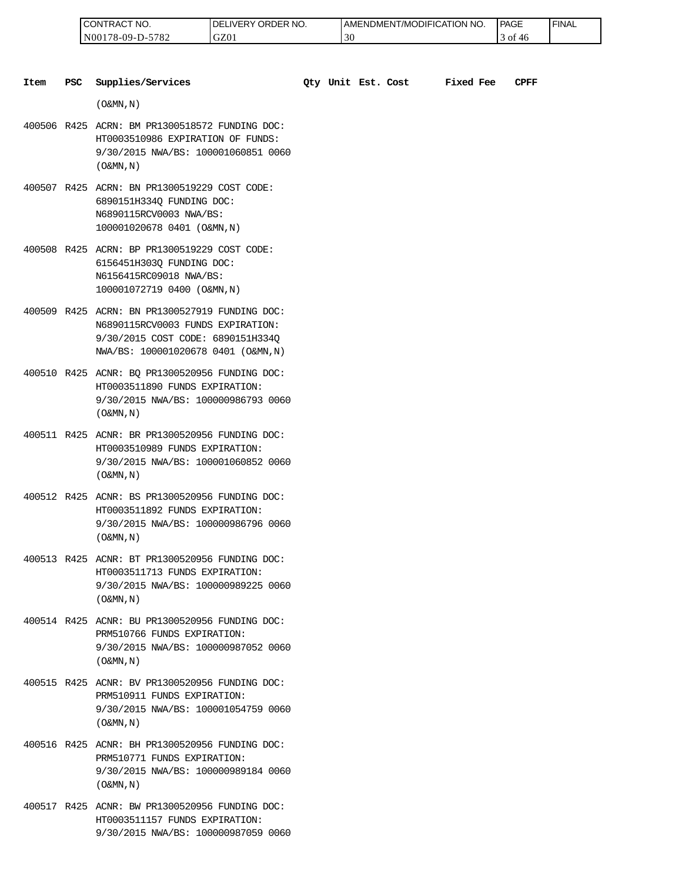| Item | PSC | Supplies/Services | Qty | Unit | Est. Cost | Fixed Fee | CPFF |
|---|---|---|---|---|---|---|---|
| | | (O&MN,N) | | | | | |
| 400506 | R425 | ACRN: BM PR1300518572 FUNDING DOC: HT0003510986 EXPIRATION OF FUNDS: 9/30/2015 NWA/BS: 100001060851 0060 (O&MN,N) | | | | | |
| 400507 | R425 | ACRN: BN PR1300519229 COST CODE: 6890151H334Q FUNDING DOC: N6890115RCV0003 NWA/BS: 100001020678 0401 (O&MN,N) | | | | | |
| 400508 | R425 | ACRN: BP PR1300519229 COST CODE: 6156451H303Q FUNDING DOC: N6156415RC09018 NWA/BS: 100001072719 0400 (O&MN,N) | | | | | |
| 400509 | R425 | ACRN: BN PR1300527919 FUNDING DOC: N6890115RCV0003 FUNDS EXPIRATION: 9/30/2015 COST CODE: 6890151H334Q NWA/BS: 100001020678 0401 (O&MN,N) | | | | | |
| 400510 | R425 | ACNR: BQ PR1300520956 FUNDING DOC: HT0003511890 FUNDS EXPIRATION: 9/30/2015 NWA/BS: 100000986793 0060 (O&MN,N) | | | | | |
| 400511 | R425 | ACNR: BR PR1300520956 FUNDING DOC: HT0003510989 FUNDS EXPIRATION: 9/30/2015 NWA/BS: 100001060852 0060 (O&MN,N) | | | | | |
| 400512 | R425 | ACNR: BS PR1300520956 FUNDING DOC: HT0003511892 FUNDS EXPIRATION: 9/30/2015 NWA/BS: 100000986796 0060 (O&MN,N) | | | | | |
| 400513 | R425 | ACNR: BT PR1300520956 FUNDING DOC: HT0003511713 FUNDS EXPIRATION: 9/30/2015 NWA/BS: 100000989225 0060 (O&MN,N) | | | | | |
| 400514 | R425 | ACNR: BU PR1300520956 FUNDING DOC: PRM510766 FUNDS EXPIRATION: 9/30/2015 NWA/BS: 100000987052 0060 (O&MN,N) | | | | | |
| 400515 | R425 | ACNR: BV PR1300520956 FUNDING DOC: PRM510911 FUNDS EXPIRATION: 9/30/2015 NWA/BS: 100001054759 0060 (O&MN,N) | | | | | |
| 400516 | R425 | ACNR: BH PR1300520956 FUNDING DOC: PRM510771 FUNDS EXPIRATION: 9/30/2015 NWA/BS: 100000989184 0060 (O&MN,N) | | | | | |
| 400517 | R425 | ACNR: BW PR1300520956 FUNDING DOC: HT0003511157 FUNDS EXPIRATION: 9/30/2015 NWA/BS: 100000987059 0060 | | | | | |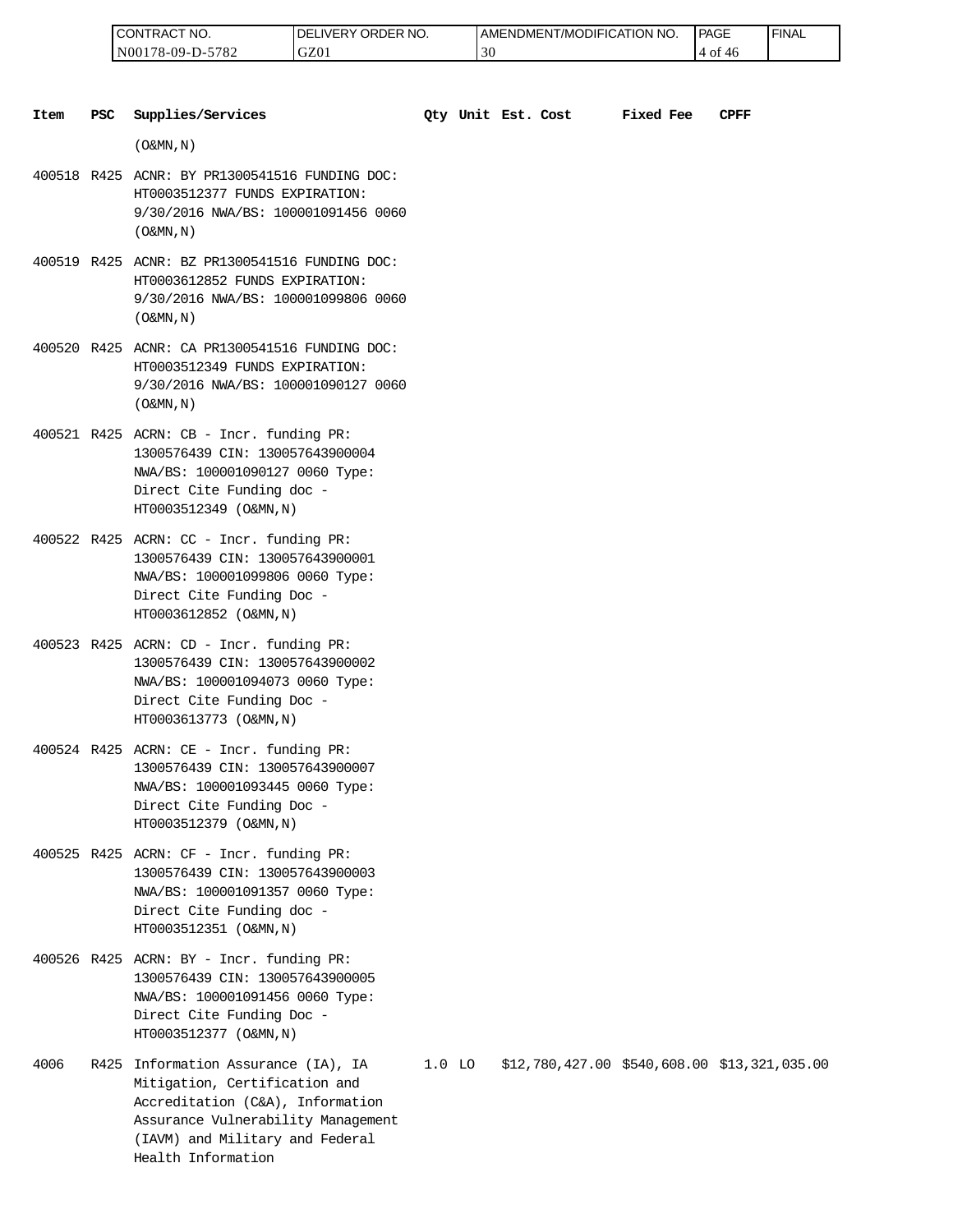| Item | PSC | Supplies/Services | Qty | Unit | Est. Cost | Fixed Fee | CPFF |
|---|---|---|---|---|---|---|---|
| | | (O&MN,N) | | | | | |
| 400518 | R425 | ACNR: BY PR1300541516 FUNDING DOC: HT0003512377 FUNDS EXPIRATION: 9/30/2016 NWA/BS: 100001091456 0060 (O&MN,N) | | | | | |
| 400519 | R425 | ACNR: BZ PR1300541516 FUNDING DOC: HT0003612852 FUNDS EXPIRATION: 9/30/2016 NWA/BS: 100001099806 0060 (O&MN,N) | | | | | |
| 400520 | R425 | ACNR: CA PR1300541516 FUNDING DOC: HT0003512349 FUNDS EXPIRATION: 9/30/2016 NWA/BS: 100001090127 0060 (O&MN,N) | | | | | |
| 400521 | R425 | ACRN: CB - Incr. funding PR: 1300576439 CIN: 130057643900004 NWA/BS: 100001090127 0060 Type: Direct Cite Funding doc - HT0003512349 (O&MN,N) | | | | | |
| 400522 | R425 | ACRN: CC - Incr. funding PR: 1300576439 CIN: 130057643900001 NWA/BS: 100001099806 0060 Type: Direct Cite Funding Doc - HT0003612852 (O&MN,N) | | | | | |
| 400523 | R425 | ACRN: CD - Incr. funding PR: 1300576439 CIN: 130057643900002 NWA/BS: 100001094073 0060 Type: Direct Cite Funding Doc - HT0003613773 (O&MN,N) | | | | | |
| 400524 | R425 | ACRN: CE - Incr. funding PR: 1300576439 CIN: 130057643900007 NWA/BS: 100001093445 0060 Type: Direct Cite Funding Doc - HT0003512379 (O&MN,N) | | | | | |
| 400525 | R425 | ACRN: CF - Incr. funding PR: 1300576439 CIN: 130057643900003 NWA/BS: 100001091357 0060 Type: Direct Cite Funding doc - HT0003512351 (O&MN,N) | | | | | |
| 400526 | R425 | ACRN: BY - Incr. funding PR: 1300576439 CIN: 130057643900005 NWA/BS: 100001091456 0060 Type: Direct Cite Funding Doc - HT0003512377 (O&MN,N) | | | | | |
| 4006 | R425 | Information Assurance (IA), IA Mitigation, Certification and Accreditation (C&A), Information Assurance Vulnerability Management (IAVM) and Military and Federal Health Information | 1.0 | LO | $12,780,427.00 | $540,608.00 | $13,321,035.00 |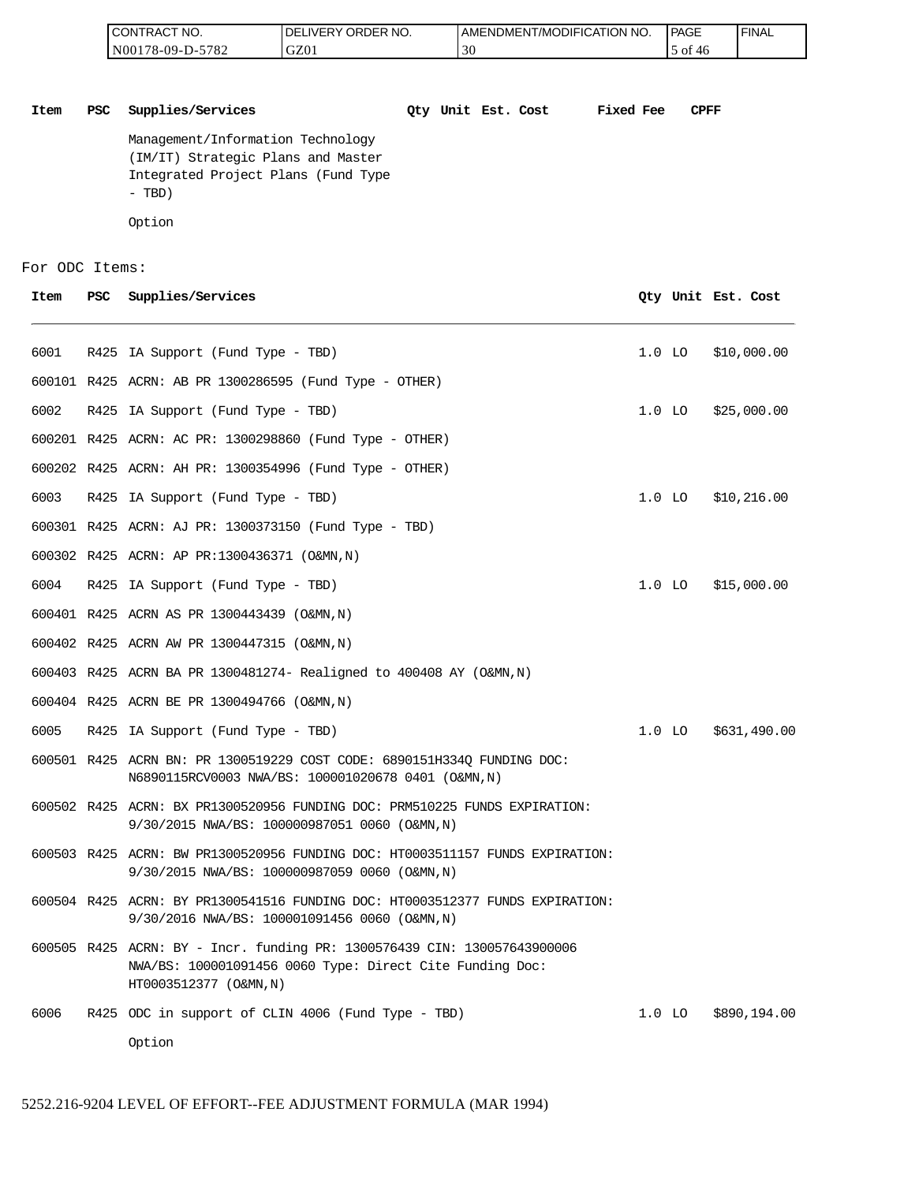| Item | PSC | Supplies/Services | Qty | Unit | Est. Cost | Fixed Fee | CPFF |
|---|---|---|---|---|---|---|---|
| | | Management/Information Technology (IM/IT) Strategic Plans and Master Integrated Project Plans (Fund Type - TBD) | | | | | |
| | | Option | | | | | |

For ODC Items:

| Item | PSC | Supplies/Services | Qty | Unit | Est. Cost |
|---|---|---|---|---|---|
| 6001 | R425 | IA Support (Fund Type - TBD) | 1.0 | LO | $10,000.00 |
| 600101 | R425 | ACRN: AB PR 1300286595 (Fund Type - OTHER) | | | |
| 6002 | R425 | IA Support (Fund Type - TBD) | 1.0 | LO | $25,000.00 |
| 600201 | R425 | ACRN: AC PR: 1300298860 (Fund Type - OTHER) | | | |
| 600202 | R425 | ACRN: AH PR: 1300354996 (Fund Type - OTHER) | | | |
| 6003 | R425 | IA Support (Fund Type - TBD) | 1.0 | LO | $10,216.00 |
| 600301 | R425 | ACRN: AJ PR: 1300373150 (Fund Type - TBD) | | | |
| 600302 | R425 | ACRN: AP PR:1300436371 (O&MN,N) | | | |
| 6004 | R425 | IA Support (Fund Type - TBD) | 1.0 | LO | $15,000.00 |
| 600401 | R425 | ACRN AS PR 1300443439 (O&MN,N) | | | |
| 600402 | R425 | ACRN AW PR 1300447315 (O&MN,N) | | | |
| 600403 | R425 | ACRN BA PR 1300481274- Realigned to 400408 AY (O&MN,N) | | | |
| 600404 | R425 | ACRN BE PR 1300494766 (O&MN,N) | | | |
| 6005 | R425 | IA Support (Fund Type - TBD) | 1.0 | LO | $631,490.00 |
| 600501 | R425 | ACRN BN: PR 1300519229 COST CODE: 6890151H334Q FUNDING DOC: N6890115RCV0003 NWA/BS: 100001020678 0401 (O&MN,N) | | | |
| 600502 | R425 | ACRN: BX PR1300520956 FUNDING DOC: PRM510225 FUNDS EXPIRATION: 9/30/2015 NWA/BS: 100000987051 0060 (O&MN,N) | | | |
| 600503 | R425 | ACRN: BW PR1300520956 FUNDING DOC: HT0003511157 FUNDS EXPIRATION: 9/30/2015 NWA/BS: 100000987059 0060 (O&MN,N) | | | |
| 600504 | R425 | ACRN: BY PR1300541516 FUNDING DOC: HT0003512377 FUNDS EXPIRATION: 9/30/2016 NWA/BS: 100001091456 0060 (O&MN,N) | | | |
| 600505 | R425 | ACRN: BY - Incr. funding PR: 1300576439 CIN: 130057643900006 NWA/BS: 100001091456 0060 Type: Direct Cite Funding Doc: HT0003512377 (O&MN,N) | | | |
| 6006 | R425 | ODC in support of CLIN 4006 (Fund Type - TBD) | 1.0 | LO | $890,194.00 |
| | | Option | | | |

5252.216-9204 LEVEL OF EFFORT--FEE ADJUSTMENT FORMULA (MAR 1994)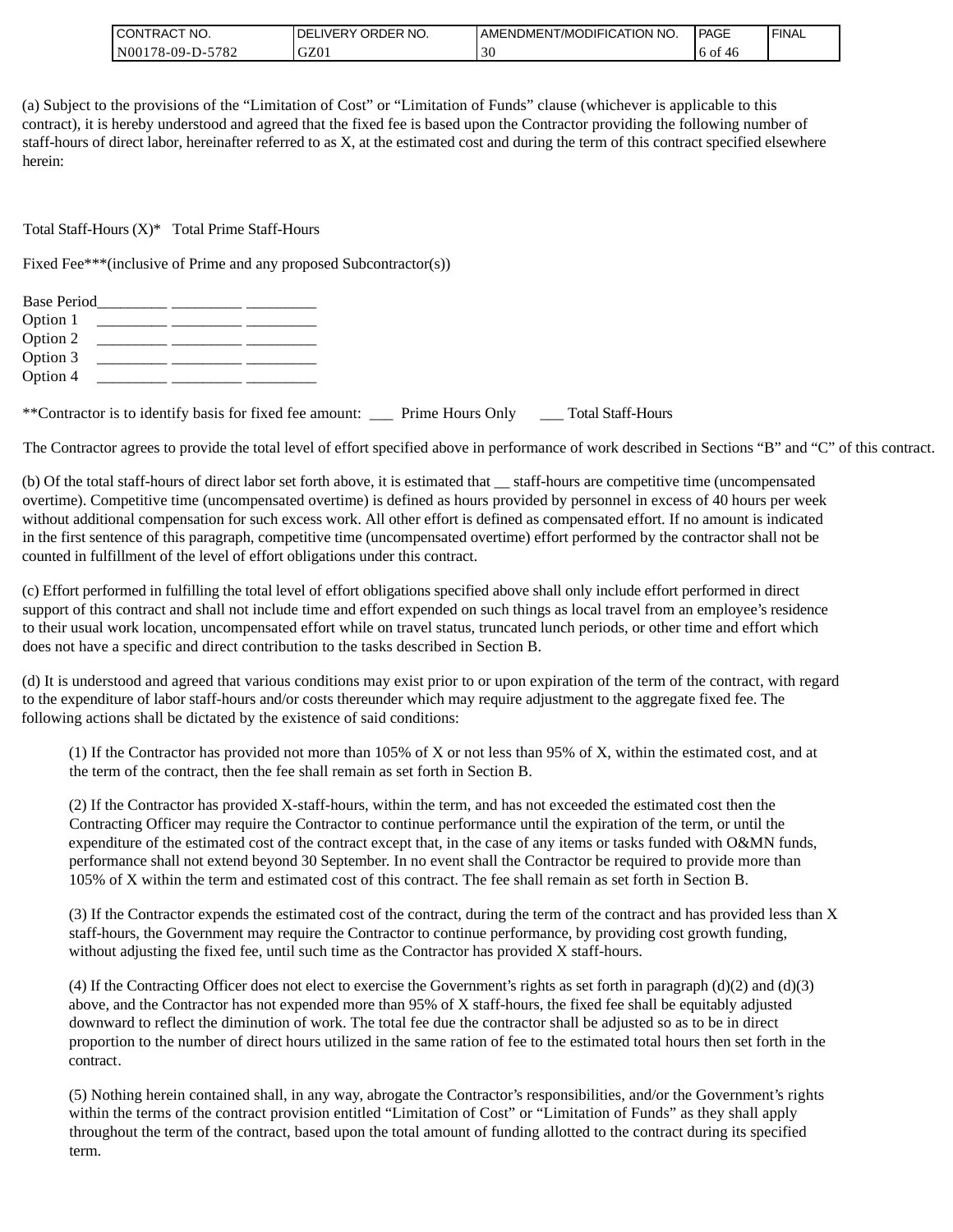(a) Subject to the provisions of the "Limitation of Cost" or "Limitation of Funds" clause (whichever is applicable to this contract), it is hereby understood and agreed that the fixed fee is based upon the Contractor providing the following number of staff-hours of direct labor, hereinafter referred to as X, at the estimated cost and during the term of this contract specified elsewhere herein:

Total Staff-Hours (X)* Total Prime Staff-Hours

Fixed Fee***(inclusive of Prime and any proposed Subcontractor(s))

Base Period_________ _________ _________
Option 1 _________ _________ _________
Option 2 _________ _________ _________
Option 3 _________ _________ _________
Option 4 _________ _________ _________

**Contractor is to identify basis for fixed fee amount: ___ Prime Hours Only ___ Total Staff-Hours

The Contractor agrees to provide the total level of effort specified above in performance of work described in Sections "B" and "C" of this contract.

(b) Of the total staff-hours of direct labor set forth above, it is estimated that __ staff-hours are competitive time (uncompensated overtime). Competitive time (uncompensated overtime) is defined as hours provided by personnel in excess of 40 hours per week without additional compensation for such excess work. All other effort is defined as compensated effort. If no amount is indicated in the first sentence of this paragraph, competitive time (uncompensated overtime) effort performed by the contractor shall not be counted in fulfillment of the level of effort obligations under this contract.

(c) Effort performed in fulfilling the total level of effort obligations specified above shall only include effort performed in direct support of this contract and shall not include time and effort expended on such things as local travel from an employee's residence to their usual work location, uncompensated effort while on travel status, truncated lunch periods, or other time and effort which does not have a specific and direct contribution to the tasks described in Section B.

(d) It is understood and agreed that various conditions may exist prior to or upon expiration of the term of the contract, with regard to the expenditure of labor staff-hours and/or costs thereunder which may require adjustment to the aggregate fixed fee. The following actions shall be dictated by the existence of said conditions:

(1) If the Contractor has provided not more than 105% of X or not less than 95% of X, within the estimated cost, and at the term of the contract, then the fee shall remain as set forth in Section B.

(2) If the Contractor has provided X-staff-hours, within the term, and has not exceeded the estimated cost then the Contracting Officer may require the Contractor to continue performance until the expiration of the term, or until the expenditure of the estimated cost of the contract except that, in the case of any items or tasks funded with O&MN funds, performance shall not extend beyond 30 September. In no event shall the Contractor be required to provide more than 105% of X within the term and estimated cost of this contract. The fee shall remain as set forth in Section B.

(3) If the Contractor expends the estimated cost of the contract, during the term of the contract and has provided less than X staff-hours, the Government may require the Contractor to continue performance, by providing cost growth funding, without adjusting the fixed fee, until such time as the Contractor has provided X staff-hours.

(4) If the Contracting Officer does not elect to exercise the Government's rights as set forth in paragraph (d)(2) and (d)(3) above, and the Contractor has not expended more than 95% of X staff-hours, the fixed fee shall be equitably adjusted downward to reflect the diminution of work. The total fee due the contractor shall be adjusted so as to be in direct proportion to the number of direct hours utilized in the same ration of fee to the estimated total hours then set forth in the contract.

(5) Nothing herein contained shall, in any way, abrogate the Contractor's responsibilities, and/or the Government's rights within the terms of the contract provision entitled "Limitation of Cost" or "Limitation of Funds" as they shall apply throughout the term of the contract, based upon the total amount of funding allotted to the contract during its specified term.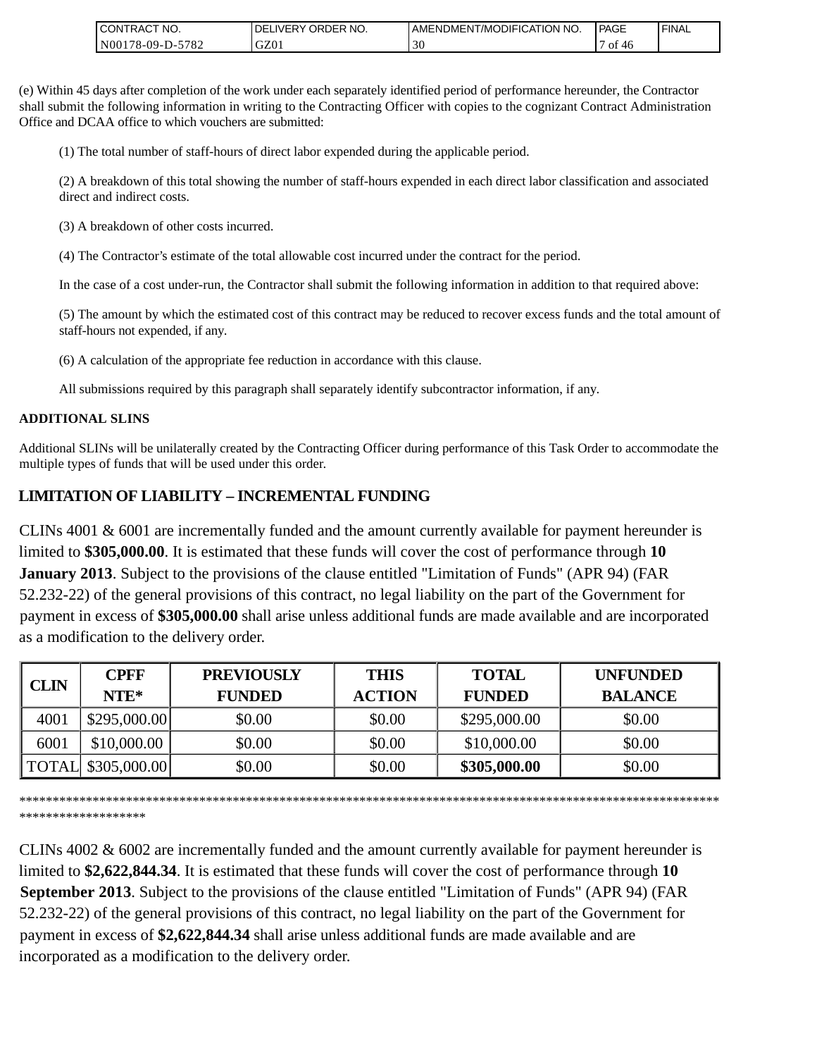(e) Within 45 days after completion of the work under each separately identified period of performance hereunder, the Contractor shall submit the following information in writing to the Contracting Officer with copies to the cognizant Contract Administration Office and DCAA office to which vouchers are submitted:

(1) The total number of staff-hours of direct labor expended during the applicable period.

(2) A breakdown of this total showing the number of staff-hours expended in each direct labor classification and associated direct and indirect costs.

(3) A breakdown of other costs incurred.

(4) The Contractor's estimate of the total allowable cost incurred under the contract for the period.

In the case of a cost under-run, the Contractor shall submit the following information in addition to that required above:

(5) The amount by which the estimated cost of this contract may be reduced to recover excess funds and the total amount of staff-hours not expended, if any.

(6) A calculation of the appropriate fee reduction in accordance with this clause.

All submissions required by this paragraph shall separately identify subcontractor information, if any.

**ADDITIONAL SLINS**

Additional SLINs will be unilaterally created by the Contracting Officer during performance of this Task Order to accommodate the multiple types of funds that will be used under this order.

## LIMITATION OF LIABILITY – INCREMENTAL FUNDING

CLINs 4001 & 6001 are incrementally funded and the amount currently available for payment hereunder is limited to **$305,000.00**. It is estimated that these funds will cover the cost of performance through **10 January 2013**. Subject to the provisions of the clause entitled "Limitation of Funds" (APR 94) (FAR 52.232-22) of the general provisions of this contract, no legal liability on the part of the Government for payment in excess of **$305,000.00** shall arise unless additional funds are made available and are incorporated as a modification to the delivery order.

| CLIN | CPFF NTE* | PREVIOUSLY FUNDED | THIS ACTION | TOTAL FUNDED | UNFUNDED BALANCE |
|---|---|---|---|---|---|
| 4001 | $295,000.00 | $0.00 | $0.00 | $295,000.00 | $0.00 |
| 6001 | $10,000.00 | $0.00 | $0.00 | $10,000.00 | $0.00 |
| TOTAL | $305,000.00 | $0.00 | $0.00 | **$305,000.00** | $0.00 |

**************************************************************************************************************************

CLINs 4002 & 6002 are incrementally funded and the amount currently available for payment hereunder is limited to **$2,622,844.34**. It is estimated that these funds will cover the cost of performance through **10 September 2013**. Subject to the provisions of the clause entitled "Limitation of Funds" (APR 94) (FAR 52.232-22) of the general provisions of this contract, no legal liability on the part of the Government for payment in excess of **$2,622,844.34** shall arise unless additional funds are made available and are incorporated as a modification to the delivery order.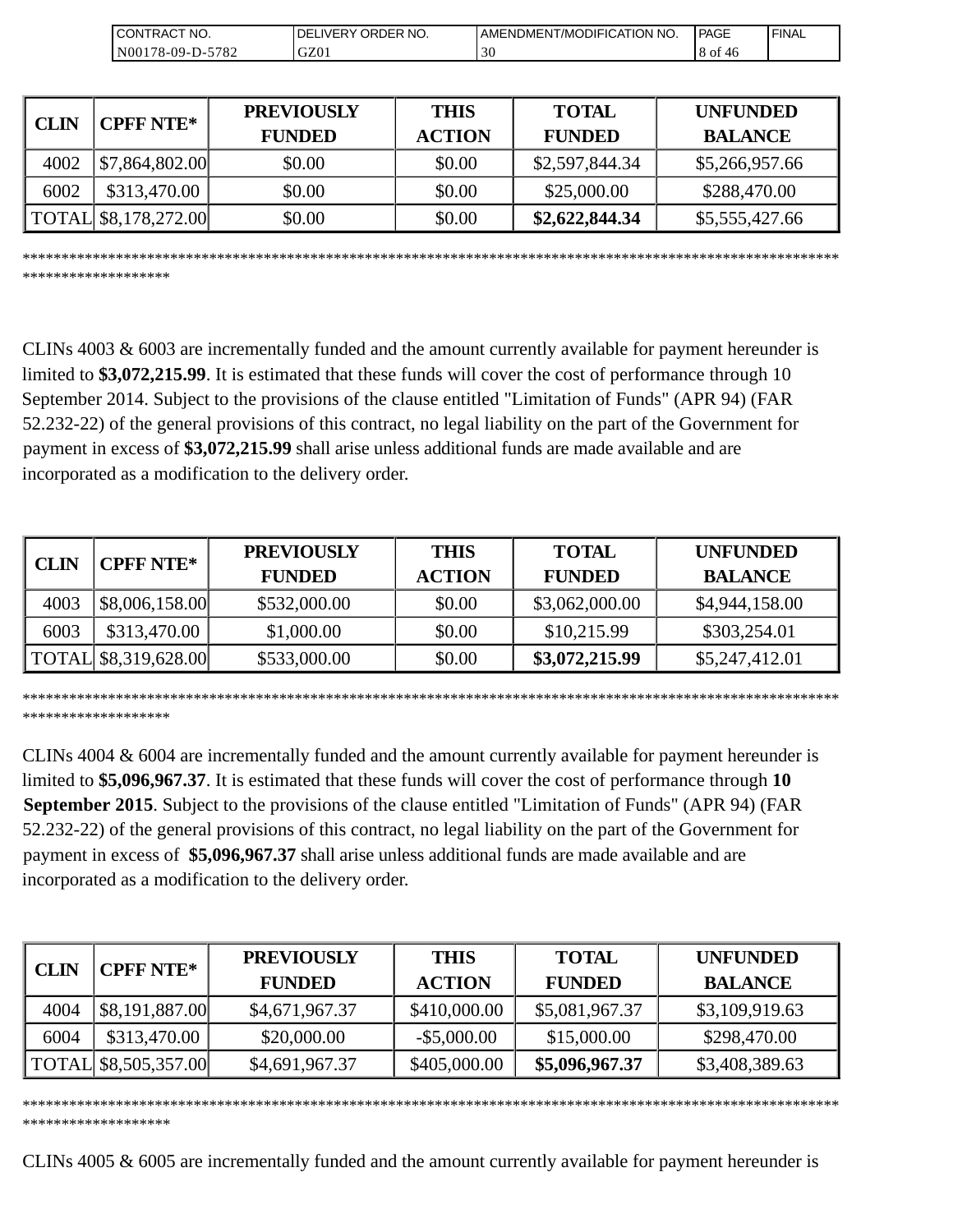| CLIN | CPFF NTE* | PREVIOUSLY FUNDED | THIS ACTION | TOTAL FUNDED | UNFUNDED BALANCE |
|---|---|---|---|---|---|
| 4002 | $7,864,802.00 | $0.00 | $0.00 | $2,597,844.34 | $5,266,957.66 |
| 6002 | $313,470.00 | $0.00 | $0.00 | $25,000.00 | $288,470.00 |
| TOTAL | $8,178,272.00 | $0.00 | $0.00 | **$2,622,844.34** | $5,555,427.66 |

*******************************************************************************************************************************

CLINs 4003 & 6003 are incrementally funded and the amount currently available for payment hereunder is limited to **$3,072,215.99**. It is estimated that these funds will cover the cost of performance through 10 September 2014. Subject to the provisions of the clause entitled "Limitation of Funds" (APR 94) (FAR 52.232-22) of the general provisions of this contract, no legal liability on the part of the Government for payment in excess of **$3,072,215.99** shall arise unless additional funds are made available and are incorporated as a modification to the delivery order.

| CLIN | CPFF NTE* | PREVIOUSLY FUNDED | THIS ACTION | TOTAL FUNDED | UNFUNDED BALANCE |
|---|---|---|---|---|---|
| 4003 | $8,006,158.00 | $532,000.00 | $0.00 | $3,062,000.00 | $4,944,158.00 |
| 6003 | $313,470.00 | $1,000.00 | $0.00 | $10,215.99 | $303,254.01 |
| TOTAL | $8,319,628.00 | $533,000.00 | $0.00 | **$3,072,215.99** | $5,247,412.01 |

*******************************************************************************************************************************

CLINs 4004 & 6004 are incrementally funded and the amount currently available for payment hereunder is limited to **$5,096,967.37**. It is estimated that these funds will cover the cost of performance through **10 September 2015**. Subject to the provisions of the clause entitled "Limitation of Funds" (APR 94) (FAR 52.232-22) of the general provisions of this contract, no legal liability on the part of the Government for payment in excess of **$5,096,967.37** shall arise unless additional funds are made available and are incorporated as a modification to the delivery order.

| CLIN | CPFF NTE* | PREVIOUSLY FUNDED | THIS ACTION | TOTAL FUNDED | UNFUNDED BALANCE |
|---|---|---|---|---|---|
| 4004 | $8,191,887.00 | $4,671,967.37 | $410,000.00 | $5,081,967.37 | $3,109,919.63 |
| 6004 | $313,470.00 | $20,000.00 | -$5,000.00 | $15,000.00 | $298,470.00 |
| TOTAL | $8,505,357.00 | $4,691,967.37 | $405,000.00 | **$5,096,967.37** | $3,408,389.63 |

*******************************************************************************************************************************

CLINs 4005 & 6005 are incrementally funded and the amount currently available for payment hereunder is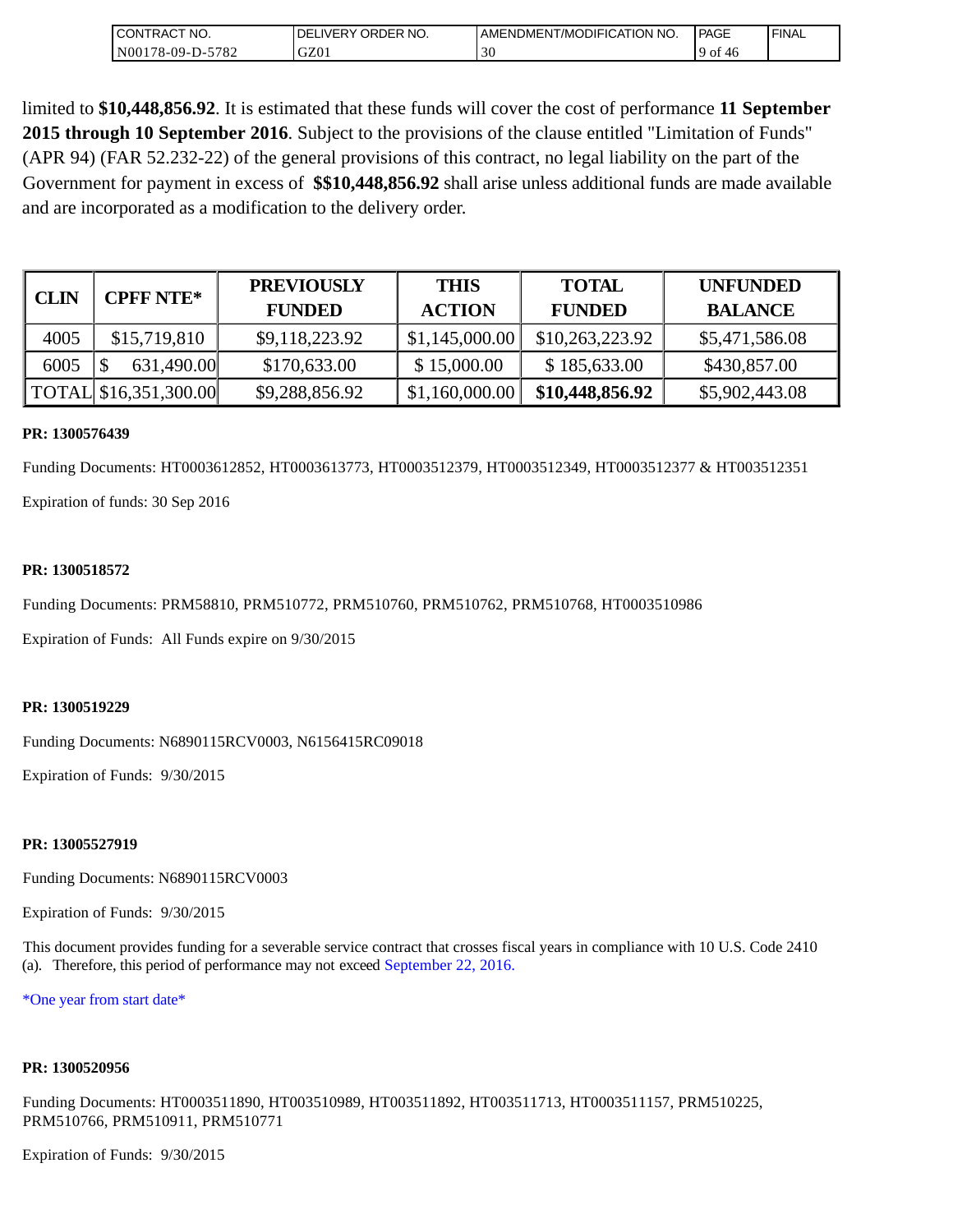limited to **$10,448,856.92**. It is estimated that these funds will cover the cost of performance **11 September 2015 through 10 September 2016**. Subject to the provisions of the clause entitled "Limitation of Funds" (APR 94) (FAR 52.232-22) of the general provisions of this contract, no legal liability on the part of the Government for payment in excess of **$$10,448,856.92** shall arise unless additional funds are made available and are incorporated as a modification to the delivery order.

| CLIN | CPFF NTE* | PREVIOUSLY FUNDED | THIS ACTION | TOTAL FUNDED | UNFUNDED BALANCE |
|---|---|---|---|---|---|
| 4005 | $15,719,810 | $9,118,223.92 | $1,145,000.00 | $10,263,223.92 | $5,471,586.08 |
| 6005 | $ 631,490.00 | $170,633.00 | $ 15,000.00 | $ 185,633.00 | $430,857.00 |
| TOTAL | $16,351,300.00 | $9,288,856.92 | $1,160,000.00 | **$10,448,856.92** | $5,902,443.08 |

**PR: 1300576439**

Funding Documents: HT0003612852, HT0003613773, HT0003512379, HT0003512349, HT0003512377 & HT003512351

Expiration of funds: 30 Sep 2016

**PR: 1300518572**

Funding Documents: PRM58810, PRM510772, PRM510760, PRM510762, PRM510768, HT0003510986

Expiration of Funds: All Funds expire on 9/30/2015

**PR: 1300519229**

Funding Documents: N6890115RCV0003, N6156415RC09018

Expiration of Funds: 9/30/2015

**PR: 13005527919**

Funding Documents: N6890115RCV0003

Expiration of Funds: 9/30/2015

This document provides funding for a severable service contract that crosses fiscal years in compliance with 10 U.S. Code 2410 (a). Therefore, this period of performance may not exceed September 22, 2016.

*One year from start date*

**PR: 1300520956**

Funding Documents: HT0003511890, HT003510989, HT003511892, HT003511713, HT0003511157, PRM510225, PRM510766, PRM510911, PRM510771

Expiration of Funds: 9/30/2015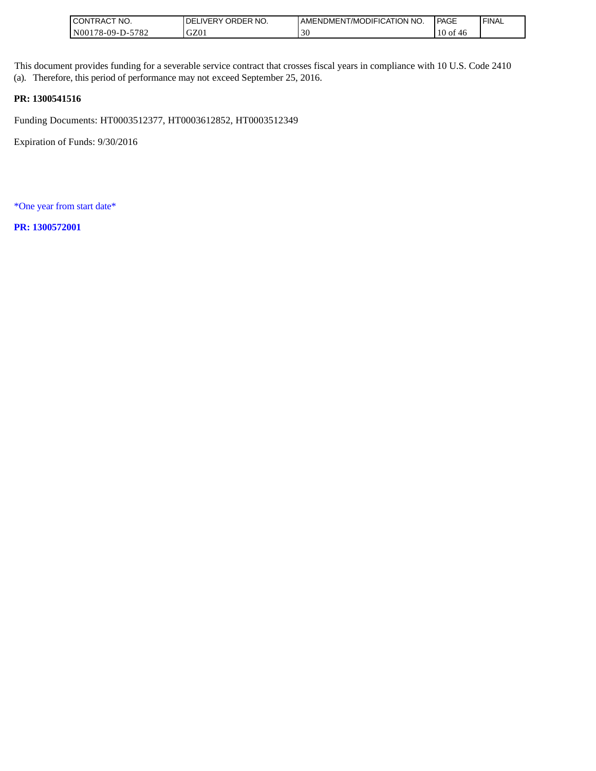This document provides funding for a severable service contract that crosses fiscal years in compliance with 10 U.S. Code 2410 (a). Therefore, this period of performance may not exceed September 25, 2016.

**PR: 1300541516**

Funding Documents: HT0003512377, HT0003612852, HT0003512349

Expiration of Funds: 9/30/2016

*One year from start date*

**PR: 1300572001**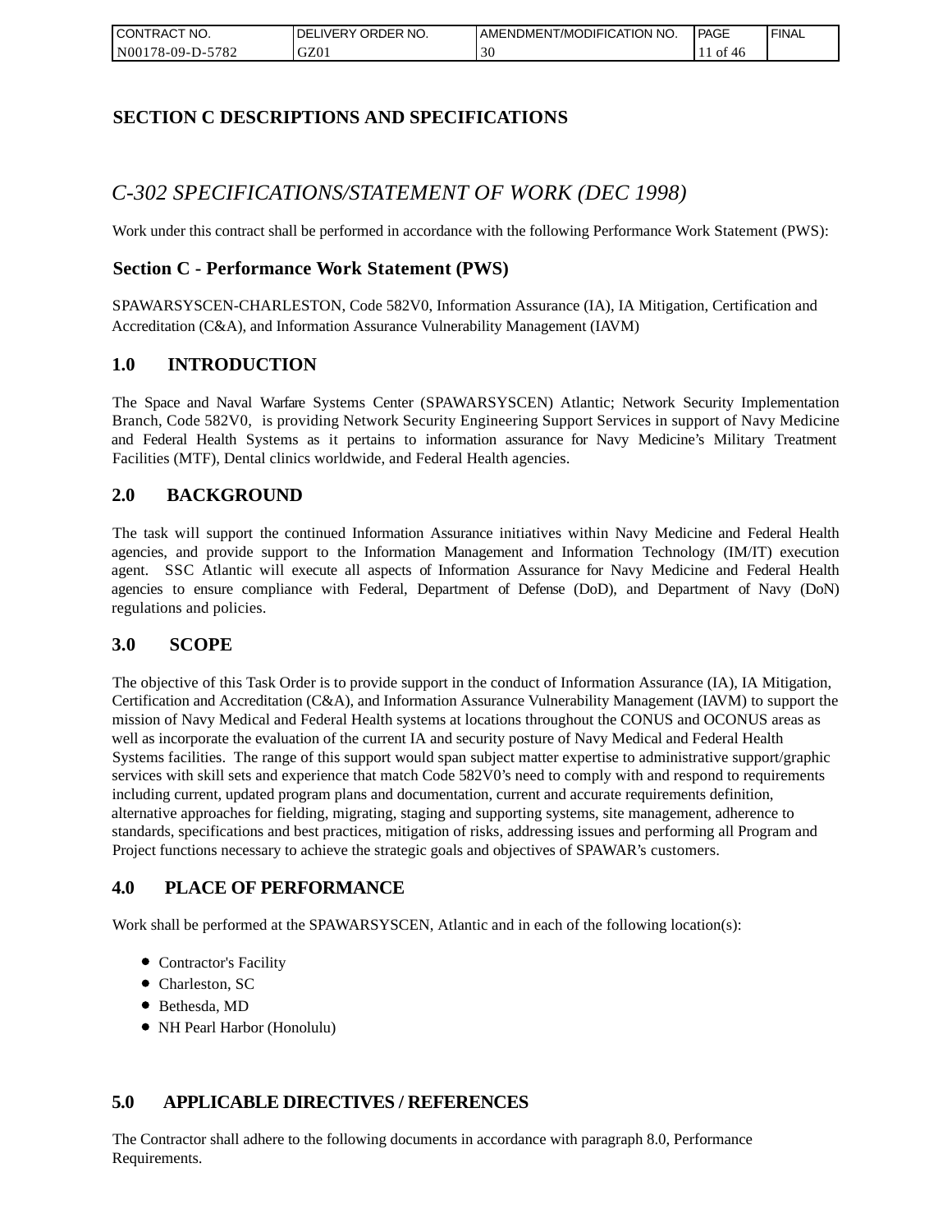## SECTION C DESCRIPTIONS AND SPECIFICATIONS

### *C-302 SPECIFICATIONS/STATEMENT OF WORK (DEC 1998)*

Work under this contract shall be performed in accordance with the following Performance Work Statement (PWS):

### Section C - Performance Work Statement (PWS)

SPAWARSYSCEN-CHARLESTON, Code 582V0, Information Assurance (IA), IA Mitigation, Certification and Accreditation (C&A), and Information Assurance Vulnerability Management (IAVM)

### 1.0 INTRODUCTION

The Space and Naval Warfare Systems Center (SPAWARSYSCEN) Atlantic; Network Security Implementation Branch, Code 582V0, is providing Network Security Engineering Support Services in support of Navy Medicine and Federal Health Systems as it pertains to information assurance for Navy Medicine's Military Treatment Facilities (MTF), Dental clinics worldwide, and Federal Health agencies.

### 2.0 BACKGROUND

The task will support the continued Information Assurance initiatives within Navy Medicine and Federal Health agencies, and provide support to the Information Management and Information Technology (IM/IT) execution agent. SSC Atlantic will execute all aspects of Information Assurance for Navy Medicine and Federal Health agencies to ensure compliance with Federal, Department of Defense (DoD), and Department of Navy (DoN) regulations and policies.

### 3.0 SCOPE

The objective of this Task Order is to provide support in the conduct of Information Assurance (IA), IA Mitigation, Certification and Accreditation (C&A), and Information Assurance Vulnerability Management (IAVM) to support the mission of Navy Medical and Federal Health systems at locations throughout the CONUS and OCONUS areas as well as incorporate the evaluation of the current IA and security posture of Navy Medical and Federal Health Systems facilities. The range of this support would span subject matter expertise to administrative support/graphic services with skill sets and experience that match Code 582V0's need to comply with and respond to requirements including current, updated program plans and documentation, current and accurate requirements definition, alternative approaches for fielding, migrating, staging and supporting systems, site management, adherence to standards, specifications and best practices, mitigation of risks, addressing issues and performing all Program and Project functions necessary to achieve the strategic goals and objectives of SPAWAR's customers.

### 4.0 PLACE OF PERFORMANCE

Work shall be performed at the SPAWARSYSCEN, Atlantic and in each of the following location(s):

- Contractor's Facility
- Charleston, SC
- Bethesda, MD
- NH Pearl Harbor (Honolulu)

### 5.0 APPLICABLE DIRECTIVES / REFERENCES

The Contractor shall adhere to the following documents in accordance with paragraph 8.0, Performance Requirements.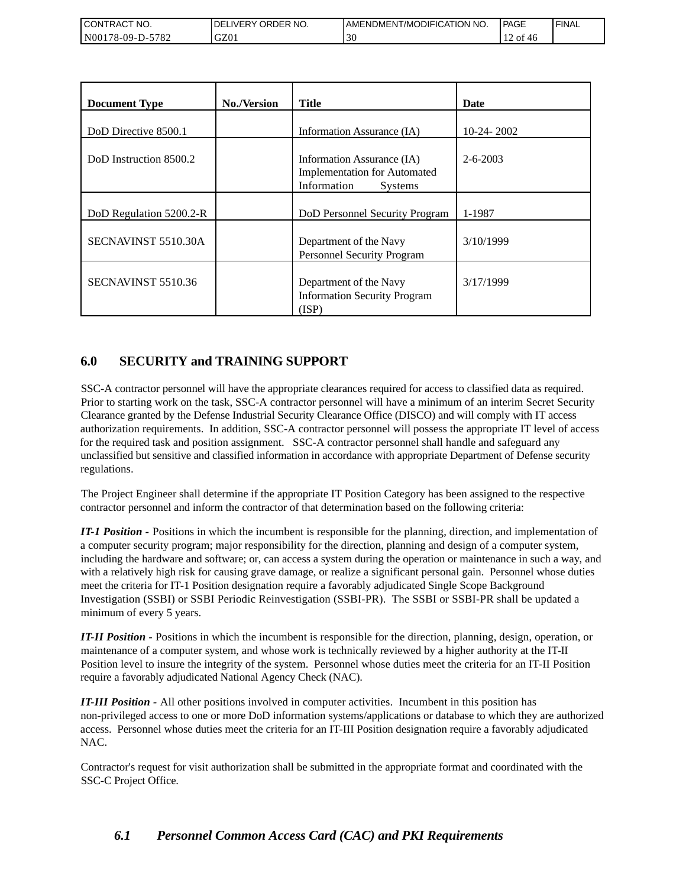| Document Type | No./Version | Title | Date |
| --- | --- | --- | --- |
| DoD Directive 8500.1 | | Information Assurance (IA) | 10-24- 2002 |
| DoD Instruction 8500.2 | | Information Assurance (IA) Implementation for Automated Information Systems | 2-6-2003 |
| DoD Regulation 5200.2-R | | DoD Personnel Security Program | 1-1987 |
| SECNAVINST 5510.30A | | Department of the Navy Personnel Security Program | 3/10/1999 |
| SECNAVINST 5510.36 | | Department of the Navy Information Security Program (ISP) | 3/17/1999 |

## 6.0 SECURITY and TRAINING SUPPORT

SSC-A contractor personnel will have the appropriate clearances required for access to classified data as required. Prior to starting work on the task, SSC-A contractor personnel will have a minimum of an interim Secret Security Clearance granted by the Defense Industrial Security Clearance Office (DISCO) and will comply with IT access authorization requirements. In addition, SSC-A contractor personnel will possess the appropriate IT level of access for the required task and position assignment. SSC-A contractor personnel shall handle and safeguard any unclassified but sensitive and classified information in accordance with appropriate Department of Defense security regulations.

The Project Engineer shall determine if the appropriate IT Position Category has been assigned to the respective contractor personnel and inform the contractor of that determination based on the following criteria:

***IT-1 Position -*** Positions in which the incumbent is responsible for the planning, direction, and implementation of a computer security program; major responsibility for the direction, planning and design of a computer system, including the hardware and software; or, can access a system during the operation or maintenance in such a way, and with a relatively high risk for causing grave damage, or realize a significant personal gain. Personnel whose duties meet the criteria for IT-1 Position designation require a favorably adjudicated Single Scope Background Investigation (SSBI) or SSBI Periodic Reinvestigation (SSBI-PR). The SSBI or SSBI-PR shall be updated a minimum of every 5 years.

***IT-II Position -*** Positions in which the incumbent is responsible for the direction, planning, design, operation, or maintenance of a computer system, and whose work is technically reviewed by a higher authority at the IT-II Position level to insure the integrity of the system. Personnel whose duties meet the criteria for an IT-II Position require a favorably adjudicated National Agency Check (NAC).

***IT-III Position -*** All other positions involved in computer activities. Incumbent in this position has non-privileged access to one or more DoD information systems/applications or database to which they are authorized access. Personnel whose duties meet the criteria for an IT-III Position designation require a favorably adjudicated NAC.

Contractor's request for visit authorization shall be submitted in the appropriate format and coordinated with the SSC-C Project Office.

### *6.1 Personnel Common Access Card (CAC) and PKI Requirements*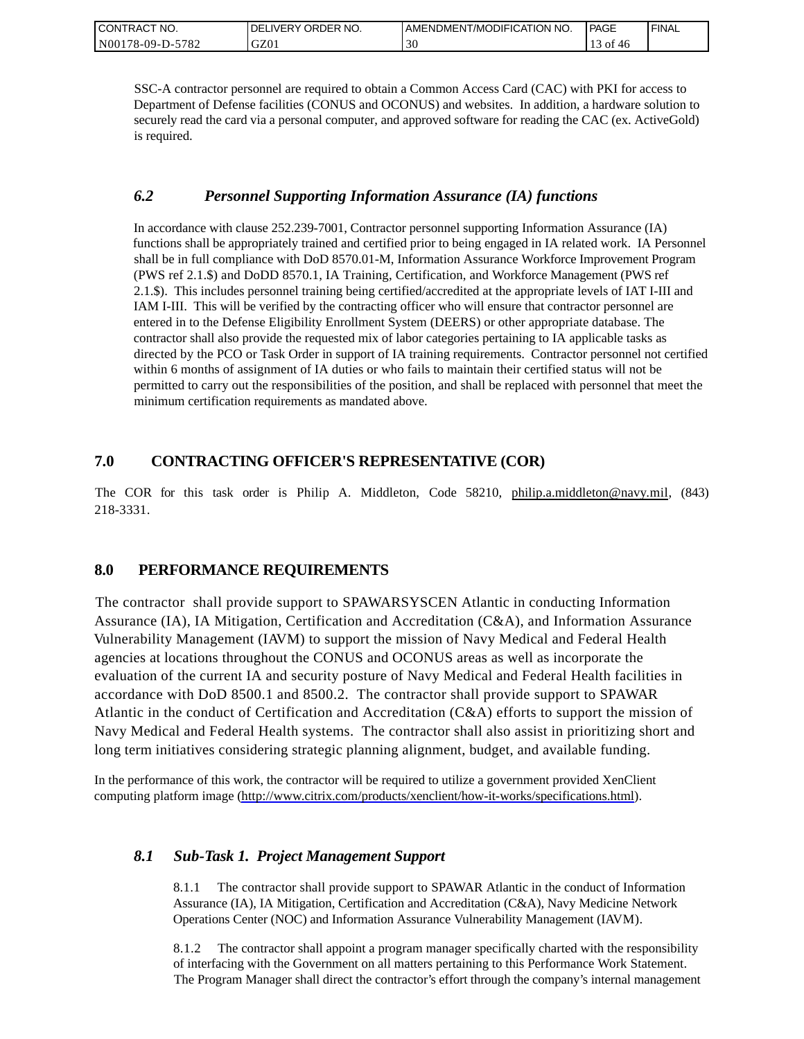SSC-A contractor personnel are required to obtain a Common Access Card (CAC) with PKI for access to Department of Defense facilities (CONUS and OCONUS) and websites. In addition, a hardware solution to securely read the card via a personal computer, and approved software for reading the CAC (ex. ActiveGold) is required.

### *6.2 Personnel Supporting Information Assurance (IA) functions*

In accordance with clause 252.239-7001, Contractor personnel supporting Information Assurance (IA) functions shall be appropriately trained and certified prior to being engaged in IA related work. IA Personnel shall be in full compliance with DoD 8570.01-M, Information Assurance Workforce Improvement Program (PWS ref 2.1.$) and DoDD 8570.1, IA Training, Certification, and Workforce Management (PWS ref 2.1.$). This includes personnel training being certified/accredited at the appropriate levels of IAT I-III and IAM I-III. This will be verified by the contracting officer who will ensure that contractor personnel are entered in to the Defense Eligibility Enrollment System (DEERS) or other appropriate database. The contractor shall also provide the requested mix of labor categories pertaining to IA applicable tasks as directed by the PCO or Task Order in support of IA training requirements. Contractor personnel not certified within 6 months of assignment of IA duties or who fails to maintain their certified status will not be permitted to carry out the responsibilities of the position, and shall be replaced with personnel that meet the minimum certification requirements as mandated above.

## 7.0 CONTRACTING OFFICER'S REPRESENTATIVE (COR)

The COR for this task order is Philip A. Middleton, Code 58210, philip.a.middleton@navy.mil, (843) 218-3331.

## 8.0 PERFORMANCE REQUIREMENTS

The contractor shall provide support to SPAWARSYSCEN Atlantic in conducting Information Assurance (IA), IA Mitigation, Certification and Accreditation (C&A), and Information Assurance Vulnerability Management (IAVM) to support the mission of Navy Medical and Federal Health agencies at locations throughout the CONUS and OCONUS areas as well as incorporate the evaluation of the current IA and security posture of Navy Medical and Federal Health facilities in accordance with DoD 8500.1 and 8500.2. The contractor shall provide support to SPAWAR Atlantic in the conduct of Certification and Accreditation (C&A) efforts to support the mission of Navy Medical and Federal Health systems. The contractor shall also assist in prioritizing short and long term initiatives considering strategic planning alignment, budget, and available funding.

In the performance of this work, the contractor will be required to utilize a government provided XenClient computing platform image (http://www.citrix.com/products/xenclient/how-it-works/specifications.html).

### *8.1 Sub-Task 1. Project Management Support*

8.1.1 The contractor shall provide support to SPAWAR Atlantic in the conduct of Information Assurance (IA), IA Mitigation, Certification and Accreditation (C&A), Navy Medicine Network Operations Center (NOC) and Information Assurance Vulnerability Management (IAVM).

8.1.2 The contractor shall appoint a program manager specifically charted with the responsibility of interfacing with the Government on all matters pertaining to this Performance Work Statement. The Program Manager shall direct the contractor's effort through the company's internal management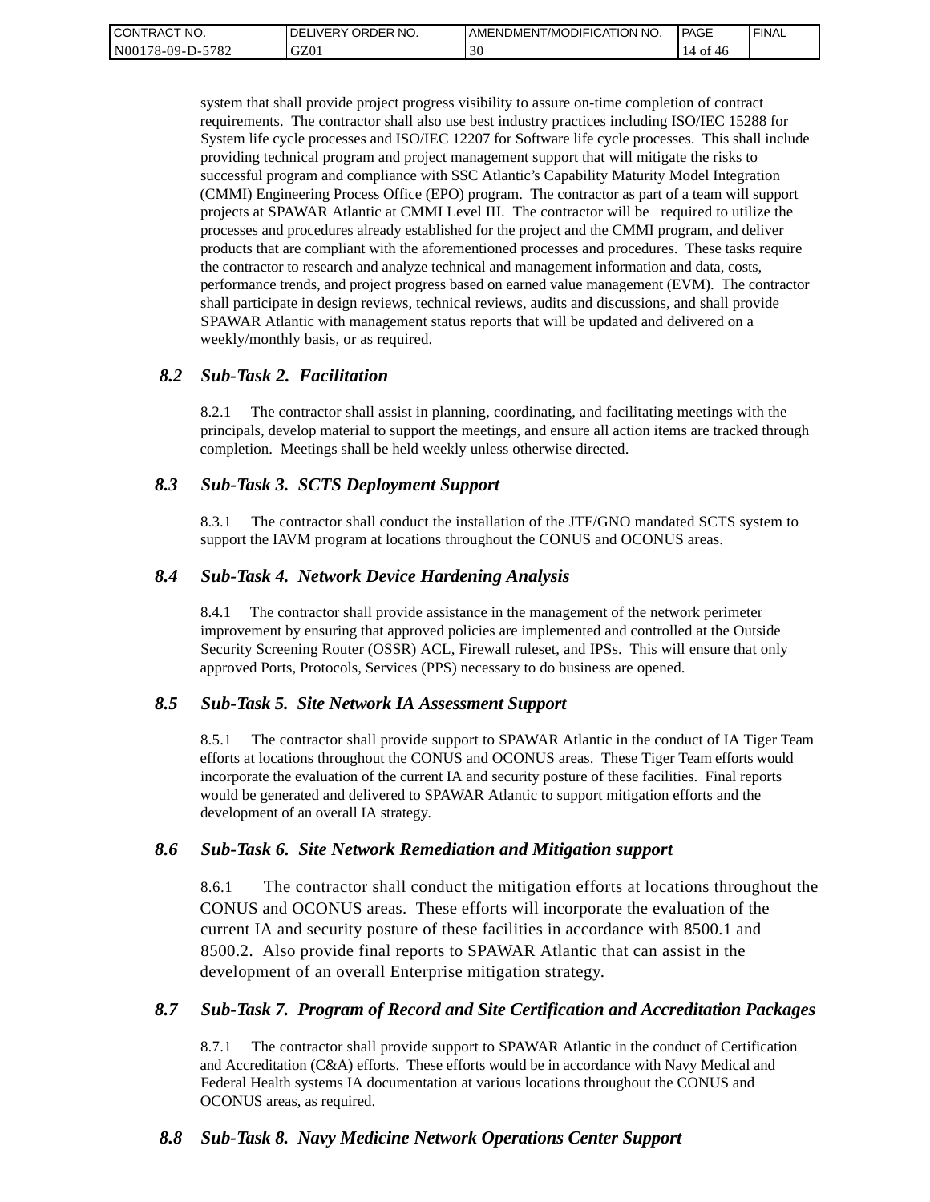system that shall provide project progress visibility to assure on-time completion of contract requirements. The contractor shall also use best industry practices including ISO/IEC 15288 for System life cycle processes and ISO/IEC 12207 for Software life cycle processes. This shall include providing technical program and project management support that will mitigate the risks to successful program and compliance with SSC Atlantic's Capability Maturity Model Integration (CMMI) Engineering Process Office (EPO) program. The contractor as part of a team will support projects at SPAWAR Atlantic at CMMI Level III. The contractor will be required to utilize the processes and procedures already established for the project and the CMMI program, and deliver products that are compliant with the aforementioned processes and procedures. These tasks require the contractor to research and analyze technical and management information and data, costs, performance trends, and project progress based on earned value management (EVM). The contractor shall participate in design reviews, technical reviews, audits and discussions, and shall provide SPAWAR Atlantic with management status reports that will be updated and delivered on a weekly/monthly basis, or as required.

### *8.2 Sub-Task 2. Facilitation*

8.2.1 The contractor shall assist in planning, coordinating, and facilitating meetings with the principals, develop material to support the meetings, and ensure all action items are tracked through completion. Meetings shall be held weekly unless otherwise directed.

### *8.3 Sub-Task 3. SCTS Deployment Support*

8.3.1 The contractor shall conduct the installation of the JTF/GNO mandated SCTS system to support the IAVM program at locations throughout the CONUS and OCONUS areas.

### *8.4 Sub-Task 4. Network Device Hardening Analysis*

8.4.1 The contractor shall provide assistance in the management of the network perimeter improvement by ensuring that approved policies are implemented and controlled at the Outside Security Screening Router (OSSR) ACL, Firewall ruleset, and IPSs. This will ensure that only approved Ports, Protocols, Services (PPS) necessary to do business are opened.

### *8.5 Sub-Task 5. Site Network IA Assessment Support*

8.5.1 The contractor shall provide support to SPAWAR Atlantic in the conduct of IA Tiger Team efforts at locations throughout the CONUS and OCONUS areas. These Tiger Team efforts would incorporate the evaluation of the current IA and security posture of these facilities. Final reports would be generated and delivered to SPAWAR Atlantic to support mitigation efforts and the development of an overall IA strategy.

### *8.6 Sub-Task 6. Site Network Remediation and Mitigation support*

8.6.1 The contractor shall conduct the mitigation efforts at locations throughout the CONUS and OCONUS areas. These efforts will incorporate the evaluation of the current IA and security posture of these facilities in accordance with 8500.1 and 8500.2. Also provide final reports to SPAWAR Atlantic that can assist in the development of an overall Enterprise mitigation strategy.

### *8.7 Sub-Task 7. Program of Record and Site Certification and Accreditation Packages*

8.7.1 The contractor shall provide support to SPAWAR Atlantic in the conduct of Certification and Accreditation (C&A) efforts. These efforts would be in accordance with Navy Medical and Federal Health systems IA documentation at various locations throughout the CONUS and OCONUS areas, as required.

### *8.8 Sub-Task 8. Navy Medicine Network Operations Center Support*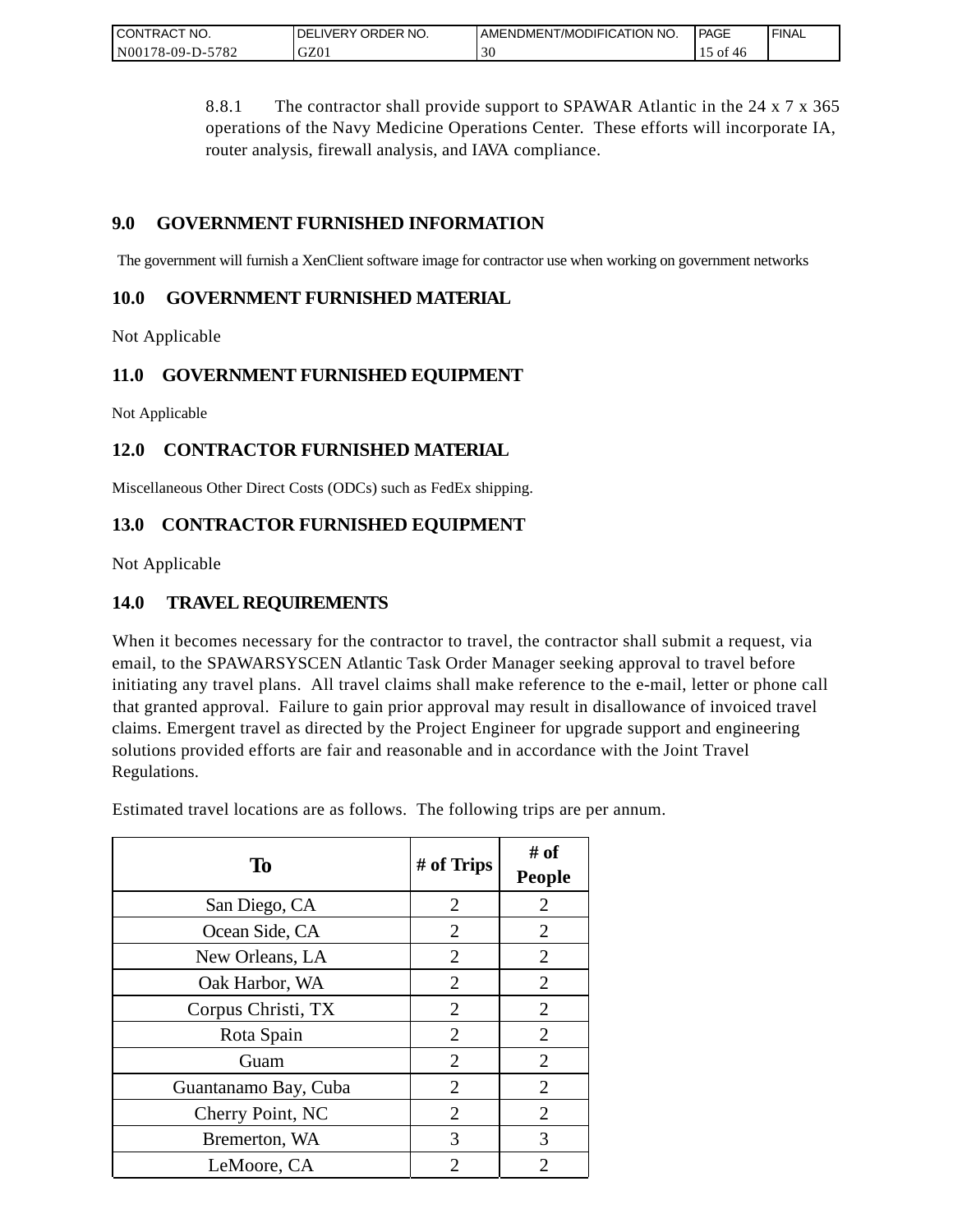8.8.1 The contractor shall provide support to SPAWAR Atlantic in the 24 x 7 x 365 operations of the Navy Medicine Operations Center. These efforts will incorporate IA, router analysis, firewall analysis, and IAVA compliance.

## 9.0 GOVERNMENT FURNISHED INFORMATION

The government will furnish a XenClient software image for contractor use when working on government networks

## 10.0 GOVERNMENT FURNISHED MATERIAL

Not Applicable

## 11.0 GOVERNMENT FURNISHED EQUIPMENT

Not Applicable

## 12.0 CONTRACTOR FURNISHED MATERIAL

Miscellaneous Other Direct Costs (ODCs) such as FedEx shipping.

## 13.0 CONTRACTOR FURNISHED EQUIPMENT

Not Applicable

## 14.0 TRAVEL REQUIREMENTS

When it becomes necessary for the contractor to travel, the contractor shall submit a request, via email, to the SPAWARSYSCEN Atlantic Task Order Manager seeking approval to travel before initiating any travel plans. All travel claims shall make reference to the e-mail, letter or phone call that granted approval. Failure to gain prior approval may result in disallowance of invoiced travel claims. Emergent travel as directed by the Project Engineer for upgrade support and engineering solutions provided efforts are fair and reasonable and in accordance with the Joint Travel Regulations.

Estimated travel locations are as follows. The following trips are per annum.

| To | # of Trips | # of People |
|---|---|---|
| San Diego, CA | 2 | 2 |
| Ocean Side, CA | 2 | 2 |
| New Orleans, LA | 2 | 2 |
| Oak Harbor, WA | 2 | 2 |
| Corpus Christi, TX | 2 | 2 |
| Rota Spain | 2 | 2 |
| Guam | 2 | 2 |
| Guantanamo Bay, Cuba | 2 | 2 |
| Cherry Point, NC | 2 | 2 |
| Bremerton, WA | 3 | 3 |
| LeMoore, CA | 2 | 2 |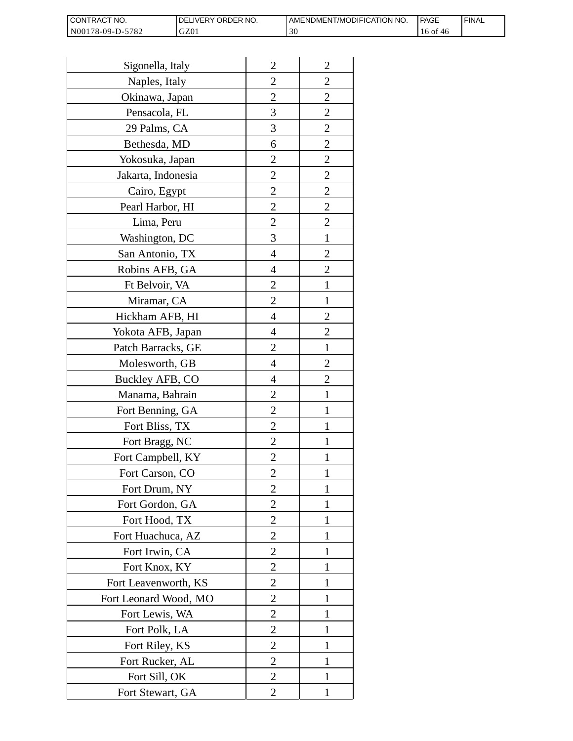| | | |
|---|---|---|
| Sigonella, Italy | 2 | 2 |
| Naples, Italy | 2 | 2 |
| Okinawa, Japan | 2 | 2 |
| Pensacola, FL | 3 | 2 |
| 29 Palms, CA | 3 | 2 |
| Bethesda, MD | 6 | 2 |
| Yokosuka, Japan | 2 | 2 |
| Jakarta, Indonesia | 2 | 2 |
| Cairo, Egypt | 2 | 2 |
| Pearl Harbor, HI | 2 | 2 |
| Lima, Peru | 2 | 2 |
| Washington, DC | 3 | 1 |
| San Antonio, TX | 4 | 2 |
| Robins AFB, GA | 4 | 2 |
| Ft Belvoir, VA | 2 | 1 |
| Miramar, CA | 2 | 1 |
| Hickham AFB, HI | 4 | 2 |
| Yokota AFB, Japan | 4 | 2 |
| Patch Barracks, GE | 2 | 1 |
| Molesworth, GB | 4 | 2 |
| Buckley AFB, CO | 4 | 2 |
| Manama, Bahrain | 2 | 1 |
| Fort Benning, GA | 2 | 1 |
| Fort Bliss, TX | 2 | 1 |
| Fort Bragg, NC | 2 | 1 |
| Fort Campbell, KY | 2 | 1 |
| Fort Carson, CO | 2 | 1 |
| Fort Drum, NY | 2 | 1 |
| Fort Gordon, GA | 2 | 1 |
| Fort Hood, TX | 2 | 1 |
| Fort Huachuca, AZ | 2 | 1 |
| Fort Irwin, CA | 2 | 1 |
| Fort Knox, KY | 2 | 1 |
| Fort Leavenworth, KS | 2 | 1 |
| Fort Leonard Wood, MO | 2 | 1 |
| Fort Lewis, WA | 2 | 1 |
| Fort Polk, LA | 2 | 1 |
| Fort Riley, KS | 2 | 1 |
| Fort Rucker, AL | 2 | 1 |
| Fort Sill, OK | 2 | 1 |
| Fort Stewart, GA | 2 | 1 |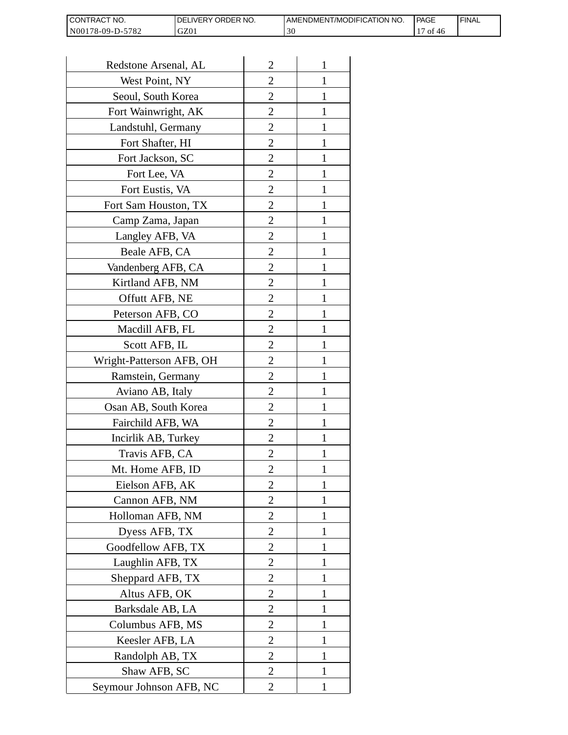| Redstone Arsenal, AL | 2 | 1 |
|---|---|---|
| West Point, NY | 2 | 1 |
| Seoul, South Korea | 2 | 1 |
| Fort Wainwright, AK | 2 | 1 |
| Landstuhl, Germany | 2 | 1 |
| Fort Shafter, HI | 2 | 1 |
| Fort Jackson, SC | 2 | 1 |
| Fort Lee, VA | 2 | 1 |
| Fort Eustis, VA | 2 | 1 |
| Fort Sam Houston, TX | 2 | 1 |
| Camp Zama, Japan | 2 | 1 |
| Langley AFB, VA | 2 | 1 |
| Beale AFB, CA | 2 | 1 |
| Vandenberg AFB, CA | 2 | 1 |
| Kirtland AFB, NM | 2 | 1 |
| Offutt AFB, NE | 2 | 1 |
| Peterson AFB, CO | 2 | 1 |
| Macdill AFB, FL | 2 | 1 |
| Scott AFB, IL | 2 | 1 |
| Wright-Patterson AFB, OH | 2 | 1 |
| Ramstein, Germany | 2 | 1 |
| Aviano AB, Italy | 2 | 1 |
| Osan AB, South Korea | 2 | 1 |
| Fairchild AFB, WA | 2 | 1 |
| Incirlik AB, Turkey | 2 | 1 |
| Travis AFB, CA | 2 | 1 |
| Mt. Home AFB, ID | 2 | 1 |
| Eielson AFB, AK | 2 | 1 |
| Cannon AFB, NM | 2 | 1 |
| Holloman AFB, NM | 2 | 1 |
| Dyess AFB, TX | 2 | 1 |
| Goodfellow AFB, TX | 2 | 1 |
| Laughlin AFB, TX | 2 | 1 |
| Sheppard AFB, TX | 2 | 1 |
| Altus AFB, OK | 2 | 1 |
| Barksdale AB, LA | 2 | 1 |
| Columbus AFB, MS | 2 | 1 |
| Keesler AFB, LA | 2 | 1 |
| Randolph AB, TX | 2 | 1 |
| Shaw AFB, SC | 2 | 1 |
| Seymour Johnson AFB, NC | 2 | 1 |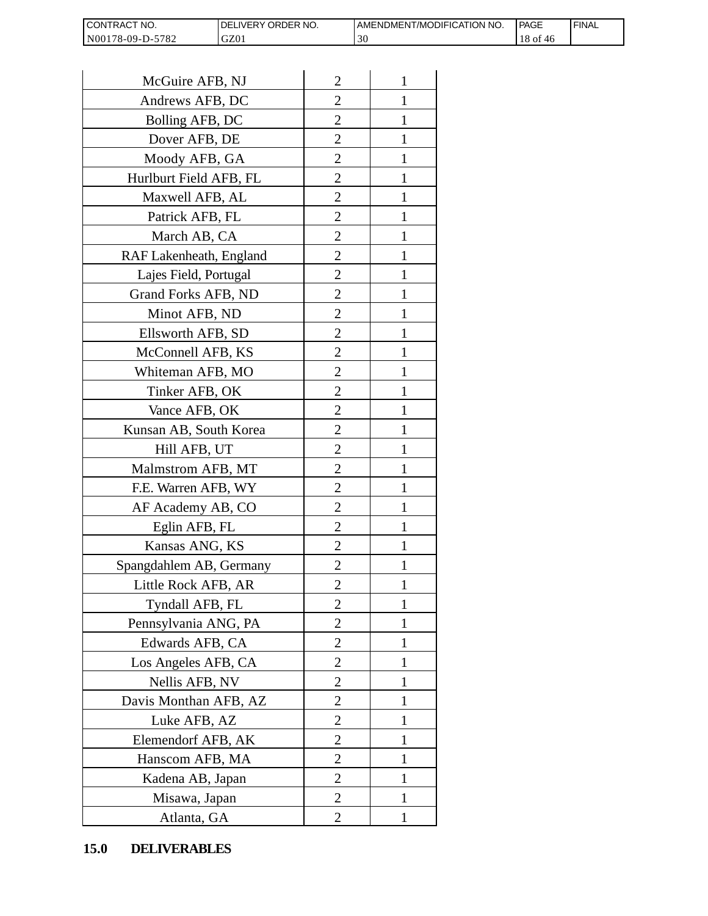| McGuire AFB, NJ | 2 | 1 |
|---|---|---|
| Andrews AFB, DC | 2 | 1 |
| Bolling AFB, DC | 2 | 1 |
| Dover AFB, DE | 2 | 1 |
| Moody AFB, GA | 2 | 1 |
| Hurlburt Field AFB, FL | 2 | 1 |
| Maxwell AFB, AL | 2 | 1 |
| Patrick AFB, FL | 2 | 1 |
| March AB, CA | 2 | 1 |
| RAF Lakenheath, England | 2 | 1 |
| Lajes Field, Portugal | 2 | 1 |
| Grand Forks AFB, ND | 2 | 1 |
| Minot AFB, ND | 2 | 1 |
| Ellsworth AFB, SD | 2 | 1 |
| McConnell AFB, KS | 2 | 1 |
| Whiteman AFB, MO | 2 | 1 |
| Tinker AFB, OK | 2 | 1 |
| Vance AFB, OK | 2 | 1 |
| Kunsan AB, South Korea | 2 | 1 |
| Hill AFB, UT | 2 | 1 |
| Malmstrom AFB, MT | 2 | 1 |
| F.E. Warren AFB, WY | 2 | 1 |
| AF Academy AB, CO | 2 | 1 |
| Eglin AFB, FL | 2 | 1 |
| Kansas ANG, KS | 2 | 1 |
| Spangdahlem AB, Germany | 2 | 1 |
| Little Rock AFB, AR | 2 | 1 |
| Tyndall AFB, FL | 2 | 1 |
| Pennsylvania ANG, PA | 2 | 1 |
| Edwards AFB, CA | 2 | 1 |
| Los Angeles AFB, CA | 2 | 1 |
| Nellis AFB, NV | 2 | 1 |
| Davis Monthan AFB, AZ | 2 | 1 |
| Luke AFB, AZ | 2 | 1 |
| Elemendorf AFB, AK | 2 | 1 |
| Hanscom AFB, MA | 2 | 1 |
| Kadena AB, Japan | 2 | 1 |
| Misawa, Japan | 2 | 1 |
| Atlanta, GA | 2 | 1 |

## 15.0 DELIVERABLES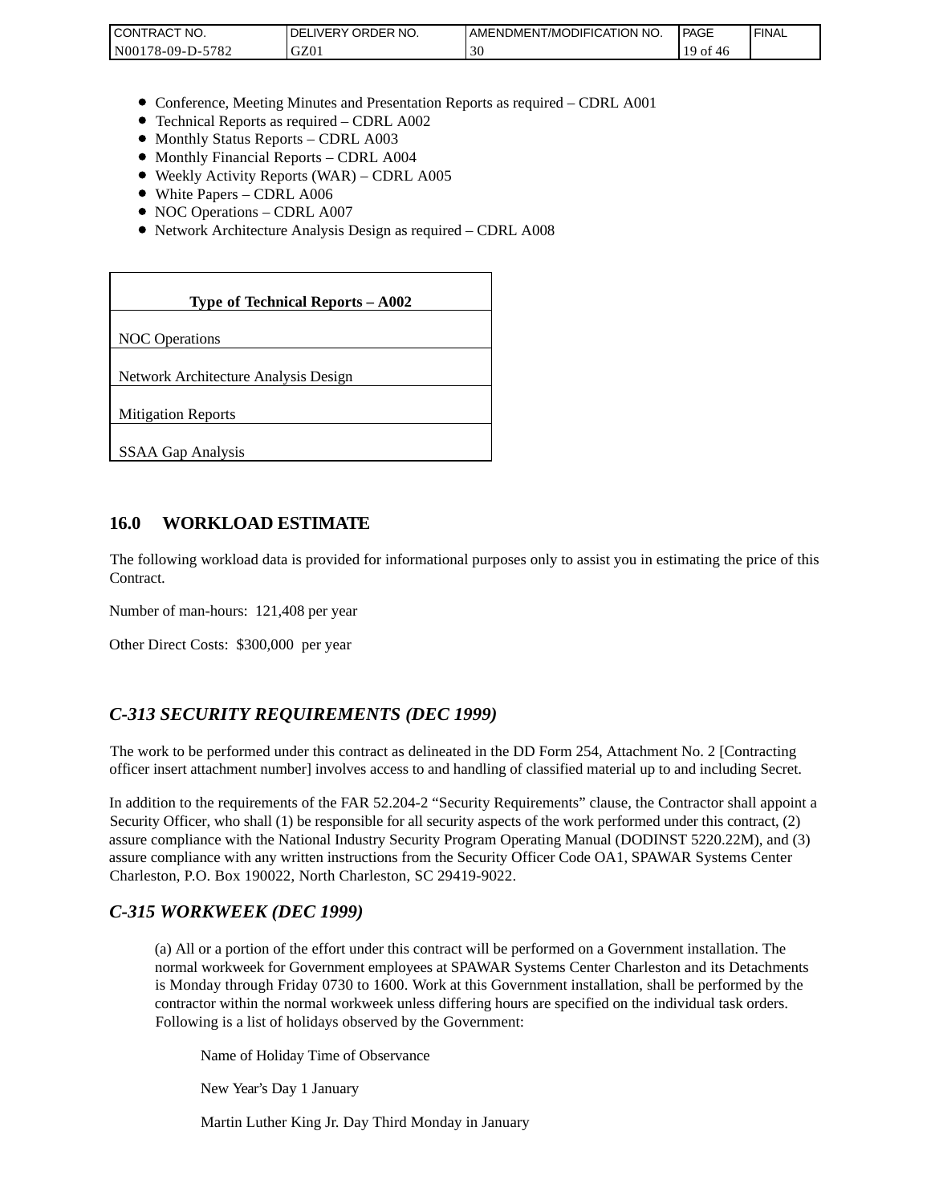- Conference, Meeting Minutes and Presentation Reports as required – CDRL A001
- Technical Reports as required – CDRL A002
- Monthly Status Reports – CDRL A003
- Monthly Financial Reports – CDRL A004
- Weekly Activity Reports (WAR) – CDRL A005
- White Papers – CDRL A006
- NOC Operations – CDRL A007
- Network Architecture Analysis Design as required – CDRL A008

| **Type of Technical Reports – A002** |
|---|
| NOC Operations |
| Network Architecture Analysis Design |
| Mitigation Reports |
| SSAA Gap Analysis |

## 16.0 WORKLOAD ESTIMATE

The following workload data is provided for informational purposes only to assist you in estimating the price of this Contract.

Number of man-hours: 121,408 per year

Other Direct Costs: $300,000 per year

## *C-313 SECURITY REQUIREMENTS (DEC 1999)*

The work to be performed under this contract as delineated in the DD Form 254, Attachment No. 2 [Contracting officer insert attachment number] involves access to and handling of classified material up to and including Secret.

In addition to the requirements of the FAR 52.204-2 "Security Requirements" clause, the Contractor shall appoint a Security Officer, who shall (1) be responsible for all security aspects of the work performed under this contract, (2) assure compliance with the National Industry Security Program Operating Manual (DODINST 5220.22M), and (3) assure compliance with any written instructions from the Security Officer Code OA1, SPAWAR Systems Center Charleston, P.O. Box 190022, North Charleston, SC 29419-9022.

## *C-315 WORKWEEK (DEC 1999)*

(a) All or a portion of the effort under this contract will be performed on a Government installation. The normal workweek for Government employees at SPAWAR Systems Center Charleston and its Detachments is Monday through Friday 0730 to 1600. Work at this Government installation, shall be performed by the contractor within the normal workweek unless differing hours are specified on the individual task orders. Following is a list of holidays observed by the Government:

Name of Holiday Time of Observance

New Year's Day 1 January

Martin Luther King Jr. Day Third Monday in January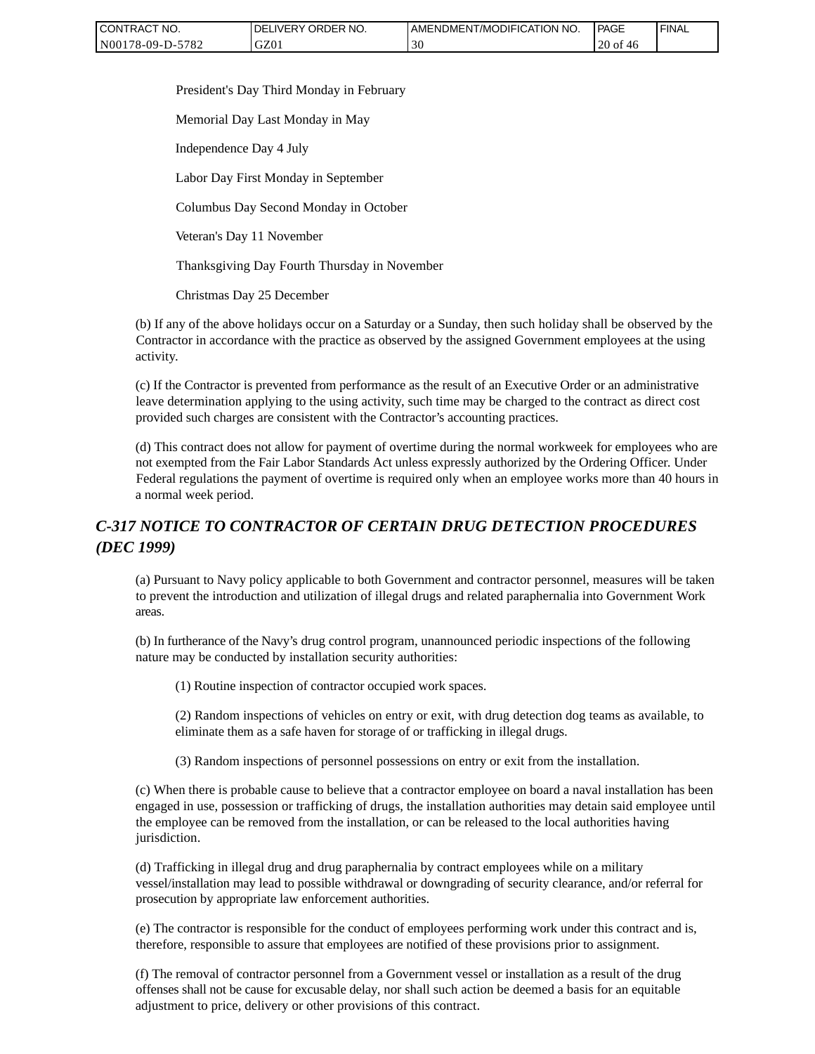President's Day Third Monday in February

Memorial Day Last Monday in May

Independence Day 4 July

Labor Day First Monday in September

Columbus Day Second Monday in October

Veteran's Day 11 November

Thanksgiving Day Fourth Thursday in November

Christmas Day 25 December

(b) If any of the above holidays occur on a Saturday or a Sunday, then such holiday shall be observed by the Contractor in accordance with the practice as observed by the assigned Government employees at the using activity.

(c) If the Contractor is prevented from performance as the result of an Executive Order or an administrative leave determination applying to the using activity, such time may be charged to the contract as direct cost provided such charges are consistent with the Contractor's accounting practices.

(d) This contract does not allow for payment of overtime during the normal workweek for employees who are not exempted from the Fair Labor Standards Act unless expressly authorized by the Ordering Officer. Under Federal regulations the payment of overtime is required only when an employee works more than 40 hours in a normal week period.

## *C-317 NOTICE TO CONTRACTOR OF CERTAIN DRUG DETECTION PROCEDURES (DEC 1999)*

(a) Pursuant to Navy policy applicable to both Government and contractor personnel, measures will be taken to prevent the introduction and utilization of illegal drugs and related paraphernalia into Government Work areas.

(b) In furtherance of the Navy's drug control program, unannounced periodic inspections of the following nature may be conducted by installation security authorities:

(1) Routine inspection of contractor occupied work spaces.

(2) Random inspections of vehicles on entry or exit, with drug detection dog teams as available, to eliminate them as a safe haven for storage of or trafficking in illegal drugs.

(3) Random inspections of personnel possessions on entry or exit from the installation.

(c) When there is probable cause to believe that a contractor employee on board a naval installation has been engaged in use, possession or trafficking of drugs, the installation authorities may detain said employee until the employee can be removed from the installation, or can be released to the local authorities having jurisdiction.

(d) Trafficking in illegal drug and drug paraphernalia by contract employees while on a military vessel/installation may lead to possible withdrawal or downgrading of security clearance, and/or referral for prosecution by appropriate law enforcement authorities.

(e) The contractor is responsible for the conduct of employees performing work under this contract and is, therefore, responsible to assure that employees are notified of these provisions prior to assignment.

(f) The removal of contractor personnel from a Government vessel or installation as a result of the drug offenses shall not be cause for excusable delay, nor shall such action be deemed a basis for an equitable adjustment to price, delivery or other provisions of this contract.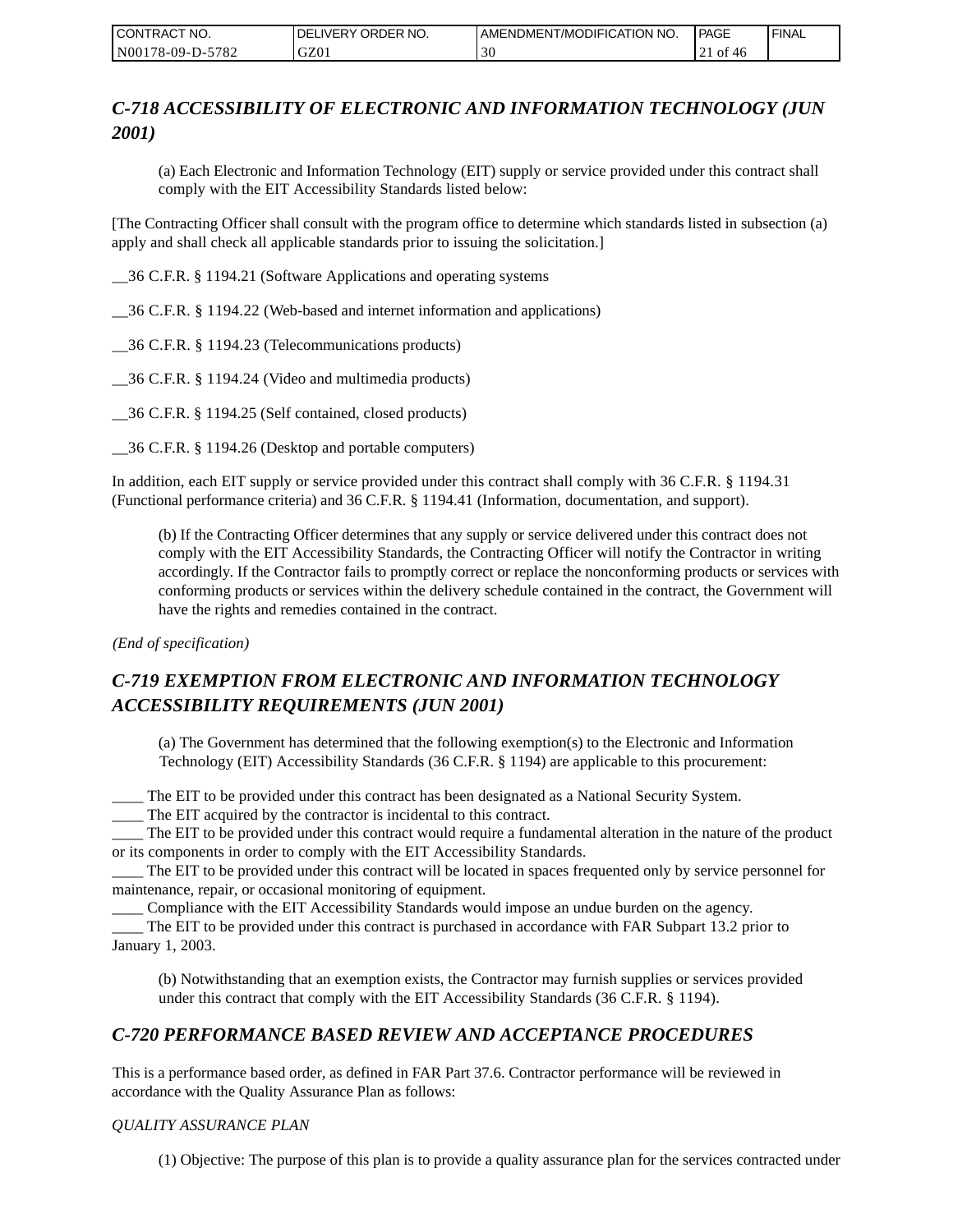## *C-718 ACCESSIBILITY OF ELECTRONIC AND INFORMATION TECHNOLOGY (JUN 2001)*

(a) Each Electronic and Information Technology (EIT) supply or service provided under this contract shall comply with the EIT Accessibility Standards listed below:

[The Contracting Officer shall consult with the program office to determine which standards listed in subsection (a) apply and shall check all applicable standards prior to issuing the solicitation.]

__36 C.F.R. § 1194.21 (Software Applications and operating systems

__36 C.F.R. § 1194.22 (Web-based and internet information and applications)

__36 C.F.R. § 1194.23 (Telecommunications products)

__36 C.F.R. § 1194.24 (Video and multimedia products)

__36 C.F.R. § 1194.25 (Self contained, closed products)

__36 C.F.R. § 1194.26 (Desktop and portable computers)

In addition, each EIT supply or service provided under this contract shall comply with 36 C.F.R. § 1194.31 (Functional performance criteria) and 36 C.F.R. § 1194.41 (Information, documentation, and support).

(b) If the Contracting Officer determines that any supply or service delivered under this contract does not comply with the EIT Accessibility Standards, the Contracting Officer will notify the Contractor in writing accordingly. If the Contractor fails to promptly correct or replace the nonconforming products or services with conforming products or services within the delivery schedule contained in the contract, the Government will have the rights and remedies contained in the contract.

*(End of specification)*

## *C-719 EXEMPTION FROM ELECTRONIC AND INFORMATION TECHNOLOGY ACCESSIBILITY REQUIREMENTS (JUN 2001)*

(a) The Government has determined that the following exemption(s) to the Electronic and Information Technology (EIT) Accessibility Standards (36 C.F.R. § 1194) are applicable to this procurement:

____ The EIT to be provided under this contract has been designated as a National Security System.
____ The EIT acquired by the contractor is incidental to this contract.
____ The EIT to be provided under this contract would require a fundamental alteration in the nature of the product or its components in order to comply with the EIT Accessibility Standards.
____ The EIT to be provided under this contract will be located in spaces frequented only by service personnel for maintenance, repair, or occasional monitoring of equipment.
____ Compliance with the EIT Accessibility Standards would impose an undue burden on the agency.
____ The EIT to be provided under this contract is purchased in accordance with FAR Subpart 13.2 prior to January 1, 2003.

(b) Notwithstanding that an exemption exists, the Contractor may furnish supplies or services provided under this contract that comply with the EIT Accessibility Standards (36 C.F.R. § 1194).

## *C-720 PERFORMANCE BASED REVIEW AND ACCEPTANCE PROCEDURES*

This is a performance based order, as defined in FAR Part 37.6. Contractor performance will be reviewed in accordance with the Quality Assurance Plan as follows:

*QUALITY ASSURANCE PLAN*

(1) Objective: The purpose of this plan is to provide a quality assurance plan for the services contracted under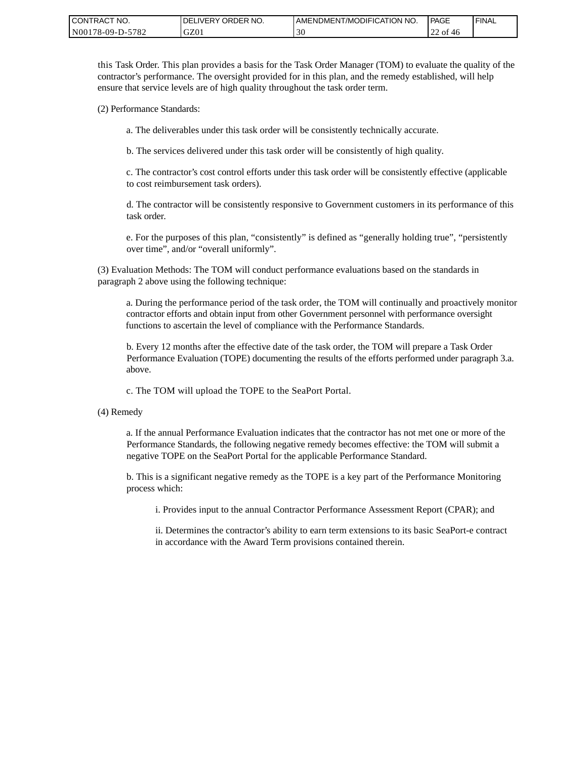this Task Order. This plan provides a basis for the Task Order Manager (TOM) to evaluate the quality of the contractor's performance. The oversight provided for in this plan, and the remedy established, will help ensure that service levels are of high quality throughout the task order term.

(2) Performance Standards:

a. The deliverables under this task order will be consistently technically accurate.

b. The services delivered under this task order will be consistently of high quality.

c. The contractor's cost control efforts under this task order will be consistently effective (applicable to cost reimbursement task orders).

d. The contractor will be consistently responsive to Government customers in its performance of this task order.

e. For the purposes of this plan, "consistently" is defined as "generally holding true", "persistently over time", and/or "overall uniformly".

(3) Evaluation Methods: The TOM will conduct performance evaluations based on the standards in paragraph 2 above using the following technique:

a. During the performance period of the task order, the TOM will continually and proactively monitor contractor efforts and obtain input from other Government personnel with performance oversight functions to ascertain the level of compliance with the Performance Standards.

b. Every 12 months after the effective date of the task order, the TOM will prepare a Task Order Performance Evaluation (TOPE) documenting the results of the efforts performed under paragraph 3.a. above.

c. The TOM will upload the TOPE to the SeaPort Portal.

(4) Remedy

a. If the annual Performance Evaluation indicates that the contractor has not met one or more of the Performance Standards, the following negative remedy becomes effective: the TOM will submit a negative TOPE on the SeaPort Portal for the applicable Performance Standard.

b. This is a significant negative remedy as the TOPE is a key part of the Performance Monitoring process which:

i. Provides input to the annual Contractor Performance Assessment Report (CPAR); and

ii. Determines the contractor's ability to earn term extensions to its basic SeaPort-e contract in accordance with the Award Term provisions contained therein.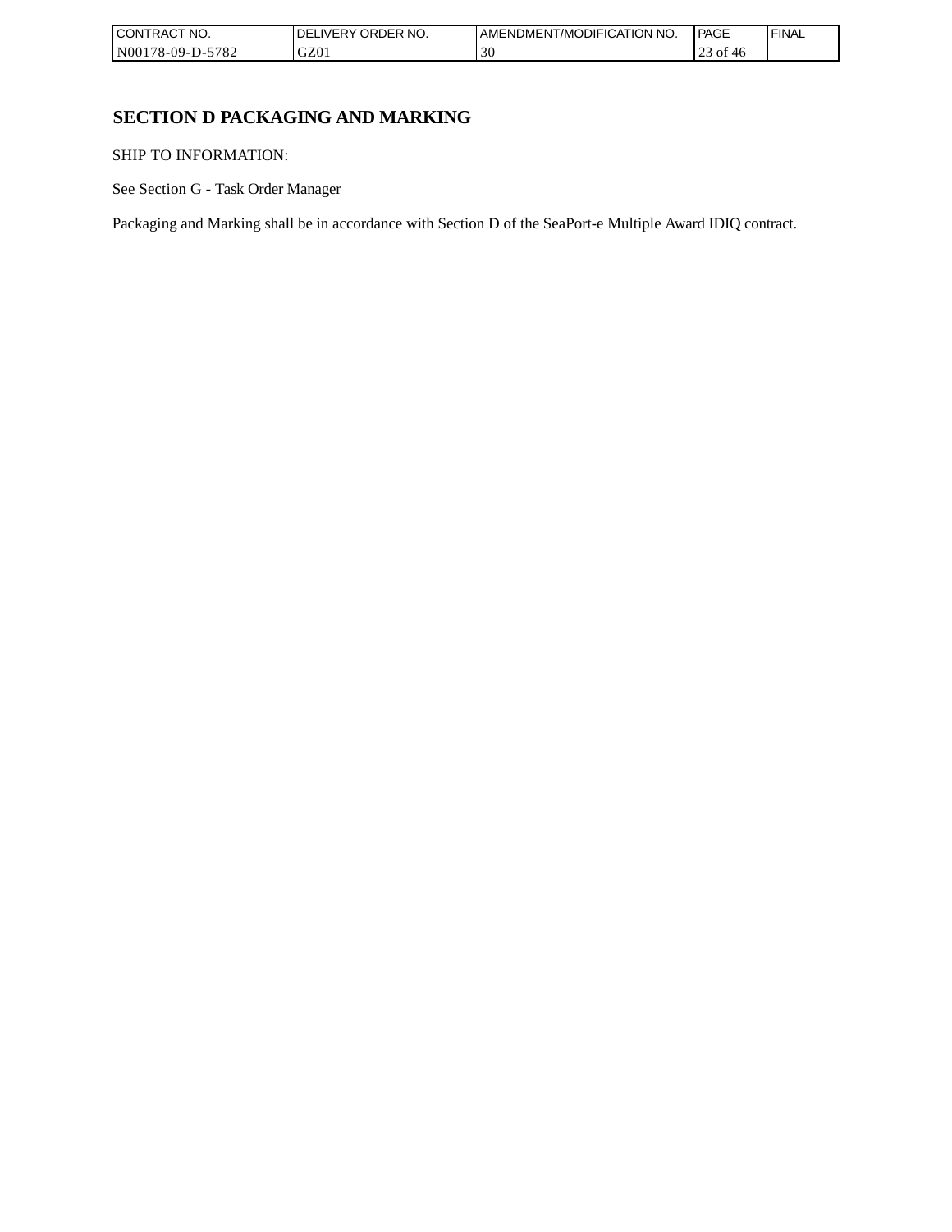## SECTION D PACKAGING AND MARKING

SHIP TO INFORMATION:

See Section G - Task Order Manager

Packaging and Marking shall be in accordance with Section D of the SeaPort-e Multiple Award IDIQ contract.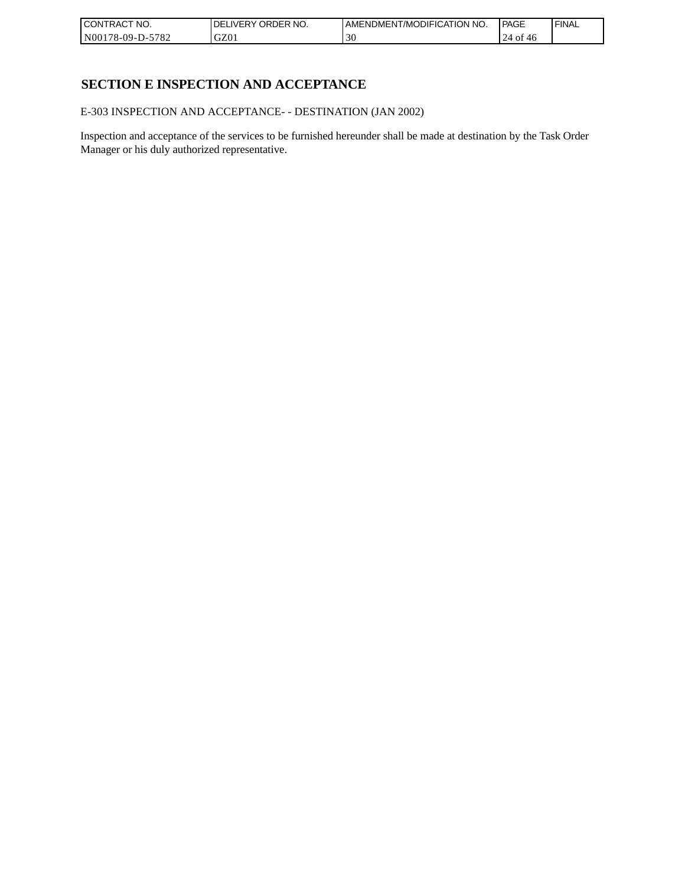## SECTION E INSPECTION AND ACCEPTANCE

E-303 INSPECTION AND ACCEPTANCE- - DESTINATION (JAN 2002)

Inspection and acceptance of the services to be furnished hereunder shall be made at destination by the Task Order Manager or his duly authorized representative.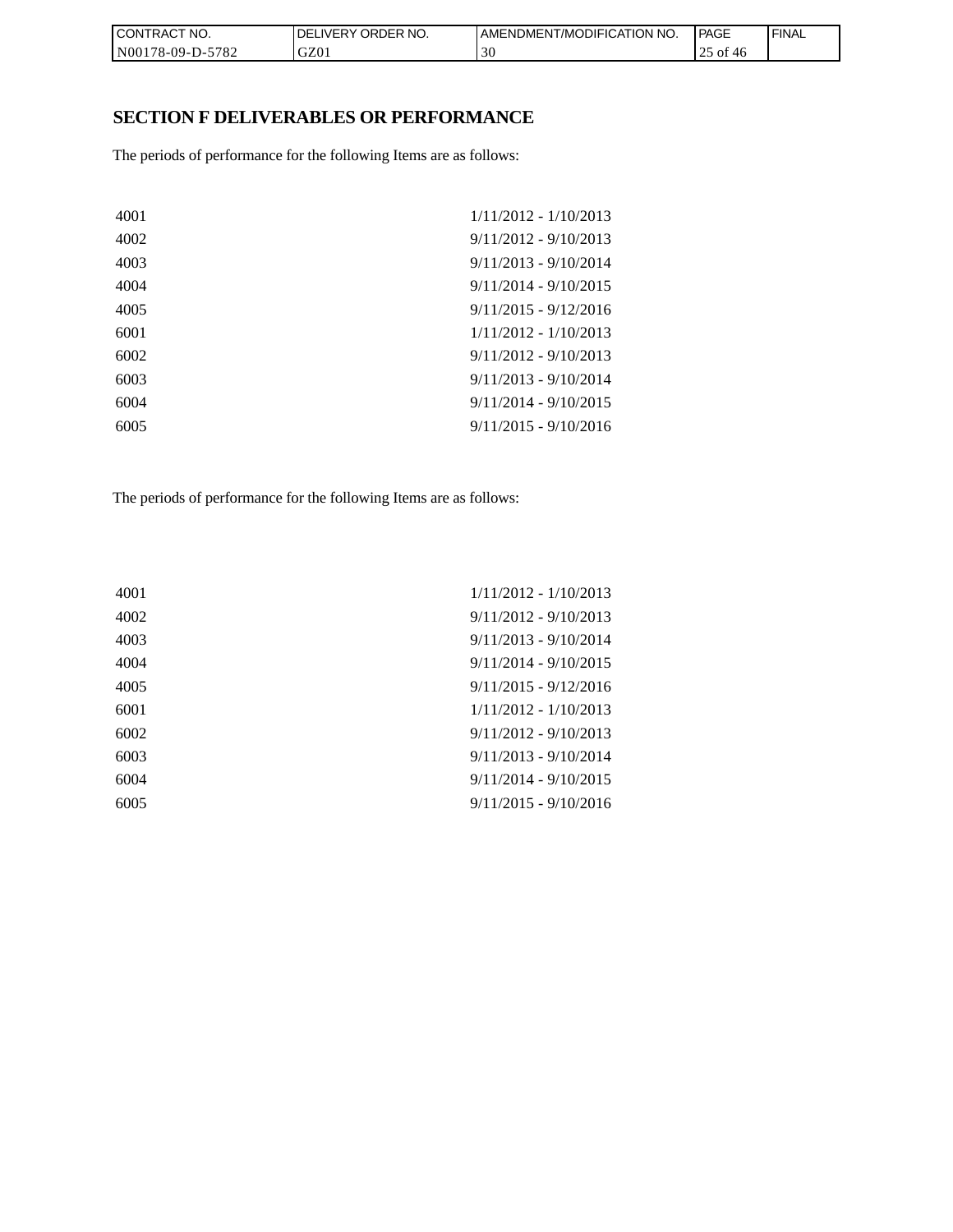## SECTION F DELIVERABLES OR PERFORMANCE

The periods of performance for the following Items are as follows:

| | |
|---|---|
| 4001 | 1/11/2012 - 1/10/2013 |
| 4002 | 9/11/2012 - 9/10/2013 |
| 4003 | 9/11/2013 - 9/10/2014 |
| 4004 | 9/11/2014 - 9/10/2015 |
| 4005 | 9/11/2015 - 9/12/2016 |
| 6001 | 1/11/2012 - 1/10/2013 |
| 6002 | 9/11/2012 - 9/10/2013 |
| 6003 | 9/11/2013 - 9/10/2014 |
| 6004 | 9/11/2014 - 9/10/2015 |
| 6005 | 9/11/2015 - 9/10/2016 |

The periods of performance for the following Items are as follows:

| | |
|---|---|
| 4001 | 1/11/2012 - 1/10/2013 |
| 4002 | 9/11/2012 - 9/10/2013 |
| 4003 | 9/11/2013 - 9/10/2014 |
| 4004 | 9/11/2014 - 9/10/2015 |
| 4005 | 9/11/2015 - 9/12/2016 |
| 6001 | 1/11/2012 - 1/10/2013 |
| 6002 | 9/11/2012 - 9/10/2013 |
| 6003 | 9/11/2013 - 9/10/2014 |
| 6004 | 9/11/2014 - 9/10/2015 |
| 6005 | 9/11/2015 - 9/10/2016 |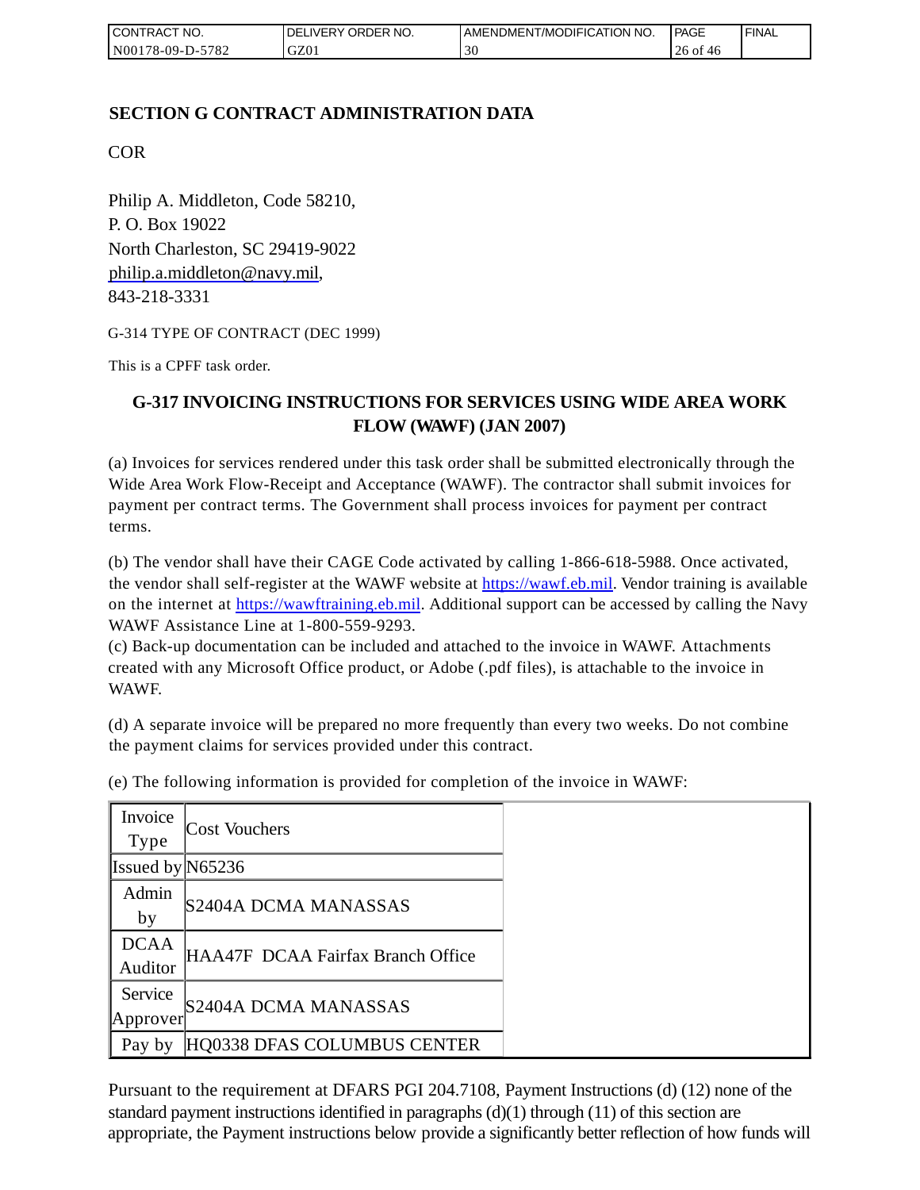## SECTION G CONTRACT ADMINISTRATION DATA

COR

Philip A. Middleton, Code 58210,
P. O. Box 19022
North Charleston, SC 29419-9022
philip.a.middleton@navy.mil,
843-218-3331

G-314 TYPE OF CONTRACT (DEC 1999)

This is a CPFF task order.

### G-317 INVOICING INSTRUCTIONS FOR SERVICES USING WIDE AREA WORK FLOW (WAWF) (JAN 2007)

(a) Invoices for services rendered under this task order shall be submitted electronically through the Wide Area Work Flow-Receipt and Acceptance (WAWF). The contractor shall submit invoices for payment per contract terms. The Government shall process invoices for payment per contract terms.

(b) The vendor shall have their CAGE Code activated by calling 1-866-618-5988. Once activated, the vendor shall self-register at the WAWF website at https://wawf.eb.mil. Vendor training is available on the internet at https://wawftraining.eb.mil. Additional support can be accessed by calling the Navy WAWF Assistance Line at 1-800-559-9293.
(c) Back-up documentation can be included and attached to the invoice in WAWF. Attachments created with any Microsoft Office product, or Adobe (.pdf files), is attachable to the invoice in WAWF.

(d) A separate invoice will be prepared no more frequently than every two weeks. Do not combine the payment claims for services provided under this contract.

(e) The following information is provided for completion of the invoice in WAWF:

| Invoice Type | Cost Vouchers |
|---|---|
| Issued by | N65236 |
| Admin by | S2404A DCMA MANASSAS |
| DCAA Auditor | HAA47F DCAA Fairfax Branch Office |
| Service Approver | S2404A DCMA MANASSAS |
| Pay by | HQ0338 DFAS COLUMBUS CENTER |

Pursuant to the requirement at DFARS PGI 204.7108, Payment Instructions (d) (12) none of the standard payment instructions identified in paragraphs (d)(1) through (11) of this section are appropriate, the Payment instructions below provide a significantly better reflection of how funds will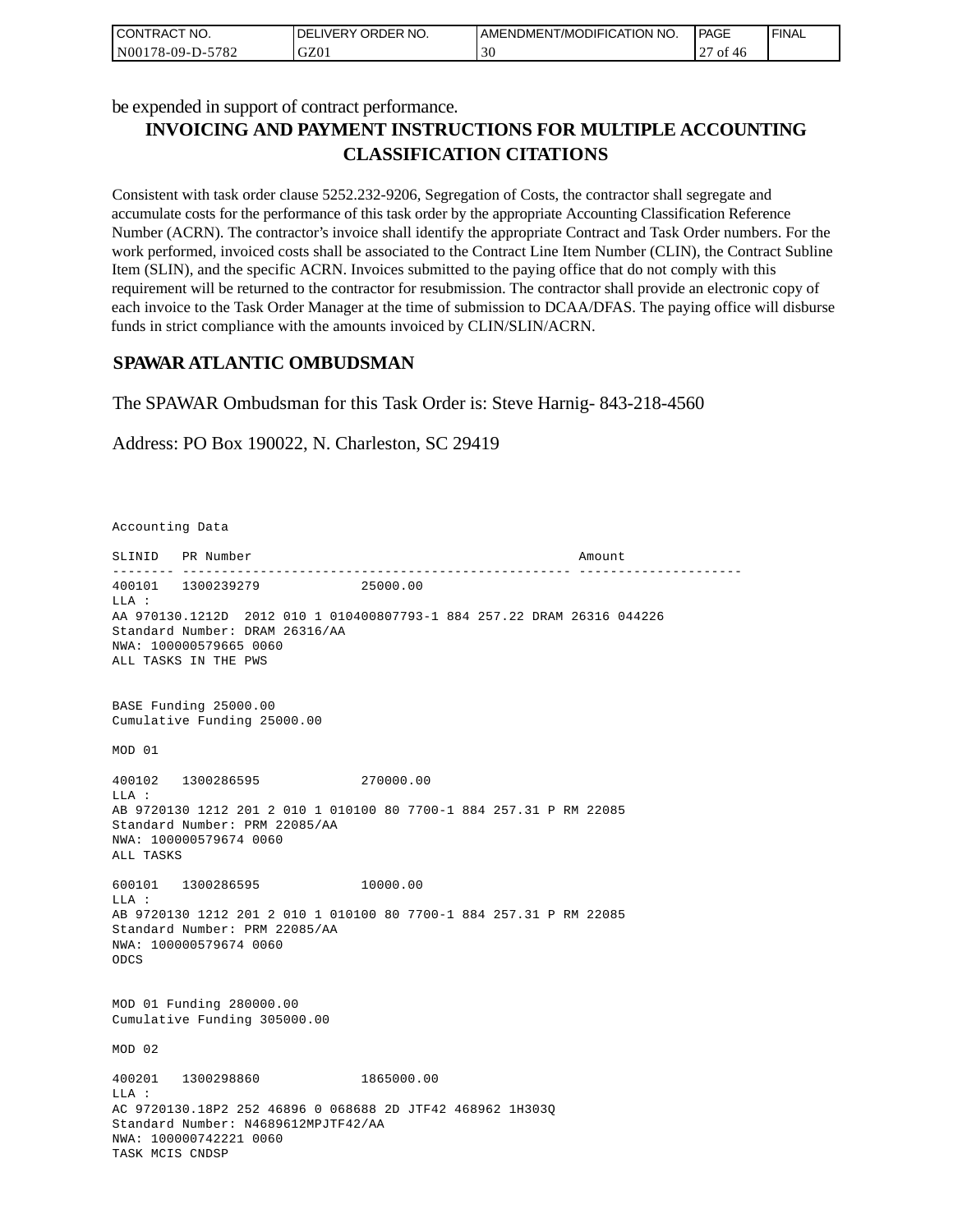be expended in support of contract performance.

## INVOICING AND PAYMENT INSTRUCTIONS FOR MULTIPLE ACCOUNTING CLASSIFICATION CITATIONS

Consistent with task order clause 5252.232-9206, Segregation of Costs, the contractor shall segregate and accumulate costs for the performance of this task order by the appropriate Accounting Classification Reference Number (ACRN). The contractor's invoice shall identify the appropriate Contract and Task Order numbers. For the work performed, invoiced costs shall be associated to the Contract Line Item Number (CLIN), the Contract Subline Item (SLIN), and the specific ACRN. Invoices submitted to the paying office that do not comply with this requirement will be returned to the contractor for resubmission. The contractor shall provide an electronic copy of each invoice to the Task Order Manager at the time of submission to DCAA/DFAS. The paying office will disburse funds in strict compliance with the amounts invoiced by CLIN/SLIN/ACRN.

### SPAWAR ATLANTIC OMBUDSMAN

The SPAWAR Ombudsman for this Task Order is: Steve Harnig- 843-218-4560

Address: PO Box 190022, N. Charleston, SC 29419

```
Accounting Data

SLINID   PR Number                                          Amount
-------- -------------------------------------------------- ---------------------
400101   1300239279              25000.00
LLA :
AA 970130.1212D  2012 010 1 010400807793-1 884 257.22 DRAM 26316 044226
Standard Number: DRAM 26316/AA
NWA: 100000579665 0060
ALL TASKS IN THE PWS


BASE Funding 25000.00
Cumulative Funding 25000.00

MOD 01

400102   1300286595              270000.00
LLA :
AB 9720130 1212 201 2 010 1 010100 80 7700-1 884 257.31 P RM 22085
Standard Number: PRM 22085/AA
NWA: 100000579674 0060
ALL TASKS

600101   1300286595              10000.00
LLA :
AB 9720130 1212 201 2 010 1 010100 80 7700-1 884 257.31 P RM 22085
Standard Number: PRM 22085/AA
NWA: 100000579674 0060
ODCS


MOD 01 Funding 280000.00
Cumulative Funding 305000.00

MOD 02

400201   1300298860              1865000.00
LLA :
AC 9720130.18P2 252 46896 0 068688 2D JTF42 468962 1H303Q
Standard Number: N4689612MPJTF42/AA
NWA: 100000742221 0060
TASK MCIS CNDSP
```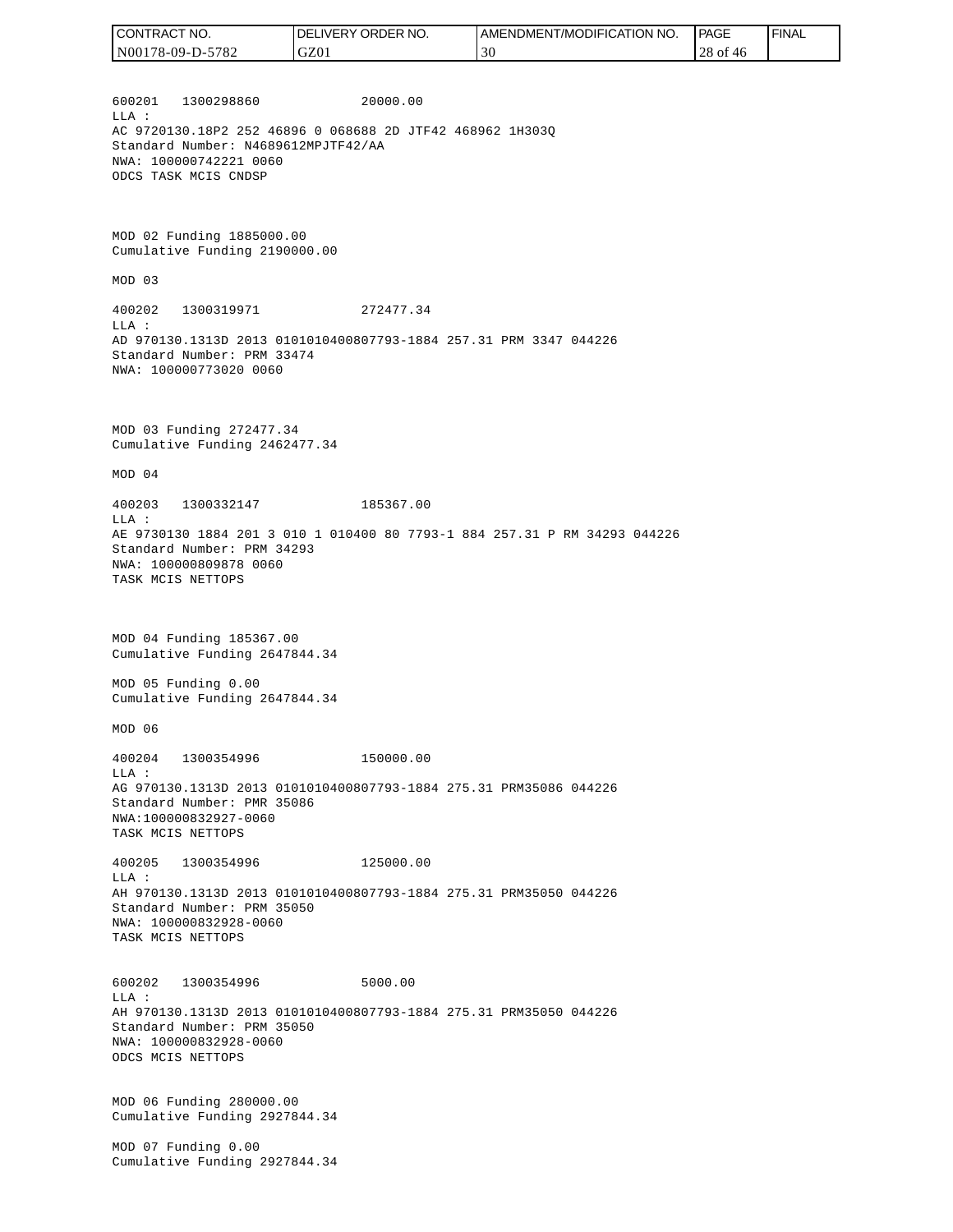600201   1300298860              20000.00
LLA :
AC 9720130.18P2 252 46896 0 068688 2D JTF42 468962 1H303Q
Standard Number: N4689612MPJTF42/AA
NWA: 100000742221 0060
ODCS TASK MCIS CNDSP

MOD 02 Funding 1885000.00
Cumulative Funding 2190000.00

MOD 03

400202   1300319971              272477.34
LLA :
AD 970130.1313D 2013 0101010400807793-1884 257.31 PRM 3347 044226
Standard Number: PRM 33474
NWA: 100000773020 0060

MOD 03 Funding 272477.34
Cumulative Funding 2462477.34

MOD 04

400203   1300332147              185367.00
LLA :
AE 9730130 1884 201 3 010 1 010400 80 7793-1 884 257.31 P RM 34293 044226
Standard Number: PRM 34293
NWA: 100000809878 0060
TASK MCIS NETTOPS

MOD 04 Funding 185367.00
Cumulative Funding 2647844.34

MOD 05 Funding 0.00
Cumulative Funding 2647844.34

MOD 06

400204   1300354996              150000.00
LLA :
AG 970130.1313D 2013 0101010400807793-1884 275.31 PRM35086 044226
Standard Number: PMR 35086
NWA:100000832927-0060
TASK MCIS NETTOPS

400205   1300354996              125000.00
LLA :
AH 970130.1313D 2013 0101010400807793-1884 275.31 PRM35050 044226
Standard Number: PRM 35050
NWA: 100000832928-0060
TASK MCIS NETTOPS

600202   1300354996              5000.00
LLA :
AH 970130.1313D 2013 0101010400807793-1884 275.31 PRM35050 044226
Standard Number: PRM 35050
NWA: 100000832928-0060
ODCS MCIS NETTOPS

MOD 06 Funding 280000.00
Cumulative Funding 2927844.34

MOD 07 Funding 0.00
Cumulative Funding 2927844.34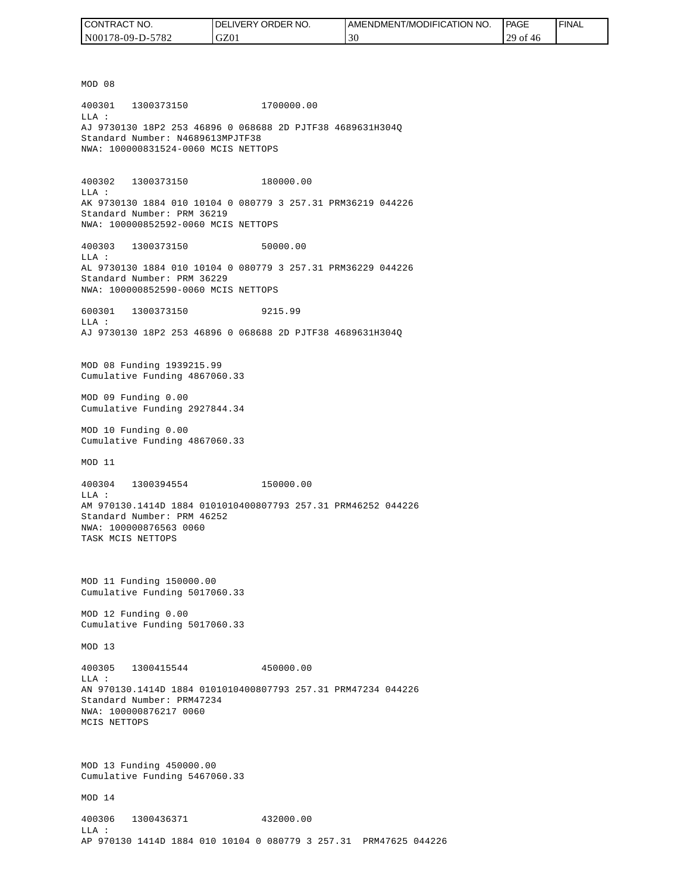MOD 08

400301   1300373150              1700000.00
LLA :
AJ 9730130 18P2 253 46896 0 068688 2D PJTF38 4689631H304Q
Standard Number: N4689613MPJTF38
NWA: 100000831524-0060 MCIS NETTOPS

400302   1300373150              180000.00
LLA :
AK 9730130 1884 010 10104 0 080779 3 257.31 PRM36219 044226
Standard Number: PRM 36219
NWA: 100000852592-0060 MCIS NETTOPS

400303   1300373150              50000.00
LLA :
AL 9730130 1884 010 10104 0 080779 3 257.31 PRM36229 044226
Standard Number: PRM 36229
NWA: 100000852590-0060 MCIS NETTOPS

600301   1300373150              9215.99
LLA :
AJ 9730130 18P2 253 46896 0 068688 2D PJTF38 4689631H304Q

MOD 08 Funding 1939215.99
Cumulative Funding 4867060.33

MOD 09 Funding 0.00
Cumulative Funding 2927844.34

MOD 10 Funding 0.00
Cumulative Funding 4867060.33

MOD 11

400304   1300394554              150000.00
LLA :
AM 970130.1414D 1884 0101010400807793 257.31 PRM46252 044226
Standard Number: PRM 46252
NWA: 100000876563 0060
TASK MCIS NETTOPS

MOD 11 Funding 150000.00
Cumulative Funding 5017060.33

MOD 12 Funding 0.00
Cumulative Funding 5017060.33

MOD 13

400305   1300415544              450000.00
LLA :
AN 970130.1414D 1884 0101010400807793 257.31 PRM47234 044226
Standard Number: PRM47234
NWA: 100000876217 0060
MCIS NETTOPS

MOD 13 Funding 450000.00
Cumulative Funding 5467060.33

MOD 14

400306   1300436371              432000.00
LLA :
AP 970130 1414D 1884 010 10104 0 080779 3 257.31  PRM47625 044226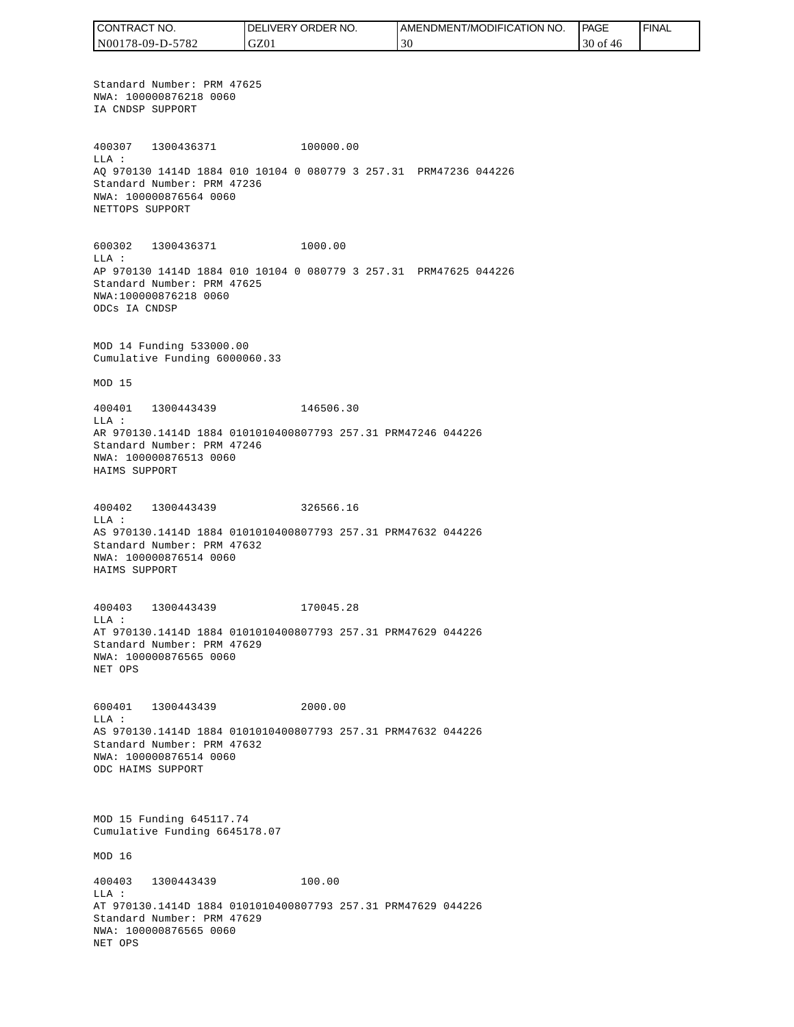Standard Number: PRM 47625
NWA: 100000876218 0060
IA CNDSP SUPPORT

400307 1300436371 100000.00
LLA :
AQ 970130 1414D 1884 010 10104 0 080779 3 257.31 PRM47236 044226
Standard Number: PRM 47236
NWA: 100000876564 0060
NETTOPS SUPPORT

600302 1300436371 1000.00
LLA :
AP 970130 1414D 1884 010 10104 0 080779 3 257.31 PRM47625 044226
Standard Number: PRM 47625
NWA:100000876218 0060
ODCs IA CNDSP

MOD 14 Funding 533000.00
Cumulative Funding 6000060.33

MOD 15

400401 1300443439 146506.30
LLA :
AR 970130.1414D 1884 0101010400807793 257.31 PRM47246 044226
Standard Number: PRM 47246
NWA: 100000876513 0060
HAIMS SUPPORT

400402 1300443439 326566.16
LLA :
AS 970130.1414D 1884 0101010400807793 257.31 PRM47632 044226
Standard Number: PRM 47632
NWA: 100000876514 0060
HAIMS SUPPORT

400403 1300443439 170045.28
LLA :
AT 970130.1414D 1884 0101010400807793 257.31 PRM47629 044226
Standard Number: PRM 47629
NWA: 100000876565 0060
NET OPS

600401 1300443439 2000.00
LLA :
AS 970130.1414D 1884 0101010400807793 257.31 PRM47632 044226
Standard Number: PRM 47632
NWA: 100000876514 0060
ODC HAIMS SUPPORT

MOD 15 Funding 645117.74
Cumulative Funding 6645178.07

MOD 16

400403 1300443439 100.00
LLA :
AT 970130.1414D 1884 0101010400807793 257.31 PRM47629 044226
Standard Number: PRM 47629
NWA: 100000876565 0060
NET OPS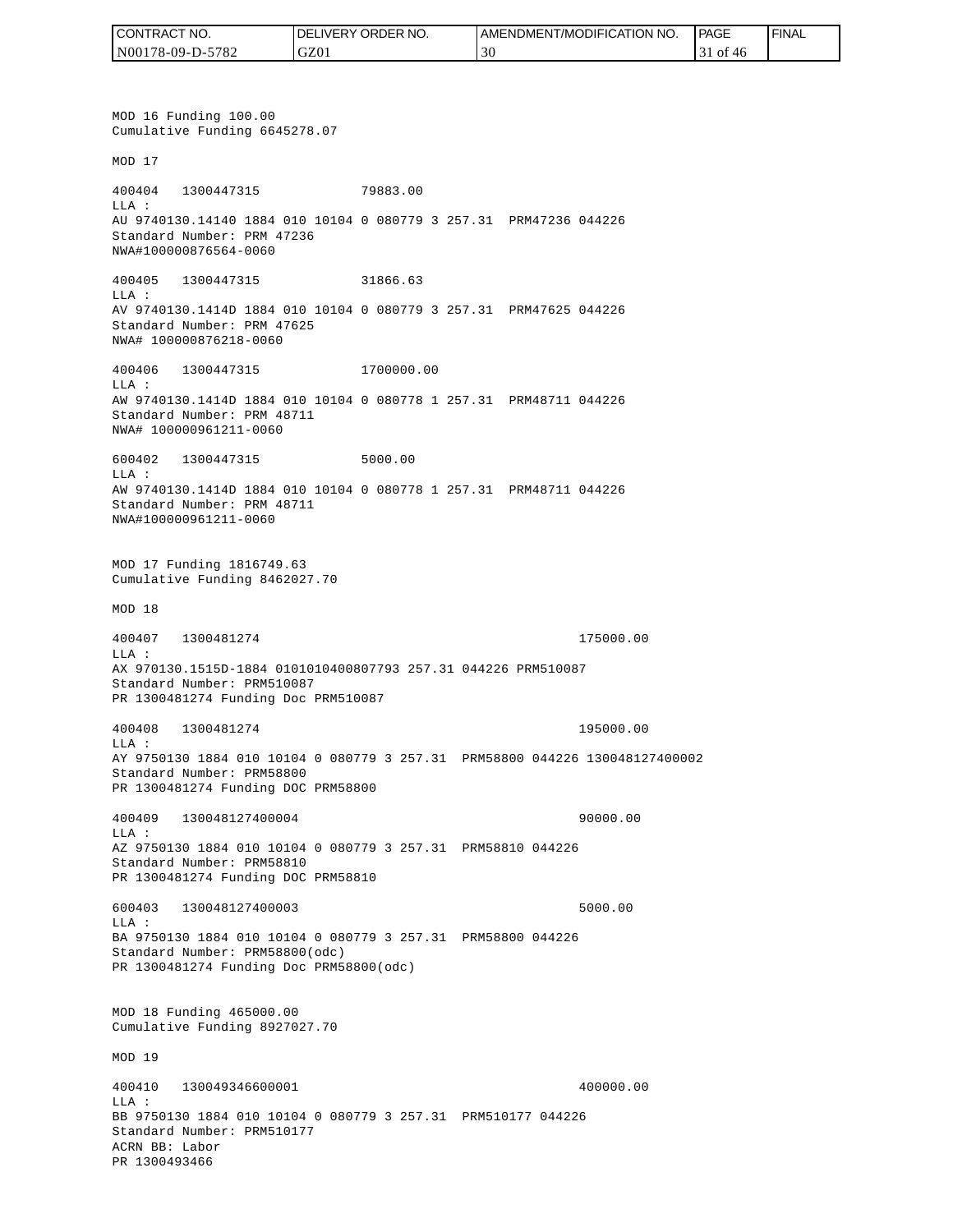MOD 16 Funding 100.00
Cumulative Funding 6645278.07

MOD 17

400404 1300447315 79883.00
LLA :
AU 9740130.14140 1884 010 10104 0 080779 3 257.31 PRM47236 044226
Standard Number: PRM 47236
NWA#100000876564-0060

400405 1300447315 31866.63
LLA :
AV 9740130.1414D 1884 010 10104 0 080779 3 257.31 PRM47625 044226
Standard Number: PRM 47625
NWA# 100000876218-0060

400406 1300447315 1700000.00
LLA :
AW 9740130.1414D 1884 010 10104 0 080778 1 257.31 PRM48711 044226
Standard Number: PRM 48711
NWA# 100000961211-0060

600402 1300447315 5000.00
LLA :
AW 9740130.1414D 1884 010 10104 0 080778 1 257.31 PRM48711 044226
Standard Number: PRM 48711
NWA#100000961211-0060

MOD 17 Funding 1816749.63
Cumulative Funding 8462027.70

MOD 18

400407 1300481274 175000.00
LLA :
AX 970130.1515D-1884 0101010400807793 257.31 044226 PRM510087
Standard Number: PRM510087
PR 1300481274 Funding Doc PRM510087

400408 1300481274 195000.00
LLA :
AY 9750130 1884 010 10104 0 080779 3 257.31 PRM58800 044226 130048127400002
Standard Number: PRM58800
PR 1300481274 Funding DOC PRM58800

400409 130048127400004 90000.00
LLA :
AZ 9750130 1884 010 10104 0 080779 3 257.31 PRM58810 044226
Standard Number: PRM58810
PR 1300481274 Funding DOC PRM58810

600403 130048127400003 5000.00
LLA :
BA 9750130 1884 010 10104 0 080779 3 257.31 PRM58800 044226
Standard Number: PRM58800(odc)
PR 1300481274 Funding Doc PRM58800(odc)

MOD 18 Funding 465000.00
Cumulative Funding 8927027.70

MOD 19

400410 130049346600001 400000.00
LLA :
BB 9750130 1884 010 10104 0 080779 3 257.31 PRM510177 044226
Standard Number: PRM510177
ACRN BB: Labor
PR 1300493466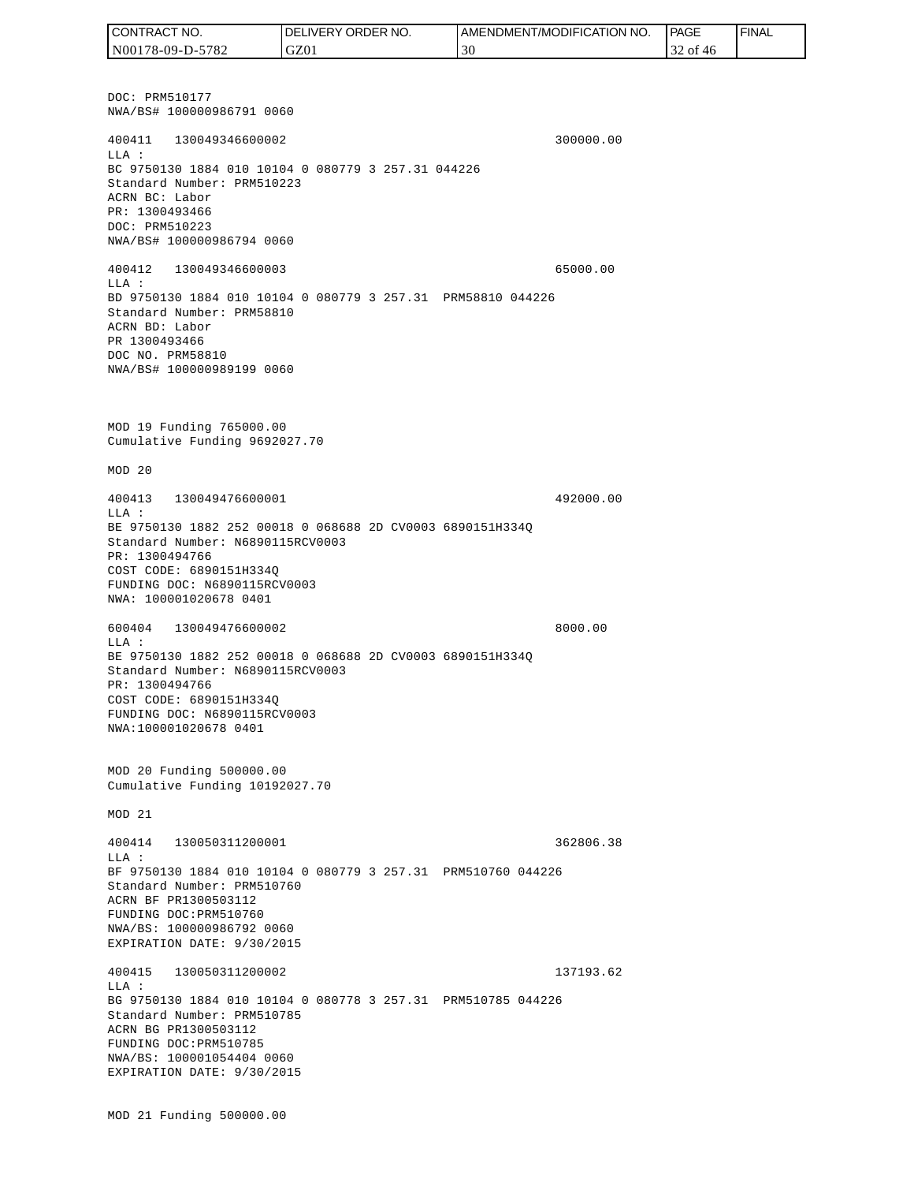DOC: PRM510177
NWA/BS# 100000986791 0060

400411 130049346600002 300000.00
LLA :
BC 9750130 1884 010 10104 0 080779 3 257.31 044226
Standard Number: PRM510223
ACRN BC: Labor
PR: 1300493466
DOC: PRM510223
NWA/BS# 100000986794 0060

400412 130049346600003 65000.00
LLA :
BD 9750130 1884 010 10104 0 080779 3 257.31 PRM58810 044226
Standard Number: PRM58810
ACRN BD: Labor
PR 1300493466
DOC NO. PRM58810
NWA/BS# 100000989199 0060

MOD 19 Funding 765000.00
Cumulative Funding 9692027.70

MOD 20

400413 130049476600001 492000.00
LLA :
BE 9750130 1882 252 00018 0 068688 2D CV0003 6890151H334Q
Standard Number: N6890115RCV0003
PR: 1300494766
COST CODE: 6890151H334Q
FUNDING DOC: N6890115RCV0003
NWA: 100001020678 0401

600404 130049476600002 8000.00
LLA :
BE 9750130 1882 252 00018 0 068688 2D CV0003 6890151H334Q
Standard Number: N6890115RCV0003
PR: 1300494766
COST CODE: 6890151H334Q
FUNDING DOC: N6890115RCV0003
NWA:100001020678 0401

MOD 20 Funding 500000.00
Cumulative Funding 10192027.70

MOD 21

400414 130050311200001 362806.38
LLA :
BF 9750130 1884 010 10104 0 080779 3 257.31 PRM510760 044226
Standard Number: PRM510760
ACRN BF PR1300503112
FUNDING DOC:PRM510760
NWA/BS: 100000986792 0060
EXPIRATION DATE: 9/30/2015

400415 130050311200002 137193.62
LLA :
BG 9750130 1884 010 10104 0 080778 3 257.31 PRM510785 044226
Standard Number: PRM510785
ACRN BG PR1300503112
FUNDING DOC:PRM510785
NWA/BS: 100001054404 0060
EXPIRATION DATE: 9/30/2015

MOD 21 Funding 500000.00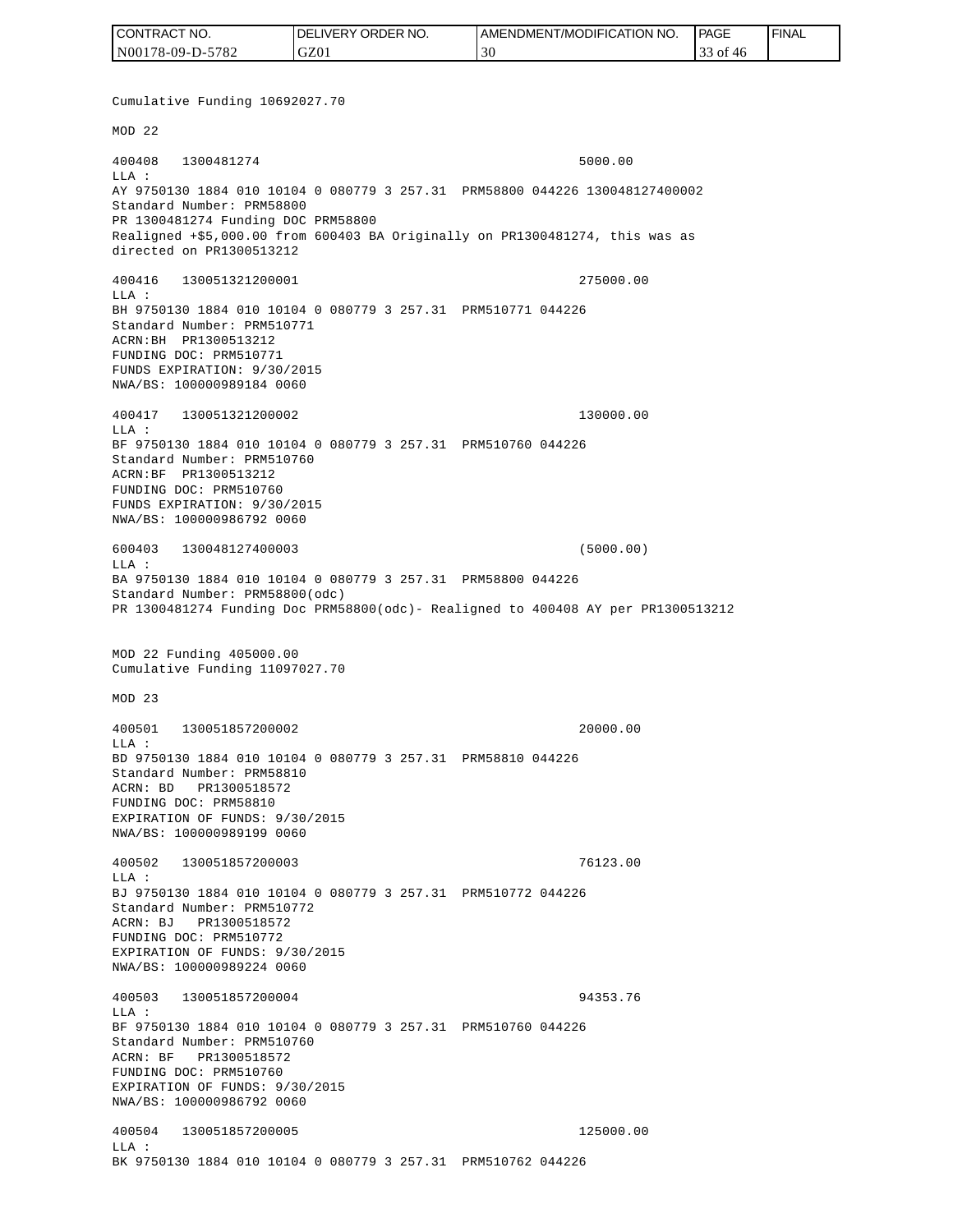Cumulative Funding 10692027.70

MOD 22

```
400408   1300481274                                          5000.00
LLA :
AY 9750130 1884 010 10104 0 080779 3 257.31  PRM58800 044226 130048127400002
Standard Number: PRM58800
PR 1300481274 Funding DOC PRM58800
Realigned +$5,000.00 from 600403 BA Originally on PR1300481274, this was as
directed on PR1300513212

400416   130051321200001                                     275000.00
LLA :
BH 9750130 1884 010 10104 0 080779 3 257.31  PRM510771 044226
Standard Number: PRM510771
ACRN:BH  PR1300513212
FUNDING DOC: PRM510771
FUNDS EXPIRATION: 9/30/2015
NWA/BS: 100000989184 0060

400417   130051321200002                                     130000.00
LLA :
BF 9750130 1884 010 10104 0 080779 3 257.31  PRM510760 044226
Standard Number: PRM510760
ACRN:BF  PR1300513212
FUNDING DOC: PRM510760
FUNDS EXPIRATION: 9/30/2015
NWA/BS: 100000986792 0060

600403   130048127400003                                     (5000.00)
LLA :
BA 9750130 1884 010 10104 0 080779 3 257.31  PRM58800 044226
Standard Number: PRM58800(odc)
PR 1300481274 Funding Doc PRM58800(odc)- Realigned to 400408 AY per PR1300513212
```

MOD 22 Funding 405000.00
Cumulative Funding 11097027.70

MOD 23

```
400501   130051857200002                                     20000.00
LLA :
BD 9750130 1884 010 10104 0 080779 3 257.31  PRM58810 044226
Standard Number: PRM58810
ACRN: BD   PR1300518572
FUNDING DOC: PRM58810
EXPIRATION OF FUNDS: 9/30/2015
NWA/BS: 100000989199 0060

400502   130051857200003                                     76123.00
LLA :
BJ 9750130 1884 010 10104 0 080779 3 257.31  PRM510772 044226
Standard Number: PRM510772
ACRN: BJ   PR1300518572
FUNDING DOC: PRM510772
EXPIRATION OF FUNDS: 9/30/2015
NWA/BS: 100000989224 0060

400503   130051857200004                                     94353.76
LLA :
BF 9750130 1884 010 10104 0 080779 3 257.31  PRM510760 044226
Standard Number: PRM510760
ACRN: BF   PR1300518572
FUNDING DOC: PRM510760
EXPIRATION OF FUNDS: 9/30/2015
NWA/BS: 100000986792 0060

400504   130051857200005                                     125000.00
LLA :
BK 9750130 1884 010 10104 0 080779 3 257.31  PRM510762 044226
```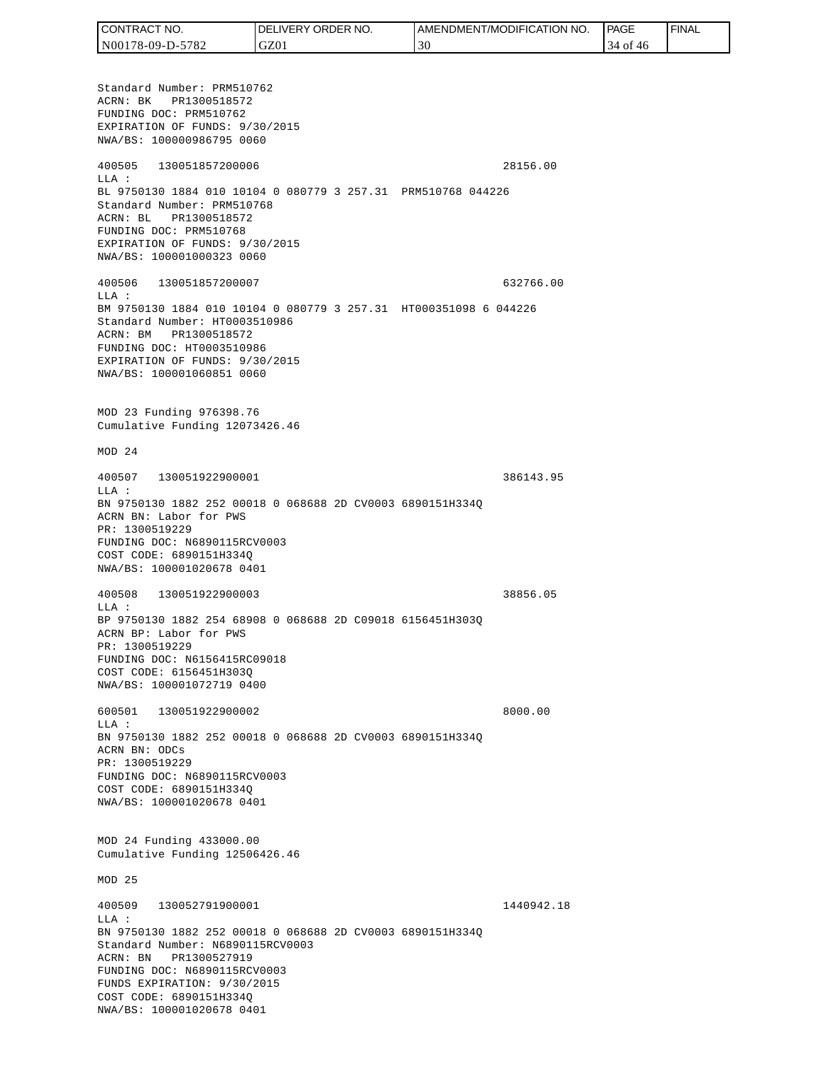Standard Number: PRM510762
ACRN: BK PR1300518572
FUNDING DOC: PRM510762
EXPIRATION OF FUNDS: 9/30/2015
NWA/BS: 100000986795 0060

400505 130051857200006 28156.00
LLA :
BL 9750130 1884 010 10104 0 080779 3 257.31 PRM510768 044226
Standard Number: PRM510768
ACRN: BL PR1300518572
FUNDING DOC: PRM510768
EXPIRATION OF FUNDS: 9/30/2015
NWA/BS: 100001000323 0060

400506 130051857200007 632766.00
LLA :
BM 9750130 1884 010 10104 0 080779 3 257.31 HT000351098 6 044226
Standard Number: HT0003510986
ACRN: BM PR1300518572
FUNDING DOC: HT0003510986
EXPIRATION OF FUNDS: 9/30/2015
NWA/BS: 100001060851 0060

MOD 23 Funding 976398.76
Cumulative Funding 12073426.46

MOD 24

400507 130051922900001 386143.95
LLA :
BN 9750130 1882 252 00018 0 068688 2D CV0003 6890151H334Q
ACRN BN: Labor for PWS
PR: 1300519229
FUNDING DOC: N6890115RCV0003
COST CODE: 6890151H334Q
NWA/BS: 100001020678 0401

400508 130051922900003 38856.05
LLA :
BP 9750130 1882 254 68908 0 068688 2D C09018 6156451H303Q
ACRN BP: Labor for PWS
PR: 1300519229
FUNDING DOC: N6156415RC09018
COST CODE: 6156451H303Q
NWA/BS: 100001072719 0400

600501 130051922900002 8000.00
LLA :
BN 9750130 1882 252 00018 0 068688 2D CV0003 6890151H334Q
ACRN BN: ODCs
PR: 1300519229
FUNDING DOC: N6890115RCV0003
COST CODE: 6890151H334Q
NWA/BS: 100001020678 0401

MOD 24 Funding 433000.00
Cumulative Funding 12506426.46

MOD 25

400509 130052791900001 1440942.18
LLA :
BN 9750130 1882 252 00018 0 068688 2D CV0003 6890151H334Q
Standard Number: N6890115RCV0003
ACRN: BN PR1300527919
FUNDING DOC: N6890115RCV0003
FUNDS EXPIRATION: 9/30/2015
COST CODE: 6890151H334Q
NWA/BS: 100001020678 0401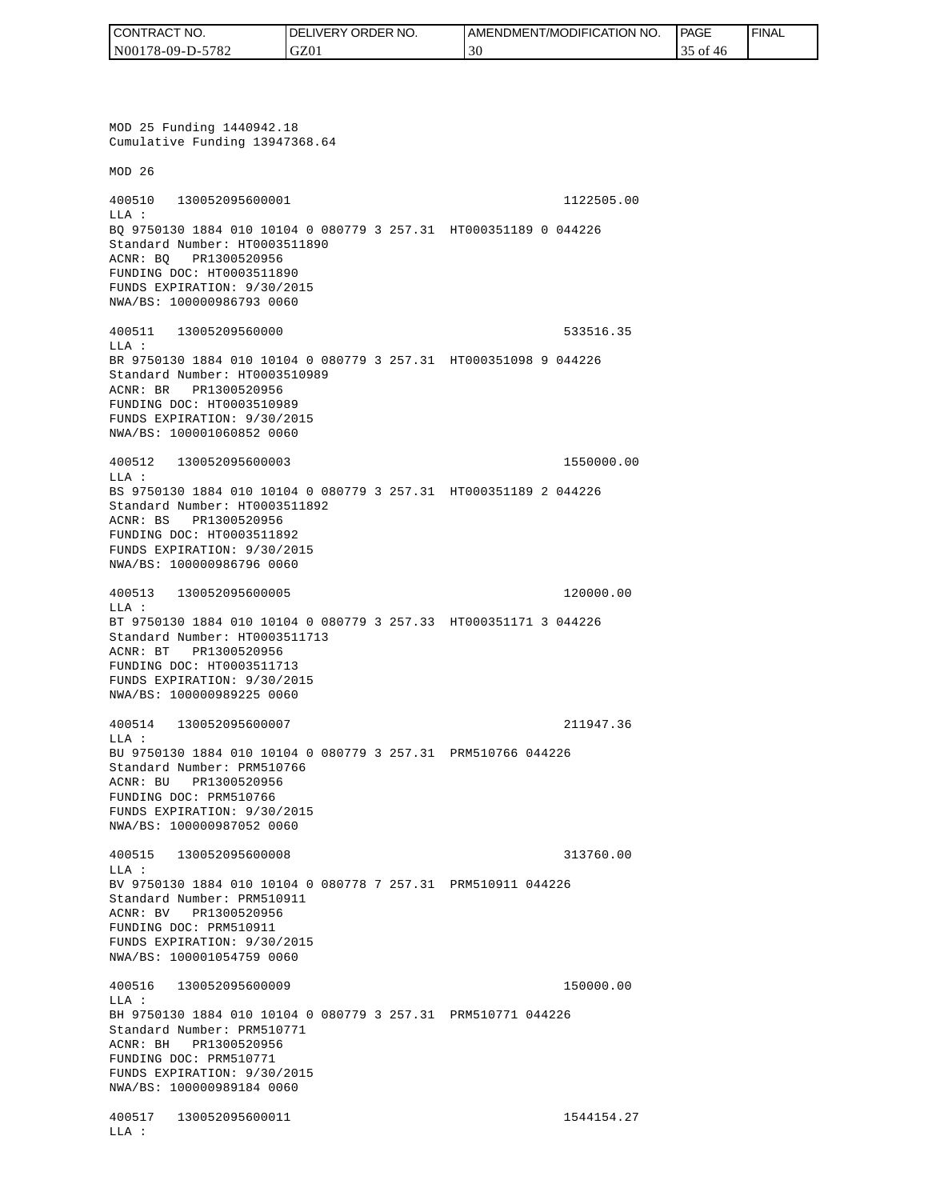MOD 25 Funding 1440942.18
Cumulative Funding 13947368.64

MOD 26

400510 130052095600001 1122505.00
LLA :
BQ 9750130 1884 010 10104 0 080779 3 257.31 HT000351189 0 044226
Standard Number: HT0003511890
ACNR: BQ PR1300520956
FUNDING DOC: HT0003511890
FUNDS EXPIRATION: 9/30/2015
NWA/BS: 100000986793 0060

400511 13005209560000 533516.35
LLA :
BR 9750130 1884 010 10104 0 080779 3 257.31 HT000351098 9 044226
Standard Number: HT0003510989
ACNR: BR PR1300520956
FUNDING DOC: HT0003510989
FUNDS EXPIRATION: 9/30/2015
NWA/BS: 100001060852 0060

400512 130052095600003 1550000.00
LLA :
BS 9750130 1884 010 10104 0 080779 3 257.31 HT000351189 2 044226
Standard Number: HT0003511892
ACNR: BS PR1300520956
FUNDING DOC: HT0003511892
FUNDS EXPIRATION: 9/30/2015
NWA/BS: 100000986796 0060

400513 130052095600005 120000.00
LLA :
BT 9750130 1884 010 10104 0 080779 3 257.33 HT000351171 3 044226
Standard Number: HT0003511713
ACNR: BT PR1300520956
FUNDING DOC: HT0003511713
FUNDS EXPIRATION: 9/30/2015
NWA/BS: 100000989225 0060

400514 130052095600007 211947.36
LLA :
BU 9750130 1884 010 10104 0 080779 3 257.31 PRM510766 044226
Standard Number: PRM510766
ACNR: BU PR1300520956
FUNDING DOC: PRM510766
FUNDS EXPIRATION: 9/30/2015
NWA/BS: 100000987052 0060

400515 130052095600008 313760.00
LLA :
BV 9750130 1884 010 10104 0 080778 7 257.31 PRM510911 044226
Standard Number: PRM510911
ACNR: BV PR1300520956
FUNDING DOC: PRM510911
FUNDS EXPIRATION: 9/30/2015
NWA/BS: 100001054759 0060

400516 130052095600009 150000.00
LLA :
BH 9750130 1884 010 10104 0 080779 3 257.31 PRM510771 044226
Standard Number: PRM510771
ACNR: BH PR1300520956
FUNDING DOC: PRM510771
FUNDS EXPIRATION: 9/30/2015
NWA/BS: 100000989184 0060

400517 130052095600011 1544154.27
LLA :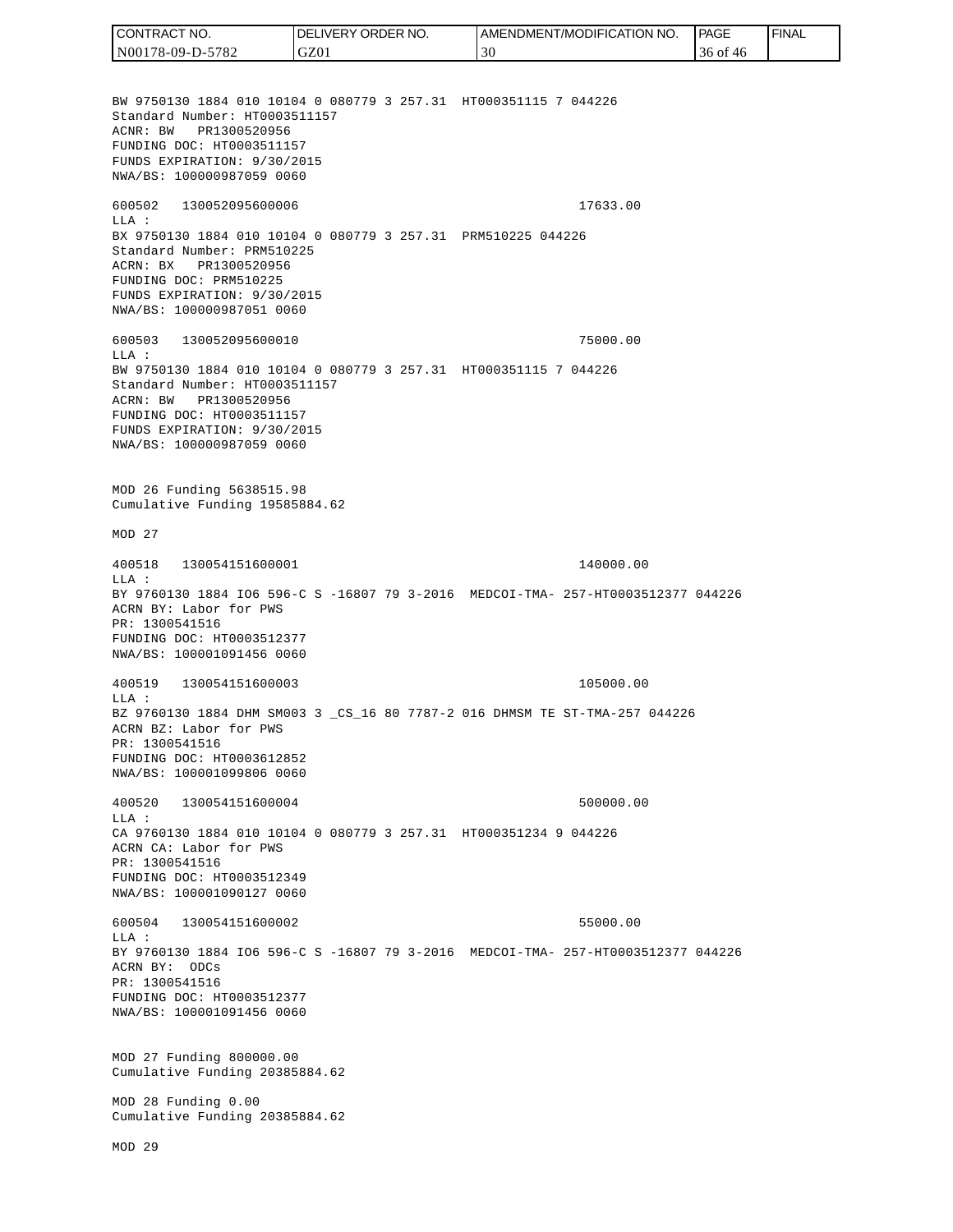BW 9750130 1884 010 10104 0 080779 3 257.31 HT000351115 7 044226
Standard Number: HT0003511157
ACNR: BW PR1300520956
FUNDING DOC: HT0003511157
FUNDS EXPIRATION: 9/30/2015
NWA/BS: 100000987059 0060

600502 130052095600006 17633.00
LLA :
BX 9750130 1884 010 10104 0 080779 3 257.31 PRM510225 044226
Standard Number: PRM510225
ACRN: BX PR1300520956
FUNDING DOC: PRM510225
FUNDS EXPIRATION: 9/30/2015
NWA/BS: 100000987051 0060

600503 130052095600010 75000.00
LLA :
BW 9750130 1884 010 10104 0 080779 3 257.31 HT000351115 7 044226
Standard Number: HT0003511157
ACRN: BW PR1300520956
FUNDING DOC: HT0003511157
FUNDS EXPIRATION: 9/30/2015
NWA/BS: 100000987059 0060

MOD 26 Funding 5638515.98
Cumulative Funding 19585884.62

MOD 27

400518 130054151600001 140000.00
LLA :
BY 9760130 1884 IO6 596-C S -16807 79 3-2016 MEDCOI-TMA- 257-HT0003512377 044226
ACRN BY: Labor for PWS
PR: 1300541516
FUNDING DOC: HT0003512377
NWA/BS: 100001091456 0060

400519 130054151600003 105000.00
LLA :
BZ 9760130 1884 DHM SM003 3 _CS_16 80 7787-2 016 DHMSM TE ST-TMA-257 044226
ACRN BZ: Labor for PWS
PR: 1300541516
FUNDING DOC: HT0003612852
NWA/BS: 100001099806 0060

400520 130054151600004 500000.00
LLA :
CA 9760130 1884 010 10104 0 080779 3 257.31 HT000351234 9 044226
ACRN CA: Labor for PWS
PR: 1300541516
FUNDING DOC: HT0003512349
NWA/BS: 100001090127 0060

600504 130054151600002 55000.00
LLA :
BY 9760130 1884 IO6 596-C S -16807 79 3-2016 MEDCOI-TMA- 257-HT0003512377 044226
ACRN BY: ODCs
PR: 1300541516
FUNDING DOC: HT0003512377
NWA/BS: 100001091456 0060

MOD 27 Funding 800000.00
Cumulative Funding 20385884.62

MOD 28 Funding 0.00
Cumulative Funding 20385884.62

MOD 29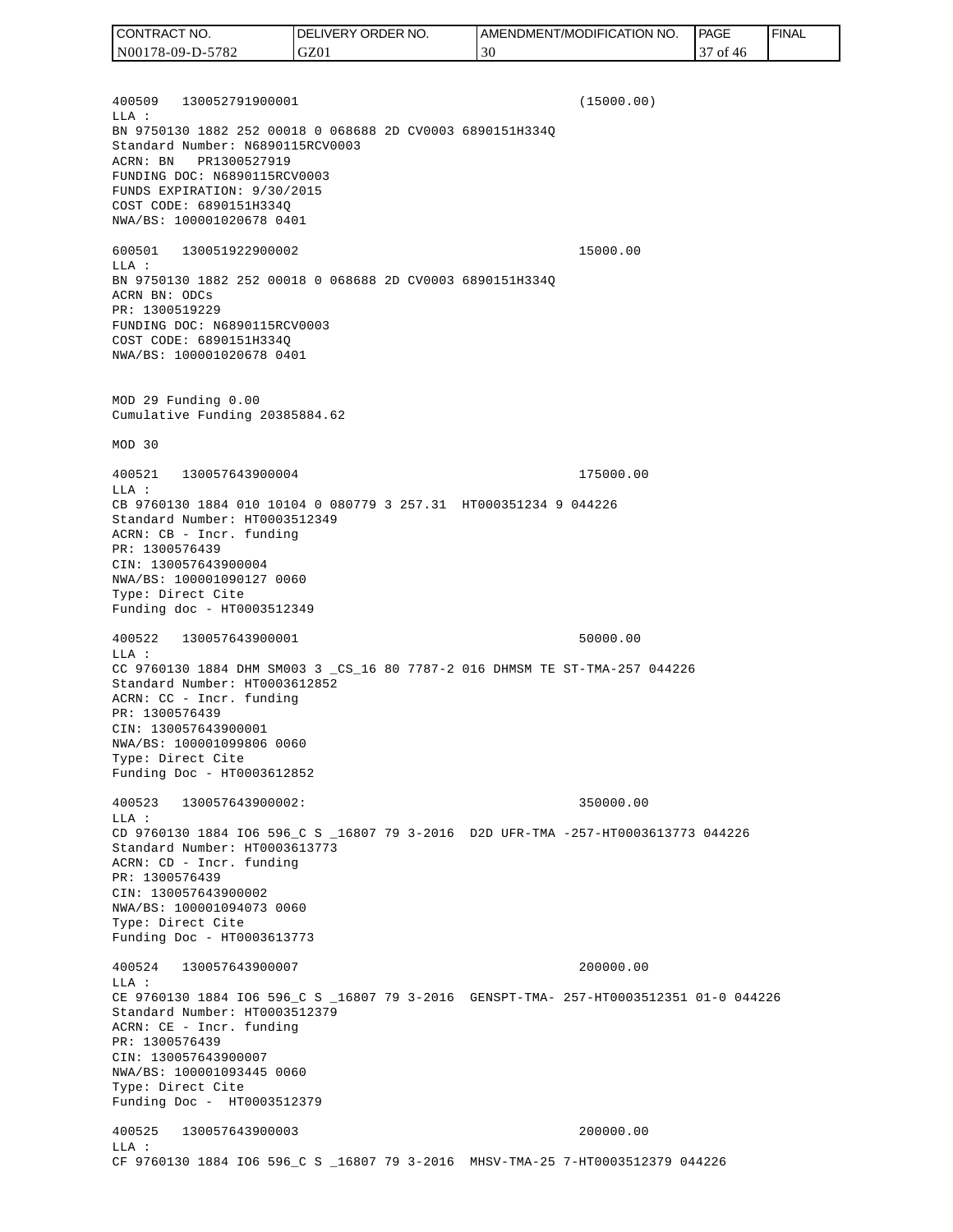400509 130052791900001 (15000.00)
LLA :
BN 9750130 1882 252 00018 0 068688 2D CV0003 6890151H334Q
Standard Number: N6890115RCV0003
ACRN: BN PR1300527919
FUNDING DOC: N6890115RCV0003
FUNDS EXPIRATION: 9/30/2015
COST CODE: 6890151H334Q
NWA/BS: 100001020678 0401

600501 130051922900002 15000.00
LLA :
BN 9750130 1882 252 00018 0 068688 2D CV0003 6890151H334Q
ACRN BN: ODCs
PR: 1300519229
FUNDING DOC: N6890115RCV0003
COST CODE: 6890151H334Q
NWA/BS: 100001020678 0401

MOD 29 Funding 0.00
Cumulative Funding 20385884.62

MOD 30

400521 130057643900004 175000.00
LLA :
CB 9760130 1884 010 10104 0 080779 3 257.31 HT000351234 9 044226
Standard Number: HT0003512349
ACRN: CB - Incr. funding
PR: 1300576439
CIN: 130057643900004
NWA/BS: 100001090127 0060
Type: Direct Cite
Funding doc - HT0003512349

400522 130057643900001 50000.00
LLA :
CC 9760130 1884 DHM SM003 3 _CS_16 80 7787-2 016 DHMSM TE ST-TMA-257 044226
Standard Number: HT0003612852
ACRN: CC - Incr. funding
PR: 1300576439
CIN: 130057643900001
NWA/BS: 100001099806 0060
Type: Direct Cite
Funding Doc - HT0003612852

400523 130057643900002: 350000.00
LLA :
CD 9760130 1884 IO6 596_C S _16807 79 3-2016 D2D UFR-TMA -257-HT0003613773 044226
Standard Number: HT0003613773
ACRN: CD - Incr. funding
PR: 1300576439
CIN: 130057643900002
NWA/BS: 100001094073 0060
Type: Direct Cite
Funding Doc - HT0003613773

400524 130057643900007 200000.00
LLA :
CE 9760130 1884 IO6 596_C S _16807 79 3-2016 GENSPT-TMA- 257-HT0003512351 01-0 044226
Standard Number: HT0003512379
ACRN: CE - Incr. funding
PR: 1300576439
CIN: 130057643900007
NWA/BS: 100001093445 0060
Type: Direct Cite
Funding Doc - HT0003512379

400525 130057643900003 200000.00
LLA :
CF 9760130 1884 IO6 596_C S _16807 79 3-2016 MHSV-TMA-25 7-HT0003512379 044226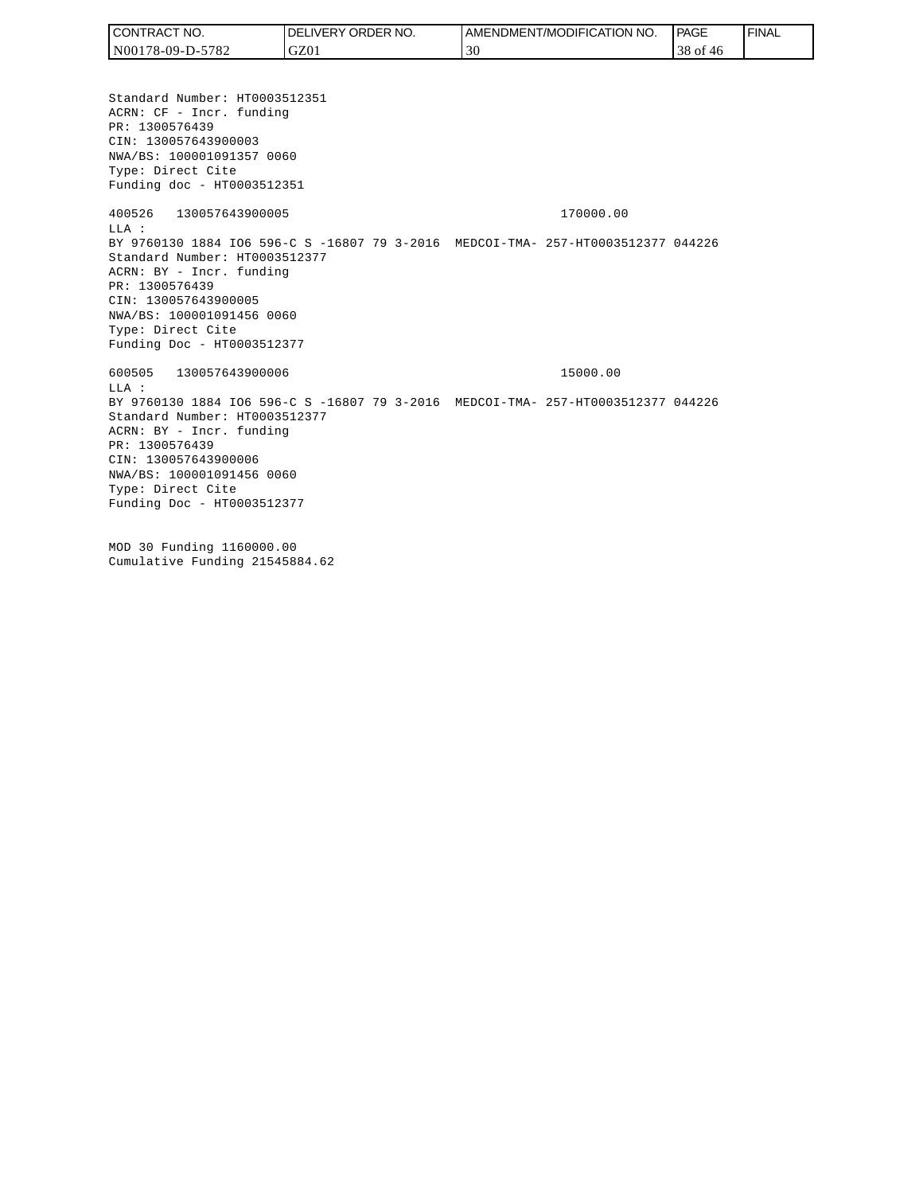Standard Number: HT0003512351
ACRN: CF - Incr. funding
PR: 1300576439
CIN: 130057643900003
NWA/BS: 100001091357 0060
Type: Direct Cite
Funding doc - HT0003512351

400526 130057643900005 170000.00
LLA :
BY 9760130 1884 IO6 596-C S -16807 79 3-2016 MEDCOI-TMA- 257-HT0003512377 044226
Standard Number: HT0003512377
ACRN: BY - Incr. funding
PR: 1300576439
CIN: 130057643900005
NWA/BS: 100001091456 0060
Type: Direct Cite
Funding Doc - HT0003512377

600505 130057643900006 15000.00
LLA :
BY 9760130 1884 IO6 596-C S -16807 79 3-2016 MEDCOI-TMA- 257-HT0003512377 044226
Standard Number: HT0003512377
ACRN: BY - Incr. funding
PR: 1300576439
CIN: 130057643900006
NWA/BS: 100001091456 0060
Type: Direct Cite
Funding Doc - HT0003512377

MOD 30 Funding 1160000.00
Cumulative Funding 21545884.62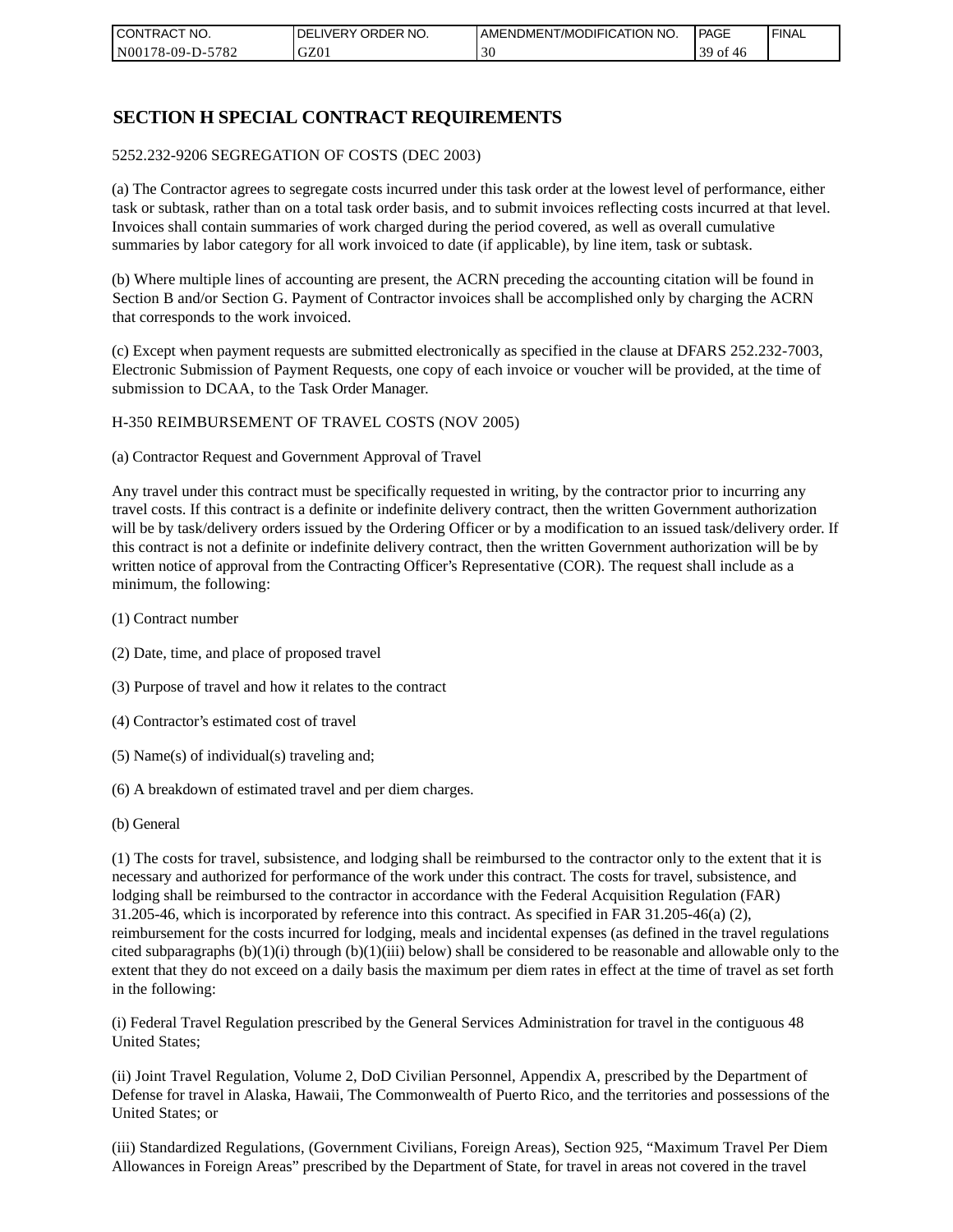# SECTION H SPECIAL CONTRACT REQUIREMENTS

5252.232-9206 SEGREGATION OF COSTS (DEC 2003)

(a) The Contractor agrees to segregate costs incurred under this task order at the lowest level of performance, either task or subtask, rather than on a total task order basis, and to submit invoices reflecting costs incurred at that level. Invoices shall contain summaries of work charged during the period covered, as well as overall cumulative summaries by labor category for all work invoiced to date (if applicable), by line item, task or subtask.

(b) Where multiple lines of accounting are present, the ACRN preceding the accounting citation will be found in Section B and/or Section G. Payment of Contractor invoices shall be accomplished only by charging the ACRN that corresponds to the work invoiced.

(c) Except when payment requests are submitted electronically as specified in the clause at DFARS 252.232-7003, Electronic Submission of Payment Requests, one copy of each invoice or voucher will be provided, at the time of submission to DCAA, to the Task Order Manager.

H-350 REIMBURSEMENT OF TRAVEL COSTS (NOV 2005)

(a) Contractor Request and Government Approval of Travel

Any travel under this contract must be specifically requested in writing, by the contractor prior to incurring any travel costs. If this contract is a definite or indefinite delivery contract, then the written Government authorization will be by task/delivery orders issued by the Ordering Officer or by a modification to an issued task/delivery order. If this contract is not a definite or indefinite delivery contract, then the written Government authorization will be by written notice of approval from the Contracting Officer's Representative (COR). The request shall include as a minimum, the following:

(1) Contract number

(2) Date, time, and place of proposed travel

(3) Purpose of travel and how it relates to the contract

(4) Contractor's estimated cost of travel

(5) Name(s) of individual(s) traveling and;

(6) A breakdown of estimated travel and per diem charges.

(b) General

(1) The costs for travel, subsistence, and lodging shall be reimbursed to the contractor only to the extent that it is necessary and authorized for performance of the work under this contract. The costs for travel, subsistence, and lodging shall be reimbursed to the contractor in accordance with the Federal Acquisition Regulation (FAR) 31.205-46, which is incorporated by reference into this contract. As specified in FAR 31.205-46(a) (2), reimbursement for the costs incurred for lodging, meals and incidental expenses (as defined in the travel regulations cited subparagraphs (b)(1)(i) through (b)(1)(iii) below) shall be considered to be reasonable and allowable only to the extent that they do not exceed on a daily basis the maximum per diem rates in effect at the time of travel as set forth in the following:

(i) Federal Travel Regulation prescribed by the General Services Administration for travel in the contiguous 48 United States;

(ii) Joint Travel Regulation, Volume 2, DoD Civilian Personnel, Appendix A, prescribed by the Department of Defense for travel in Alaska, Hawaii, The Commonwealth of Puerto Rico, and the territories and possessions of the United States; or

(iii) Standardized Regulations, (Government Civilians, Foreign Areas), Section 925, "Maximum Travel Per Diem Allowances in Foreign Areas" prescribed by the Department of State, for travel in areas not covered in the travel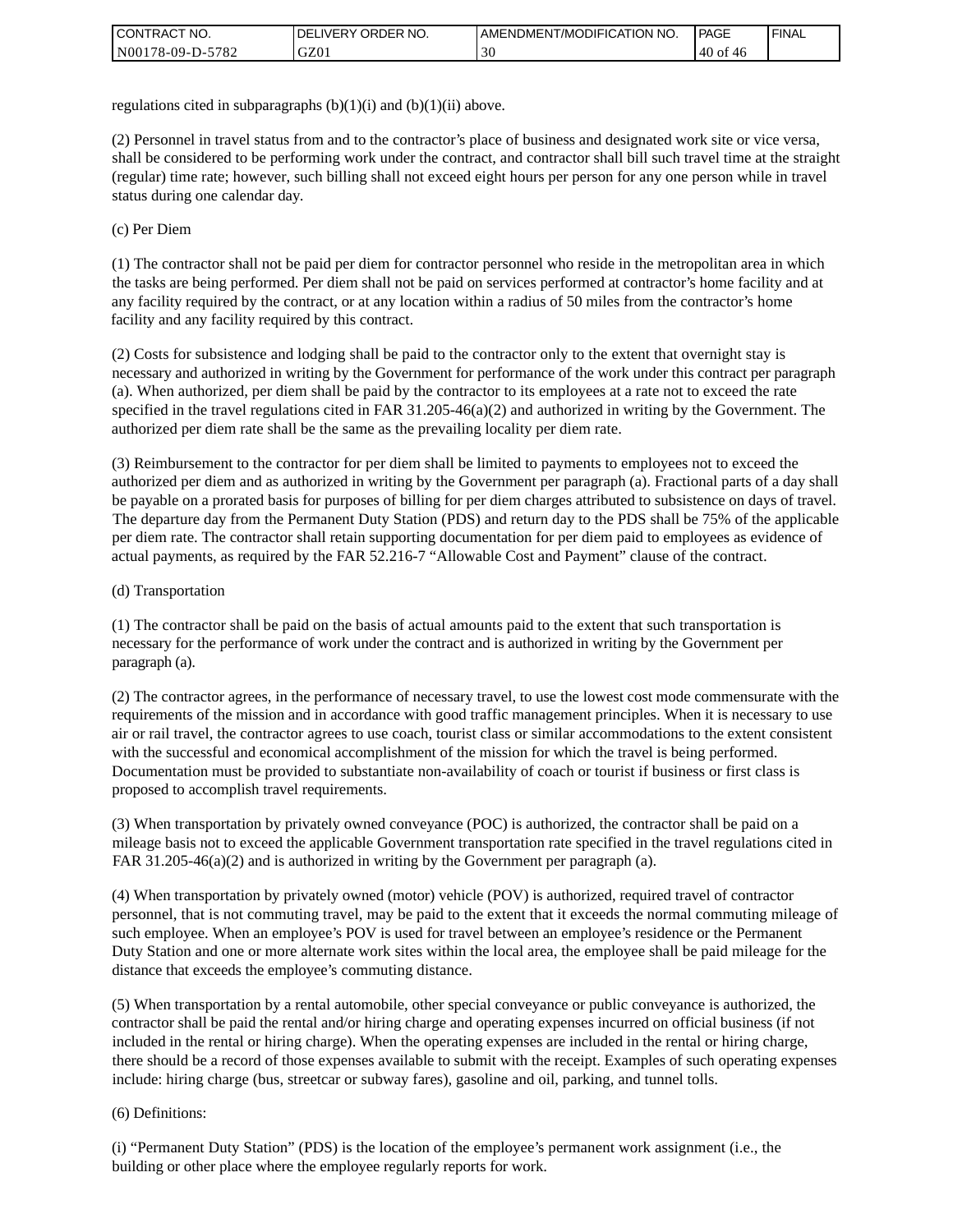regulations cited in subparagraphs (b)(1)(i) and (b)(1)(ii) above.

(2) Personnel in travel status from and to the contractor's place of business and designated work site or vice versa, shall be considered to be performing work under the contract, and contractor shall bill such travel time at the straight (regular) time rate; however, such billing shall not exceed eight hours per person for any one person while in travel status during one calendar day.

(c) Per Diem

(1) The contractor shall not be paid per diem for contractor personnel who reside in the metropolitan area in which the tasks are being performed. Per diem shall not be paid on services performed at contractor's home facility and at any facility required by the contract, or at any location within a radius of 50 miles from the contractor's home facility and any facility required by this contract.

(2) Costs for subsistence and lodging shall be paid to the contractor only to the extent that overnight stay is necessary and authorized in writing by the Government for performance of the work under this contract per paragraph (a). When authorized, per diem shall be paid by the contractor to its employees at a rate not to exceed the rate specified in the travel regulations cited in FAR 31.205-46(a)(2) and authorized in writing by the Government. The authorized per diem rate shall be the same as the prevailing locality per diem rate.

(3) Reimbursement to the contractor for per diem shall be limited to payments to employees not to exceed the authorized per diem and as authorized in writing by the Government per paragraph (a). Fractional parts of a day shall be payable on a prorated basis for purposes of billing for per diem charges attributed to subsistence on days of travel. The departure day from the Permanent Duty Station (PDS) and return day to the PDS shall be 75% of the applicable per diem rate. The contractor shall retain supporting documentation for per diem paid to employees as evidence of actual payments, as required by the FAR 52.216-7 "Allowable Cost and Payment" clause of the contract.

(d) Transportation

(1) The contractor shall be paid on the basis of actual amounts paid to the extent that such transportation is necessary for the performance of work under the contract and is authorized in writing by the Government per paragraph (a).

(2) The contractor agrees, in the performance of necessary travel, to use the lowest cost mode commensurate with the requirements of the mission and in accordance with good traffic management principles. When it is necessary to use air or rail travel, the contractor agrees to use coach, tourist class or similar accommodations to the extent consistent with the successful and economical accomplishment of the mission for which the travel is being performed. Documentation must be provided to substantiate non-availability of coach or tourist if business or first class is proposed to accomplish travel requirements.

(3) When transportation by privately owned conveyance (POC) is authorized, the contractor shall be paid on a mileage basis not to exceed the applicable Government transportation rate specified in the travel regulations cited in FAR 31.205-46(a)(2) and is authorized in writing by the Government per paragraph (a).

(4) When transportation by privately owned (motor) vehicle (POV) is authorized, required travel of contractor personnel, that is not commuting travel, may be paid to the extent that it exceeds the normal commuting mileage of such employee. When an employee's POV is used for travel between an employee's residence or the Permanent Duty Station and one or more alternate work sites within the local area, the employee shall be paid mileage for the distance that exceeds the employee's commuting distance.

(5) When transportation by a rental automobile, other special conveyance or public conveyance is authorized, the contractor shall be paid the rental and/or hiring charge and operating expenses incurred on official business (if not included in the rental or hiring charge). When the operating expenses are included in the rental or hiring charge, there should be a record of those expenses available to submit with the receipt. Examples of such operating expenses include: hiring charge (bus, streetcar or subway fares), gasoline and oil, parking, and tunnel tolls.

(6) Definitions:

(i) "Permanent Duty Station" (PDS) is the location of the employee's permanent work assignment (i.e., the building or other place where the employee regularly reports for work.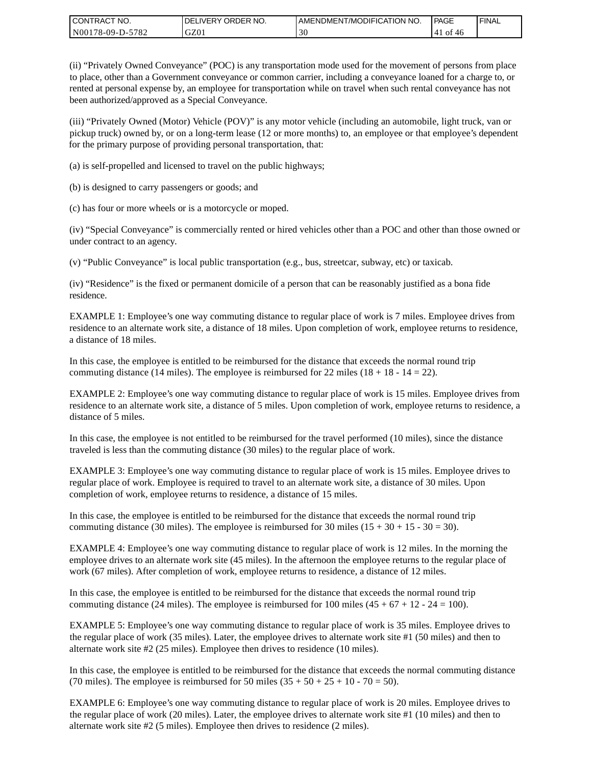(ii) “Privately Owned Conveyance” (POC) is any transportation mode used for the movement of persons from place to place, other than a Government conveyance or common carrier, including a conveyance loaned for a charge to, or rented at personal expense by, an employee for transportation while on travel when such rental conveyance has not been authorized/approved as a Special Conveyance.

(iii) “Privately Owned (Motor) Vehicle (POV)” is any motor vehicle (including an automobile, light truck, van or pickup truck) owned by, or on a long-term lease (12 or more months) to, an employee or that employee’s dependent for the primary purpose of providing personal transportation, that:

(a) is self-propelled and licensed to travel on the public highways;

(b) is designed to carry passengers or goods; and

(c) has four or more wheels or is a motorcycle or moped.

(iv) “Special Conveyance” is commercially rented or hired vehicles other than a POC and other than those owned or under contract to an agency.

(v) “Public Conveyance” is local public transportation (e.g., bus, streetcar, subway, etc) or taxicab.

(iv) “Residence” is the fixed or permanent domicile of a person that can be reasonably justified as a bona fide residence.

EXAMPLE 1: Employee’s one way commuting distance to regular place of work is 7 miles. Employee drives from residence to an alternate work site, a distance of 18 miles. Upon completion of work, employee returns to residence, a distance of 18 miles.

In this case, the employee is entitled to be reimbursed for the distance that exceeds the normal round trip commuting distance (14 miles). The employee is reimbursed for 22 miles (18 + 18 - 14 = 22).

EXAMPLE 2: Employee’s one way commuting distance to regular place of work is 15 miles. Employee drives from residence to an alternate work site, a distance of 5 miles. Upon completion of work, employee returns to residence, a distance of 5 miles.

In this case, the employee is not entitled to be reimbursed for the travel performed (10 miles), since the distance traveled is less than the commuting distance (30 miles) to the regular place of work.

EXAMPLE 3: Employee’s one way commuting distance to regular place of work is 15 miles. Employee drives to regular place of work. Employee is required to travel to an alternate work site, a distance of 30 miles. Upon completion of work, employee returns to residence, a distance of 15 miles.

In this case, the employee is entitled to be reimbursed for the distance that exceeds the normal round trip commuting distance (30 miles). The employee is reimbursed for 30 miles (15 + 30 + 15 - 30 = 30).

EXAMPLE 4: Employee’s one way commuting distance to regular place of work is 12 miles. In the morning the employee drives to an alternate work site (45 miles). In the afternoon the employee returns to the regular place of work (67 miles). After completion of work, employee returns to residence, a distance of 12 miles.

In this case, the employee is entitled to be reimbursed for the distance that exceeds the normal round trip commuting distance (24 miles). The employee is reimbursed for 100 miles (45 + 67 + 12 - 24 = 100).

EXAMPLE 5: Employee’s one way commuting distance to regular place of work is 35 miles. Employee drives to the regular place of work (35 miles). Later, the employee drives to alternate work site #1 (50 miles) and then to alternate work site #2 (25 miles). Employee then drives to residence (10 miles).

In this case, the employee is entitled to be reimbursed for the distance that exceeds the normal commuting distance (70 miles). The employee is reimbursed for 50 miles (35 + 50 + 25 + 10 - 70 = 50).

EXAMPLE 6: Employee’s one way commuting distance to regular place of work is 20 miles. Employee drives to the regular place of work (20 miles). Later, the employee drives to alternate work site #1 (10 miles) and then to alternate work site #2 (5 miles). Employee then drives to residence (2 miles).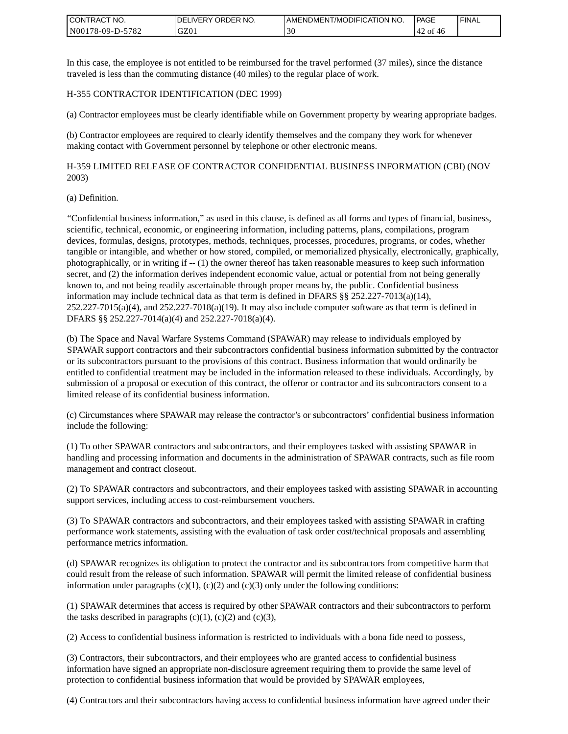In this case, the employee is not entitled to be reimbursed for the travel performed (37 miles), since the distance traveled is less than the commuting distance (40 miles) to the regular place of work.

H-355 CONTRACTOR IDENTIFICATION (DEC 1999)

(a) Contractor employees must be clearly identifiable while on Government property by wearing appropriate badges.

(b) Contractor employees are required to clearly identify themselves and the company they work for whenever making contact with Government personnel by telephone or other electronic means.

H-359 LIMITED RELEASE OF CONTRACTOR CONFIDENTIAL BUSINESS INFORMATION (CBI) (NOV 2003)

(a) Definition.

“Confidential business information,” as used in this clause, is defined as all forms and types of financial, business, scientific, technical, economic, or engineering information, including patterns, plans, compilations, program devices, formulas, designs, prototypes, methods, techniques, processes, procedures, programs, or codes, whether tangible or intangible, and whether or how stored, compiled, or memorialized physically, electronically, graphically, photographically, or in writing if -- (1) the owner thereof has taken reasonable measures to keep such information secret, and (2) the information derives independent economic value, actual or potential from not being generally known to, and not being readily ascertainable through proper means by, the public. Confidential business information may include technical data as that term is defined in DFARS §§ 252.227-7013(a)(14), 252.227-7015(a)(4), and 252.227-7018(a)(19). It may also include computer software as that term is defined in DFARS §§ 252.227-7014(a)(4) and 252.227-7018(a)(4).

(b) The Space and Naval Warfare Systems Command (SPAWAR) may release to individuals employed by SPAWAR support contractors and their subcontractors confidential business information submitted by the contractor or its subcontractors pursuant to the provisions of this contract. Business information that would ordinarily be entitled to confidential treatment may be included in the information released to these individuals. Accordingly, by submission of a proposal or execution of this contract, the offeror or contractor and its subcontractors consent to a limited release of its confidential business information.

(c) Circumstances where SPAWAR may release the contractor’s or subcontractors’ confidential business information include the following:

(1) To other SPAWAR contractors and subcontractors, and their employees tasked with assisting SPAWAR in handling and processing information and documents in the administration of SPAWAR contracts, such as file room management and contract closeout.

(2) To SPAWAR contractors and subcontractors, and their employees tasked with assisting SPAWAR in accounting support services, including access to cost-reimbursement vouchers.

(3) To SPAWAR contractors and subcontractors, and their employees tasked with assisting SPAWAR in crafting performance work statements, assisting with the evaluation of task order cost/technical proposals and assembling performance metrics information.

(d) SPAWAR recognizes its obligation to protect the contractor and its subcontractors from competitive harm that could result from the release of such information. SPAWAR will permit the limited release of confidential business information under paragraphs (c)(1), (c)(2) and (c)(3) only under the following conditions:

(1) SPAWAR determines that access is required by other SPAWAR contractors and their subcontractors to perform the tasks described in paragraphs (c)(1), (c)(2) and (c)(3),

(2) Access to confidential business information is restricted to individuals with a bona fide need to possess,

(3) Contractors, their subcontractors, and their employees who are granted access to confidential business information have signed an appropriate non-disclosure agreement requiring them to provide the same level of protection to confidential business information that would be provided by SPAWAR employees,

(4) Contractors and their subcontractors having access to confidential business information have agreed under their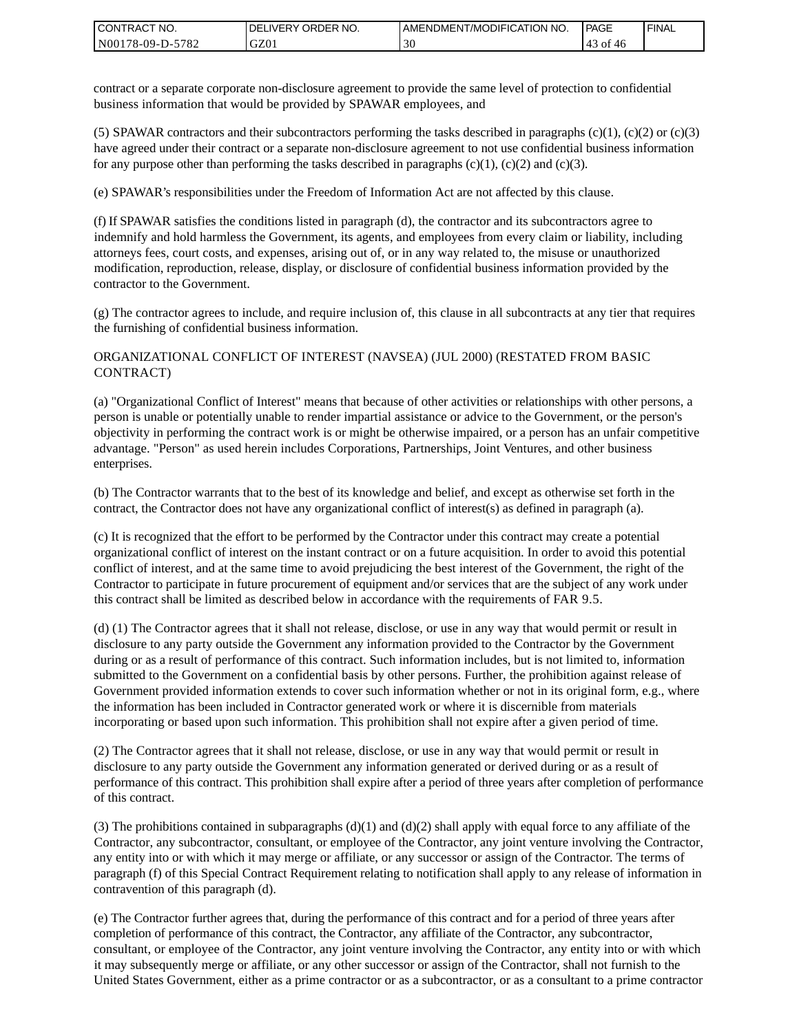contract or a separate corporate non-disclosure agreement to provide the same level of protection to confidential business information that would be provided by SPAWAR employees, and

(5) SPAWAR contractors and their subcontractors performing the tasks described in paragraphs (c)(1), (c)(2) or (c)(3) have agreed under their contract or a separate non-disclosure agreement to not use confidential business information for any purpose other than performing the tasks described in paragraphs (c)(1), (c)(2) and (c)(3).

(e) SPAWAR's responsibilities under the Freedom of Information Act are not affected by this clause.

(f) If SPAWAR satisfies the conditions listed in paragraph (d), the contractor and its subcontractors agree to indemnify and hold harmless the Government, its agents, and employees from every claim or liability, including attorneys fees, court costs, and expenses, arising out of, or in any way related to, the misuse or unauthorized modification, reproduction, release, display, or disclosure of confidential business information provided by the contractor to the Government.

(g) The contractor agrees to include, and require inclusion of, this clause in all subcontracts at any tier that requires the furnishing of confidential business information.

ORGANIZATIONAL CONFLICT OF INTEREST (NAVSEA) (JUL 2000) (RESTATED FROM BASIC CONTRACT)

(a) "Organizational Conflict of Interest" means that because of other activities or relationships with other persons, a person is unable or potentially unable to render impartial assistance or advice to the Government, or the person's objectivity in performing the contract work is or might be otherwise impaired, or a person has an unfair competitive advantage. "Person" as used herein includes Corporations, Partnerships, Joint Ventures, and other business enterprises.

(b) The Contractor warrants that to the best of its knowledge and belief, and except as otherwise set forth in the contract, the Contractor does not have any organizational conflict of interest(s) as defined in paragraph (a).

(c) It is recognized that the effort to be performed by the Contractor under this contract may create a potential organizational conflict of interest on the instant contract or on a future acquisition. In order to avoid this potential conflict of interest, and at the same time to avoid prejudicing the best interest of the Government, the right of the Contractor to participate in future procurement of equipment and/or services that are the subject of any work under this contract shall be limited as described below in accordance with the requirements of FAR 9.5.

(d) (1) The Contractor agrees that it shall not release, disclose, or use in any way that would permit or result in disclosure to any party outside the Government any information provided to the Contractor by the Government during or as a result of performance of this contract. Such information includes, but is not limited to, information submitted to the Government on a confidential basis by other persons. Further, the prohibition against release of Government provided information extends to cover such information whether or not in its original form, e.g., where the information has been included in Contractor generated work or where it is discernible from materials incorporating or based upon such information. This prohibition shall not expire after a given period of time.

(2) The Contractor agrees that it shall not release, disclose, or use in any way that would permit or result in disclosure to any party outside the Government any information generated or derived during or as a result of performance of this contract. This prohibition shall expire after a period of three years after completion of performance of this contract.

(3) The prohibitions contained in subparagraphs (d)(1) and (d)(2) shall apply with equal force to any affiliate of the Contractor, any subcontractor, consultant, or employee of the Contractor, any joint venture involving the Contractor, any entity into or with which it may merge or affiliate, or any successor or assign of the Contractor. The terms of paragraph (f) of this Special Contract Requirement relating to notification shall apply to any release of information in contravention of this paragraph (d).

(e) The Contractor further agrees that, during the performance of this contract and for a period of three years after completion of performance of this contract, the Contractor, any affiliate of the Contractor, any subcontractor, consultant, or employee of the Contractor, any joint venture involving the Contractor, any entity into or with which it may subsequently merge or affiliate, or any other successor or assign of the Contractor, shall not furnish to the United States Government, either as a prime contractor or as a subcontractor, or as a consultant to a prime contractor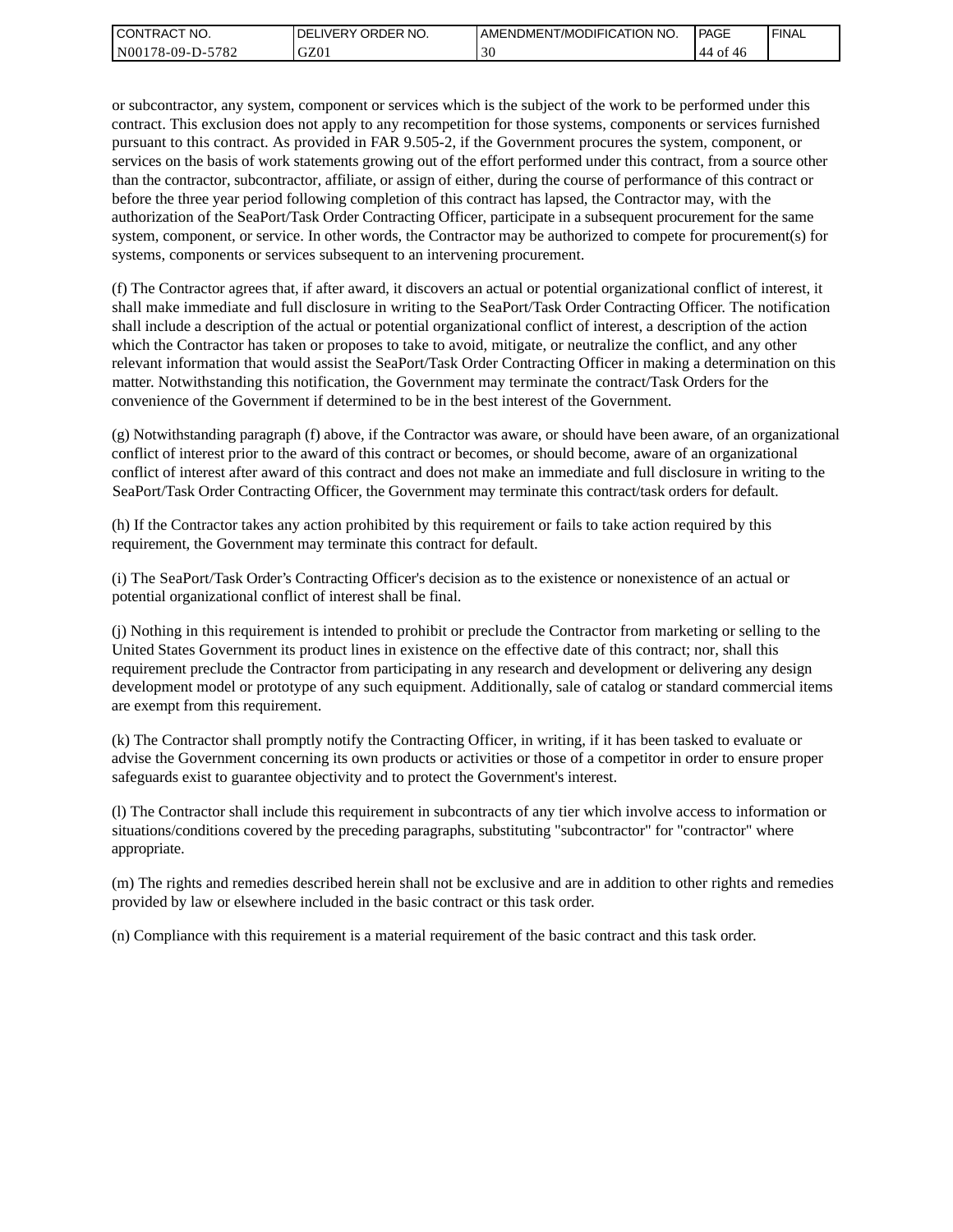or subcontractor, any system, component or services which is the subject of the work to be performed under this contract. This exclusion does not apply to any recompetition for those systems, components or services furnished pursuant to this contract. As provided in FAR 9.505-2, if the Government procures the system, component, or services on the basis of work statements growing out of the effort performed under this contract, from a source other than the contractor, subcontractor, affiliate, or assign of either, during the course of performance of this contract or before the three year period following completion of this contract has lapsed, the Contractor may, with the authorization of the SeaPort/Task Order Contracting Officer, participate in a subsequent procurement for the same system, component, or service. In other words, the Contractor may be authorized to compete for procurement(s) for systems, components or services subsequent to an intervening procurement.

(f) The Contractor agrees that, if after award, it discovers an actual or potential organizational conflict of interest, it shall make immediate and full disclosure in writing to the SeaPort/Task Order Contracting Officer. The notification shall include a description of the actual or potential organizational conflict of interest, a description of the action which the Contractor has taken or proposes to take to avoid, mitigate, or neutralize the conflict, and any other relevant information that would assist the SeaPort/Task Order Contracting Officer in making a determination on this matter. Notwithstanding this notification, the Government may terminate the contract/Task Orders for the convenience of the Government if determined to be in the best interest of the Government.

(g) Notwithstanding paragraph (f) above, if the Contractor was aware, or should have been aware, of an organizational conflict of interest prior to the award of this contract or becomes, or should become, aware of an organizational conflict of interest after award of this contract and does not make an immediate and full disclosure in writing to the SeaPort/Task Order Contracting Officer, the Government may terminate this contract/task orders for default.

(h) If the Contractor takes any action prohibited by this requirement or fails to take action required by this requirement, the Government may terminate this contract for default.

(i) The SeaPort/Task Order's Contracting Officer's decision as to the existence or nonexistence of an actual or potential organizational conflict of interest shall be final.

(j) Nothing in this requirement is intended to prohibit or preclude the Contractor from marketing or selling to the United States Government its product lines in existence on the effective date of this contract; nor, shall this requirement preclude the Contractor from participating in any research and development or delivering any design development model or prototype of any such equipment. Additionally, sale of catalog or standard commercial items are exempt from this requirement.

(k) The Contractor shall promptly notify the Contracting Officer, in writing, if it has been tasked to evaluate or advise the Government concerning its own products or activities or those of a competitor in order to ensure proper safeguards exist to guarantee objectivity and to protect the Government's interest.

(l) The Contractor shall include this requirement in subcontracts of any tier which involve access to information or situations/conditions covered by the preceding paragraphs, substituting "subcontractor" for "contractor" where appropriate.

(m) The rights and remedies described herein shall not be exclusive and are in addition to other rights and remedies provided by law or elsewhere included in the basic contract or this task order.

(n) Compliance with this requirement is a material requirement of the basic contract and this task order.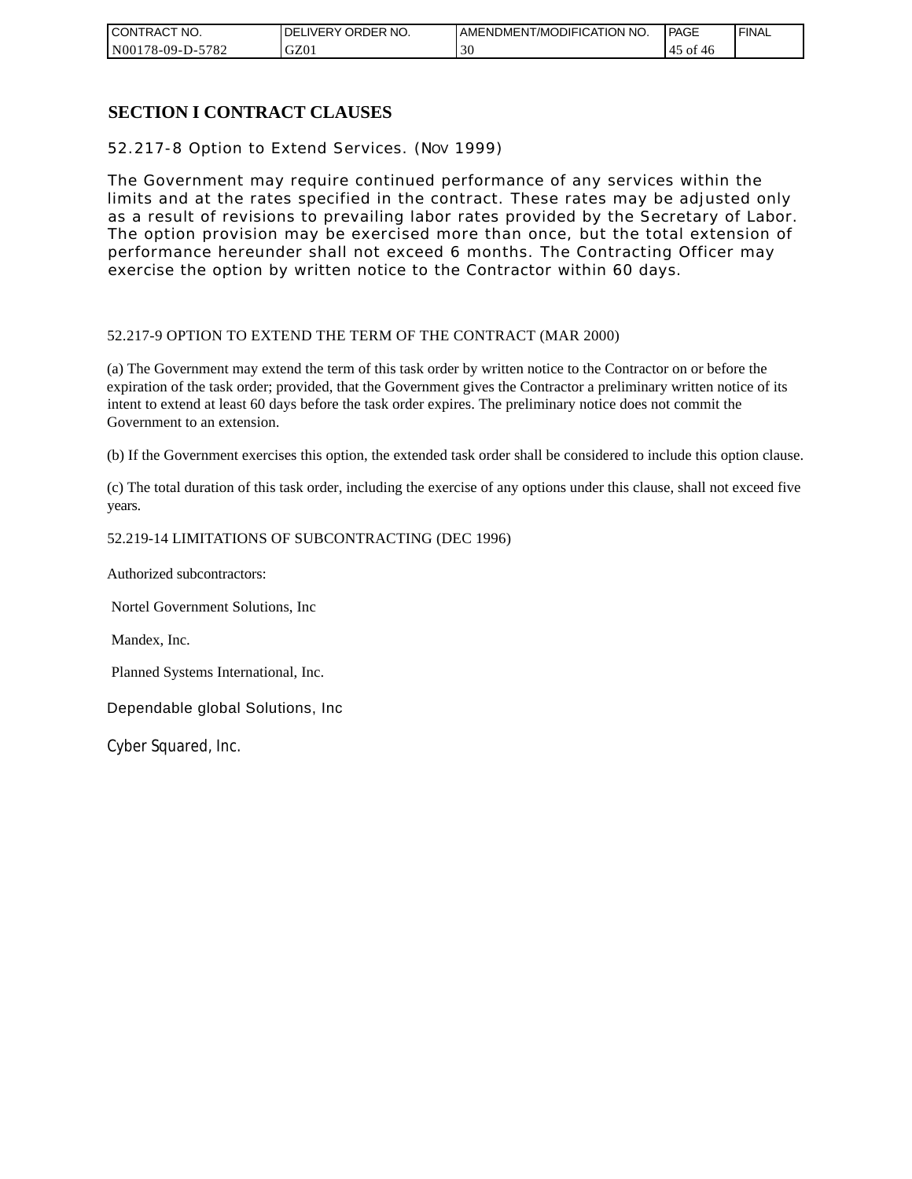# SECTION I CONTRACT CLAUSES

52.217-8 Option to Extend Services. (NOV 1999)

The Government may require continued performance of any services within the limits and at the rates specified in the contract. These rates may be adjusted only as a result of revisions to prevailing labor rates provided by the Secretary of Labor. The option provision may be exercised more than once, but the total extension of performance hereunder shall not exceed 6 months. The Contracting Officer may exercise the option by written notice to the Contractor within 60 days.

52.217-9 OPTION TO EXTEND THE TERM OF THE CONTRACT (MAR 2000)

(a) The Government may extend the term of this task order by written notice to the Contractor on or before the expiration of the task order; provided, that the Government gives the Contractor a preliminary written notice of its intent to extend at least 60 days before the task order expires. The preliminary notice does not commit the Government to an extension.

(b) If the Government exercises this option, the extended task order shall be considered to include this option clause.

(c) The total duration of this task order, including the exercise of any options under this clause, shall not exceed five years.

52.219-14 LIMITATIONS OF SUBCONTRACTING (DEC 1996)

Authorized subcontractors:

Nortel Government Solutions, Inc

Mandex, Inc.

Planned Systems International, Inc.

Dependable global Solutions, Inc

Cyber Squared, Inc.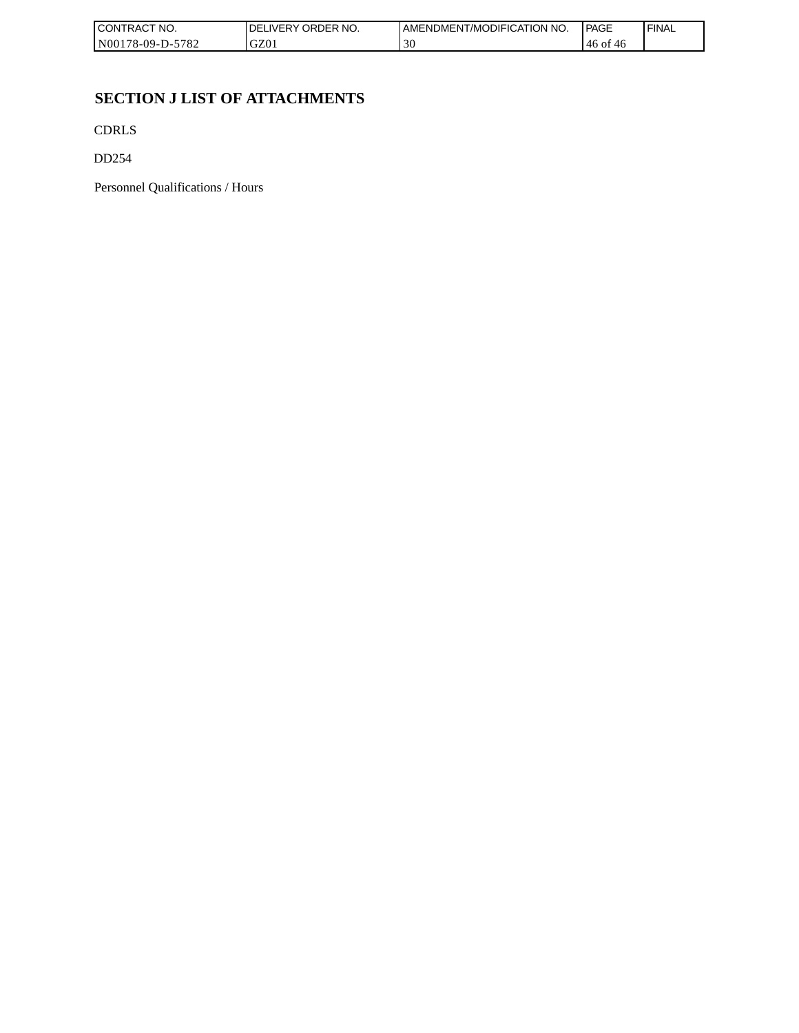# SECTION J LIST OF ATTACHMENTS

CDRLS

DD254

Personnel Qualifications / Hours